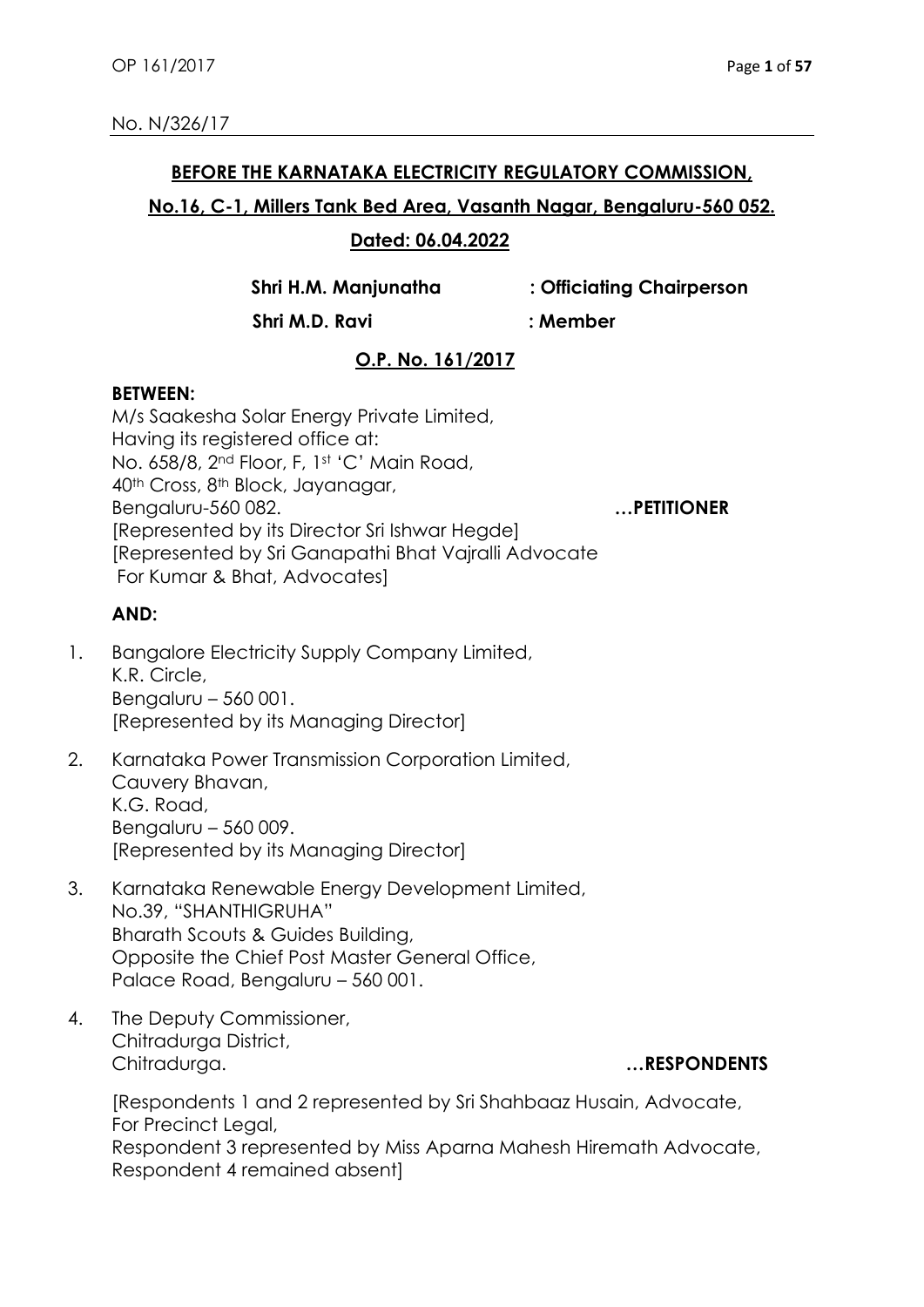No. N/326/17

**BEFORE THE KARNATAKA ELECTRICITY REGULATORY COMMISSION,**

**No.16, C-1, Millers Tank Bed Area, Vasanth Nagar, Bengaluru-560 052.**

**Dated: 06.04.2022**

**Shri H.M. Manjunatha : Officiating Chairperson**

**Shri M.D. Ravi : Member**

**O.P. No. 161/2017**

**BETWEEN:**

M/s Saakesha Solar Energy Private Limited,
Having its registered office at:
No. 658/8, 2nd Floor, F, 1st 'C' Main Road,
40th Cross, 8th Block, Jayanagar,
Bengaluru-560 082. **…PETITIONER**
[Represented by its Director Sri Ishwar Hegde]
[Represented by Sri Ganapathi Bhat Vajralli Advocate
For Kumar & Bhat, Advocates]

**AND:**

1. Bangalore Electricity Supply Company Limited,
   K.R. Circle,
   Bengaluru – 560 001.
   [Represented by its Managing Director]

2. Karnataka Power Transmission Corporation Limited,
   Cauvery Bhavan,
   K.G. Road,
   Bengaluru – 560 009.
   [Represented by its Managing Director]

3. Karnataka Renewable Energy Development Limited,
   No.39, "SHANTHIGRUHA"
   Bharath Scouts & Guides Building,
   Opposite the Chief Post Master General Office,
   Palace Road, Bengaluru – 560 001.

4. The Deputy Commissioner,
   Chitradurga District,
   Chitradurga. **…RESPONDENTS**

[Respondents 1 and 2 represented by Sri Shahbaaz Husain, Advocate,
For Precinct Legal,
Respondent 3 represented by Miss Aparna Mahesh Hiremath Advocate,
Respondent 4 remained absent]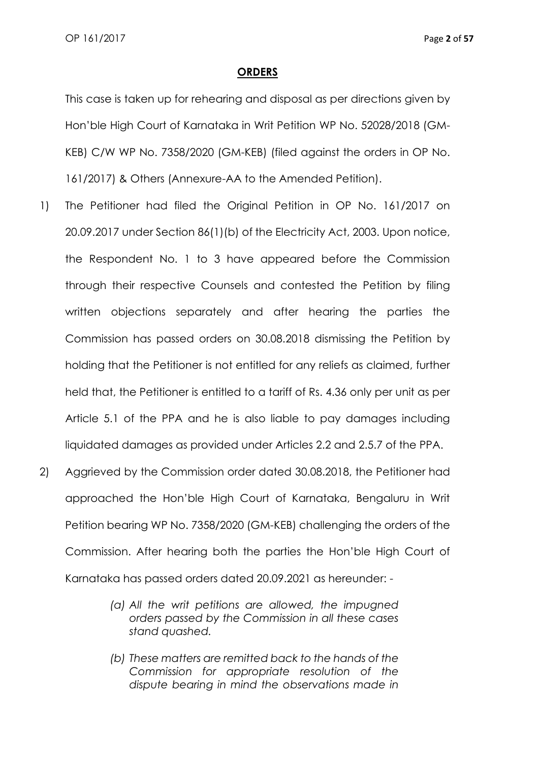## **ORDERS**

This case is taken up for rehearing and disposal as per directions given by Hon'ble High Court of Karnataka in Writ Petition WP No. 52028/2018 (GM-KEB) C/W WP No. 7358/2020 (GM-KEB) (filed against the orders in OP No. 161/2017) & Others (Annexure-AA to the Amended Petition).

1) The Petitioner had filed the Original Petition in OP No. 161/2017 on 20.09.2017 under Section 86(1)(b) of the Electricity Act, 2003. Upon notice, the Respondent No. 1 to 3 have appeared before the Commission through their respective Counsels and contested the Petition by filing written objections separately and after hearing the parties the Commission has passed orders on 30.08.2018 dismissing the Petition by holding that the Petitioner is not entitled for any reliefs as claimed, further held that, the Petitioner is entitled to a tariff of Rs. 4.36 only per unit as per Article 5.1 of the PPA and he is also liable to pay damages including liquidated damages as provided under Articles 2.2 and 2.5.7 of the PPA.

2) Aggrieved by the Commission order dated 30.08.2018, the Petitioner had approached the Hon'ble High Court of Karnataka, Bengaluru in Writ Petition bearing WP No. 7358/2020 (GM-KEB) challenging the orders of the Commission. After hearing both the parties the Hon'ble High Court of Karnataka has passed orders dated 20.09.2021 as hereunder: -

   > *(a) All the writ petitions are allowed, the impugned orders passed by the Commission in all these cases stand quashed.*
   >
   > *(b) These matters are remitted back to the hands of the Commission for appropriate resolution of the dispute bearing in mind the observations made in*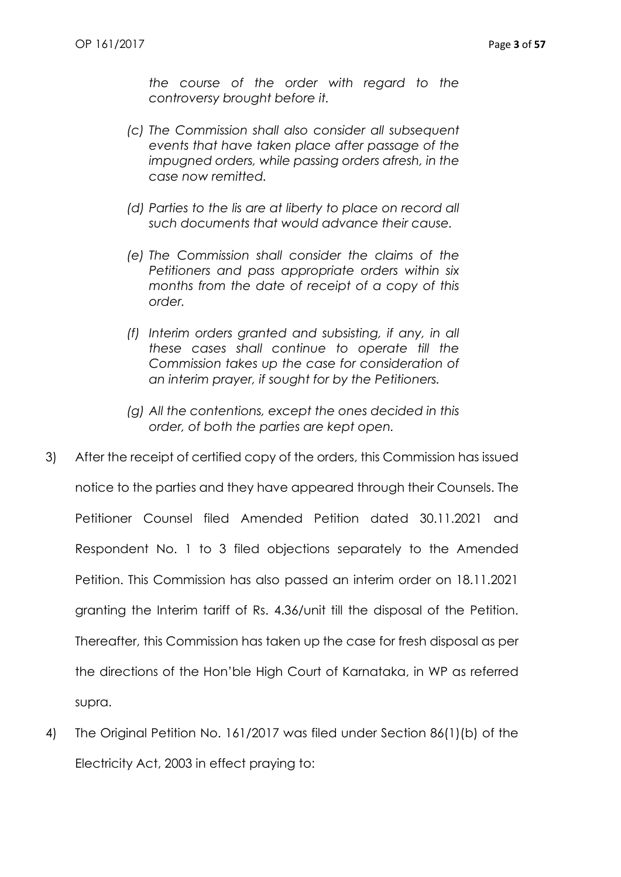*the course of the order with regard to the controversy brought before it.*

*(c) The Commission shall also consider all subsequent events that have taken place after passage of the impugned orders, while passing orders afresh, in the case now remitted.*

*(d) Parties to the lis are at liberty to place on record all such documents that would advance their cause.*

*(e) The Commission shall consider the claims of the Petitioners and pass appropriate orders within six months from the date of receipt of a copy of this order.*

*(f) Interim orders granted and subsisting, if any, in all these cases shall continue to operate till the Commission takes up the case for consideration of an interim prayer, if sought for by the Petitioners.*

*(g) All the contentions, except the ones decided in this order, of both the parties are kept open.*

3) After the receipt of certified copy of the orders, this Commission has issued notice to the parties and they have appeared through their Counsels. The Petitioner Counsel filed Amended Petition dated 30.11.2021 and Respondent No. 1 to 3 filed objections separately to the Amended Petition. This Commission has also passed an interim order on 18.11.2021 granting the Interim tariff of Rs. 4.36/unit till the disposal of the Petition. Thereafter, this Commission has taken up the case for fresh disposal as per the directions of the Hon'ble High Court of Karnataka, in WP as referred supra.

4) The Original Petition No. 161/2017 was filed under Section 86(1)(b) of the Electricity Act, 2003 in effect praying to: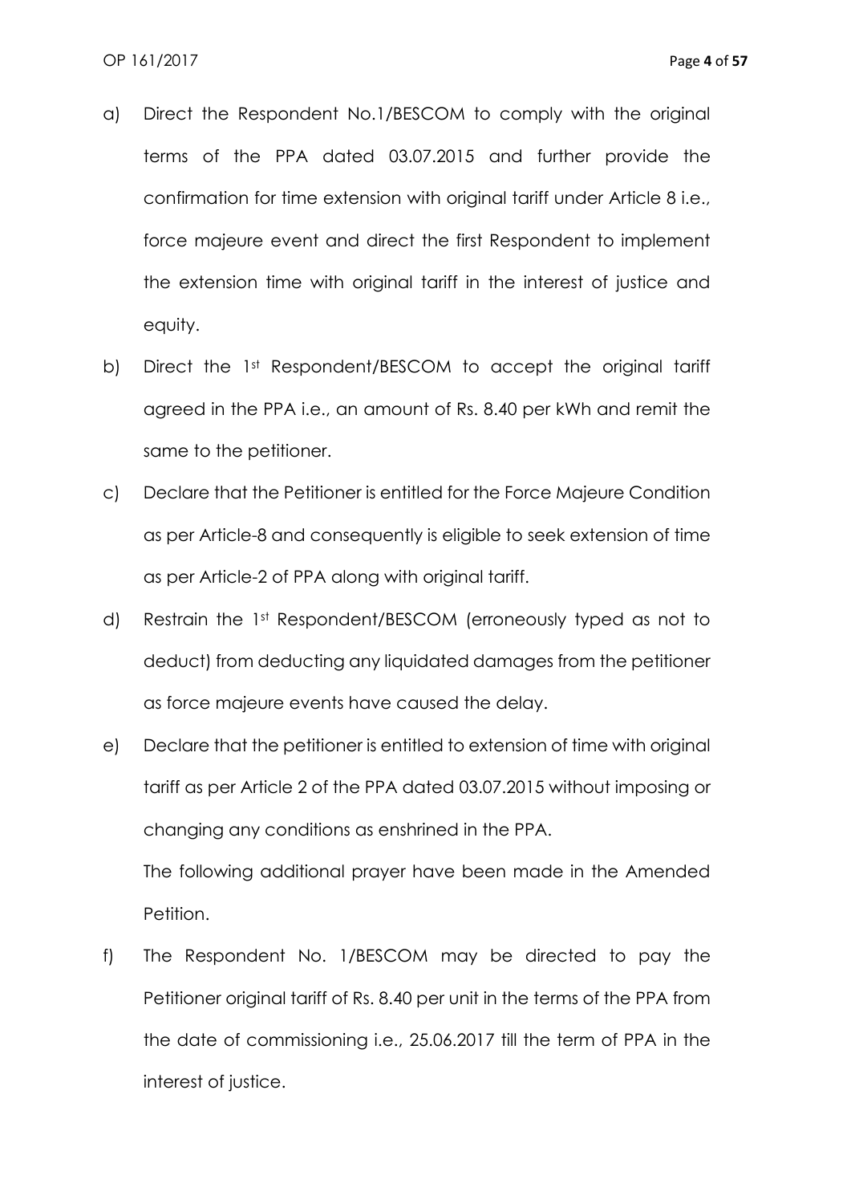a) Direct the Respondent No.1/BESCOM to comply with the original terms of the PPA dated 03.07.2015 and further provide the confirmation for time extension with original tariff under Article 8 i.e., force majeure event and direct the first Respondent to implement the extension time with original tariff in the interest of justice and equity.

b) Direct the 1st Respondent/BESCOM to accept the original tariff agreed in the PPA i.e., an amount of Rs. 8.40 per kWh and remit the same to the petitioner.

c) Declare that the Petitioner is entitled for the Force Majeure Condition as per Article-8 and consequently is eligible to seek extension of time as per Article-2 of PPA along with original tariff.

d) Restrain the 1st Respondent/BESCOM (erroneously typed as not to deduct) from deducting any liquidated damages from the petitioner as force majeure events have caused the delay.

e) Declare that the petitioner is entitled to extension of time with original tariff as per Article 2 of the PPA dated 03.07.2015 without imposing or changing any conditions as enshrined in the PPA.

The following additional prayer have been made in the Amended Petition.

f) The Respondent No. 1/BESCOM may be directed to pay the Petitioner original tariff of Rs. 8.40 per unit in the terms of the PPA from the date of commissioning i.e., 25.06.2017 till the term of PPA in the interest of justice.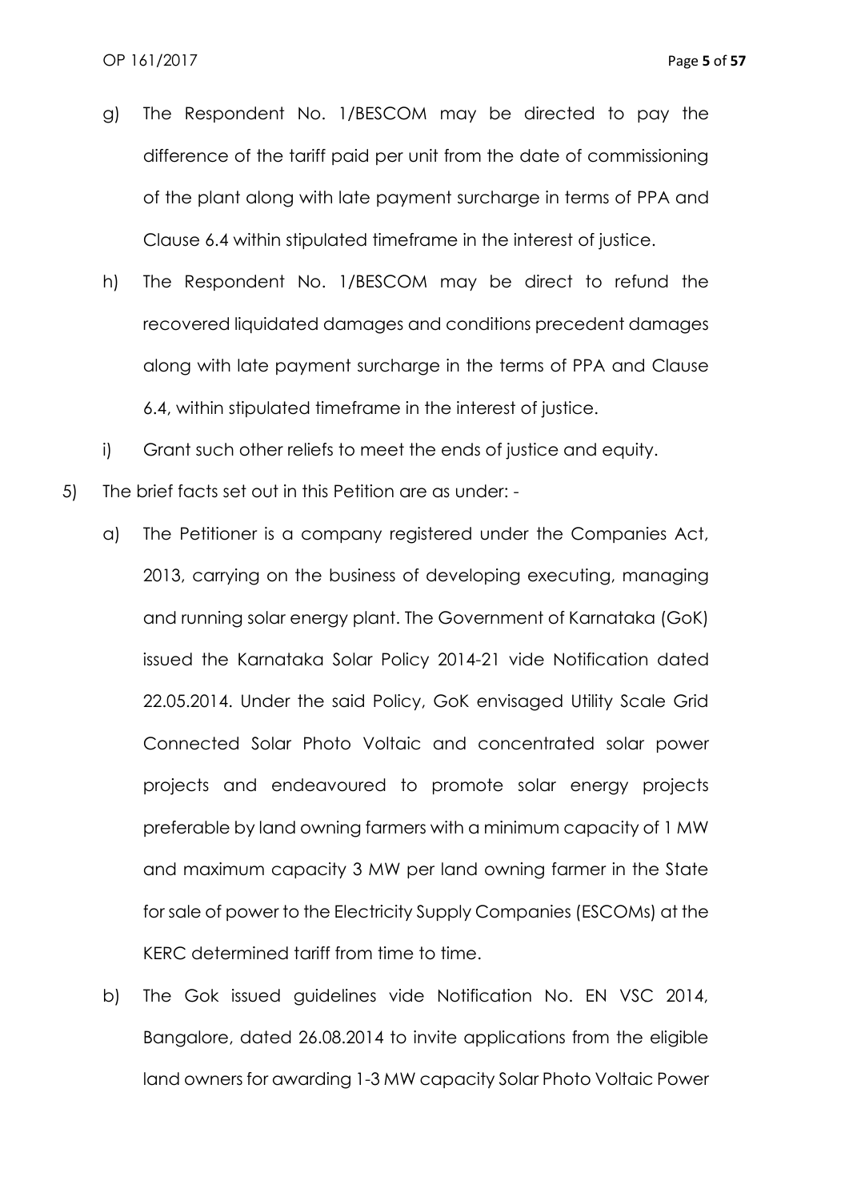g) The Respondent No. 1/BESCOM may be directed to pay the difference of the tariff paid per unit from the date of commissioning of the plant along with late payment surcharge in terms of PPA and Clause 6.4 within stipulated timeframe in the interest of justice.

h) The Respondent No. 1/BESCOM may be direct to refund the recovered liquidated damages and conditions precedent damages along with late payment surcharge in the terms of PPA and Clause 6.4, within stipulated timeframe in the interest of justice.

i) Grant such other reliefs to meet the ends of justice and equity.

5) The brief facts set out in this Petition are as under: -

a) The Petitioner is a company registered under the Companies Act, 2013, carrying on the business of developing executing, managing and running solar energy plant. The Government of Karnataka (GoK) issued the Karnataka Solar Policy 2014-21 vide Notification dated 22.05.2014. Under the said Policy, GoK envisaged Utility Scale Grid Connected Solar Photo Voltaic and concentrated solar power projects and endeavoured to promote solar energy projects preferable by land owning farmers with a minimum capacity of 1 MW and maximum capacity 3 MW per land owning farmer in the State for sale of power to the Electricity Supply Companies (ESCOMs) at the KERC determined tariff from time to time.

b) The Gok issued guidelines vide Notification No. EN VSC 2014, Bangalore, dated 26.08.2014 to invite applications from the eligible land owners for awarding 1-3 MW capacity Solar Photo Voltaic Power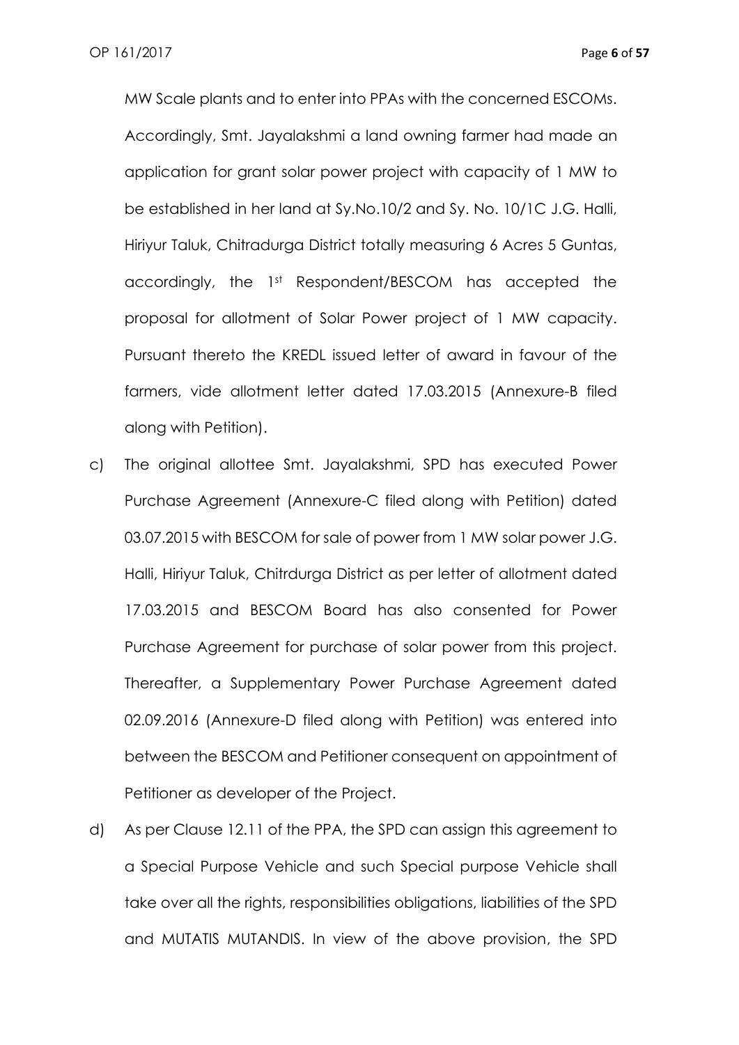MW Scale plants and to enter into PPAs with the concerned ESCOMs. Accordingly, Smt. Jayalakshmi a land owning farmer had made an application for grant solar power project with capacity of 1 MW to be established in her land at Sy.No.10/2 and Sy. No. 10/1C J.G. Halli, Hiriyur Taluk, Chitradurga District totally measuring 6 Acres 5 Guntas, accordingly, the 1st Respondent/BESCOM has accepted the proposal for allotment of Solar Power project of 1 MW capacity. Pursuant thereto the KREDL issued letter of award in favour of the farmers, vide allotment letter dated 17.03.2015 (Annexure-B filed along with Petition).

c) The original allottee Smt. Jayalakshmi, SPD has executed Power Purchase Agreement (Annexure-C filed along with Petition) dated 03.07.2015 with BESCOM for sale of power from 1 MW solar power J.G. Halli, Hiriyur Taluk, Chitrdurga District as per letter of allotment dated 17.03.2015 and BESCOM Board has also consented for Power Purchase Agreement for purchase of solar power from this project. Thereafter, a Supplementary Power Purchase Agreement dated 02.09.2016 (Annexure-D filed along with Petition) was entered into between the BESCOM and Petitioner consequent on appointment of Petitioner as developer of the Project.

d) As per Clause 12.11 of the PPA, the SPD can assign this agreement to a Special Purpose Vehicle and such Special purpose Vehicle shall take over all the rights, responsibilities obligations, liabilities of the SPD and MUTATIS MUTANDIS. In view of the above provision, the SPD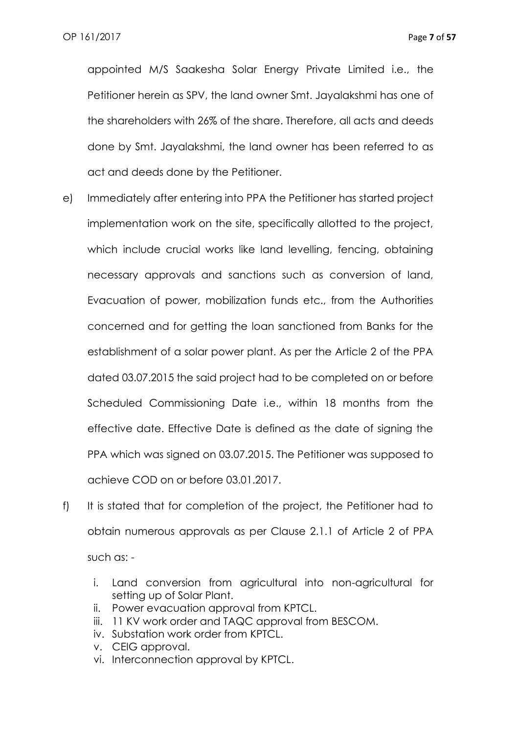appointed M/S Saakesha Solar Energy Private Limited i.e., the Petitioner herein as SPV, the land owner Smt. Jayalakshmi has one of the shareholders with 26% of the share. Therefore, all acts and deeds done by Smt. Jayalakshmi, the land owner has been referred to as act and deeds done by the Petitioner.

e) Immediately after entering into PPA the Petitioner has started project implementation work on the site, specifically allotted to the project, which include crucial works like land levelling, fencing, obtaining necessary approvals and sanctions such as conversion of land, Evacuation of power, mobilization funds etc., from the Authorities concerned and for getting the loan sanctioned from Banks for the establishment of a solar power plant. As per the Article 2 of the PPA dated 03.07.2015 the said project had to be completed on or before Scheduled Commissioning Date i.e., within 18 months from the effective date. Effective Date is defined as the date of signing the PPA which was signed on 03.07.2015. The Petitioner was supposed to achieve COD on or before 03.01.2017.

f) It is stated that for completion of the project, the Petitioner had to obtain numerous approvals as per Clause 2.1.1 of Article 2 of PPA such as: -

   i. Land conversion from agricultural into non-agricultural for setting up of Solar Plant.
   ii. Power evacuation approval from KPTCL.
   iii. 11 KV work order and TAQC approval from BESCOM.
   iv. Substation work order from KPTCL.
   v. CEIG approval.
   vi. Interconnection approval by KPTCL.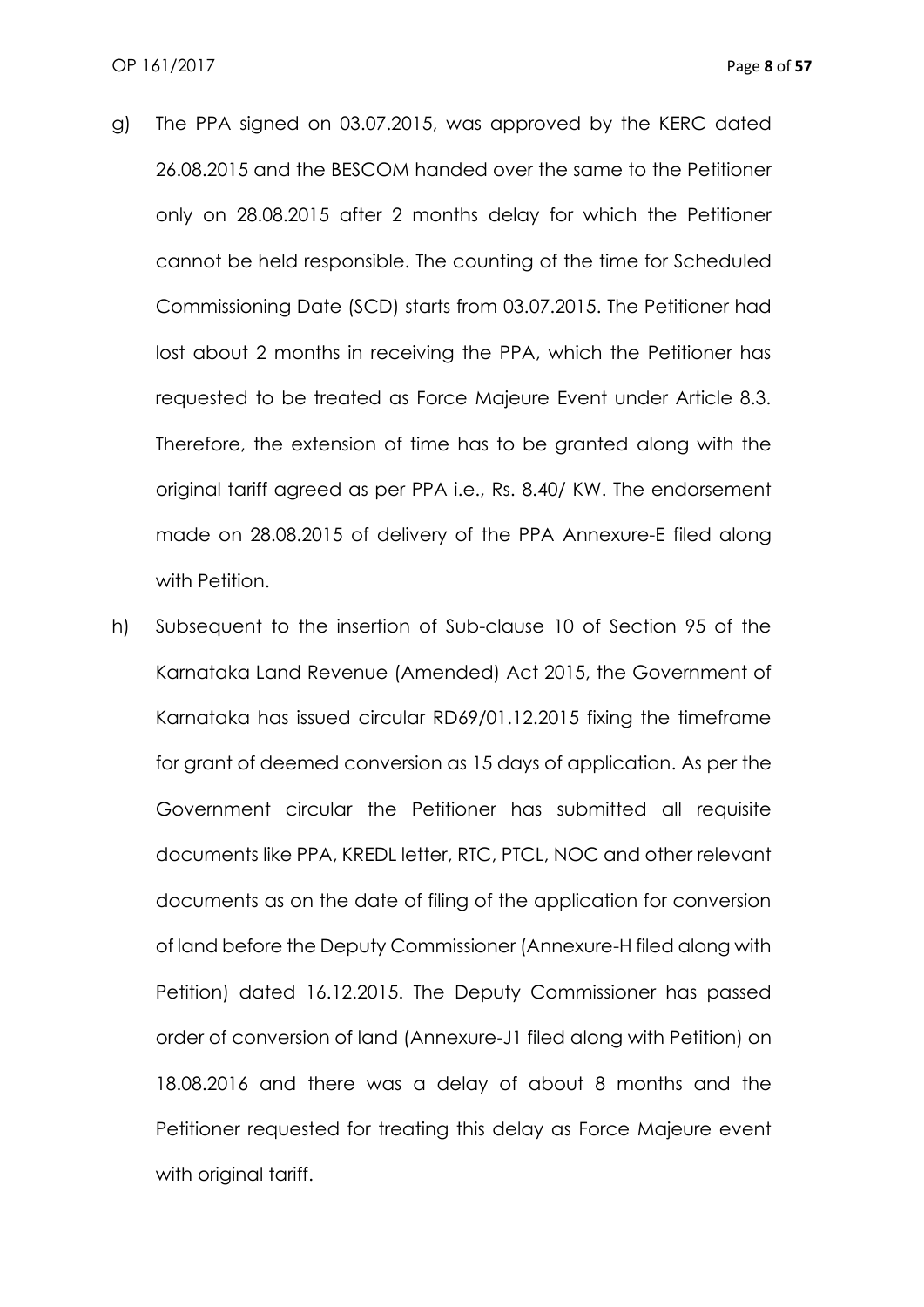g) The PPA signed on 03.07.2015, was approved by the KERC dated 26.08.2015 and the BESCOM handed over the same to the Petitioner only on 28.08.2015 after 2 months delay for which the Petitioner cannot be held responsible. The counting of the time for Scheduled Commissioning Date (SCD) starts from 03.07.2015. The Petitioner had lost about 2 months in receiving the PPA, which the Petitioner has requested to be treated as Force Majeure Event under Article 8.3. Therefore, the extension of time has to be granted along with the original tariff agreed as per PPA i.e., Rs. 8.40/ KW. The endorsement made on 28.08.2015 of delivery of the PPA Annexure-E filed along with Petition.

h) Subsequent to the insertion of Sub-clause 10 of Section 95 of the Karnataka Land Revenue (Amended) Act 2015, the Government of Karnataka has issued circular RD69/01.12.2015 fixing the timeframe for grant of deemed conversion as 15 days of application. As per the Government circular the Petitioner has submitted all requisite documents like PPA, KREDL letter, RTC, PTCL, NOC and other relevant documents as on the date of filing of the application for conversion of land before the Deputy Commissioner (Annexure-H filed along with Petition) dated 16.12.2015. The Deputy Commissioner has passed order of conversion of land (Annexure-J1 filed along with Petition) on 18.08.2016 and there was a delay of about 8 months and the Petitioner requested for treating this delay as Force Majeure event with original tariff.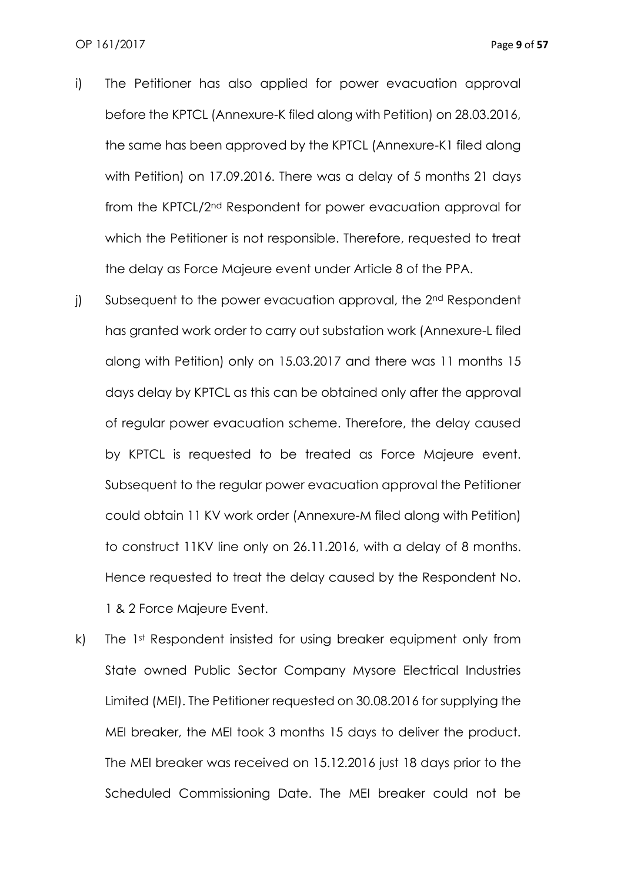i) The Petitioner has also applied for power evacuation approval before the KPTCL (Annexure-K filed along with Petition) on 28.03.2016, the same has been approved by the KPTCL (Annexure-K1 filed along with Petition) on 17.09.2016. There was a delay of 5 months 21 days from the KPTCL/2nd Respondent for power evacuation approval for which the Petitioner is not responsible. Therefore, requested to treat the delay as Force Majeure event under Article 8 of the PPA.

j) Subsequent to the power evacuation approval, the 2nd Respondent has granted work order to carry out substation work (Annexure-L filed along with Petition) only on 15.03.2017 and there was 11 months 15 days delay by KPTCL as this can be obtained only after the approval of regular power evacuation scheme. Therefore, the delay caused by KPTCL is requested to be treated as Force Majeure event. Subsequent to the regular power evacuation approval the Petitioner could obtain 11 KV work order (Annexure-M filed along with Petition) to construct 11KV line only on 26.11.2016, with a delay of 8 months. Hence requested to treat the delay caused by the Respondent No. 1 & 2 Force Majeure Event.

k) The 1st Respondent insisted for using breaker equipment only from State owned Public Sector Company Mysore Electrical Industries Limited (MEI). The Petitioner requested on 30.08.2016 for supplying the MEI breaker, the MEI took 3 months 15 days to deliver the product. The MEI breaker was received on 15.12.2016 just 18 days prior to the Scheduled Commissioning Date. The MEI breaker could not be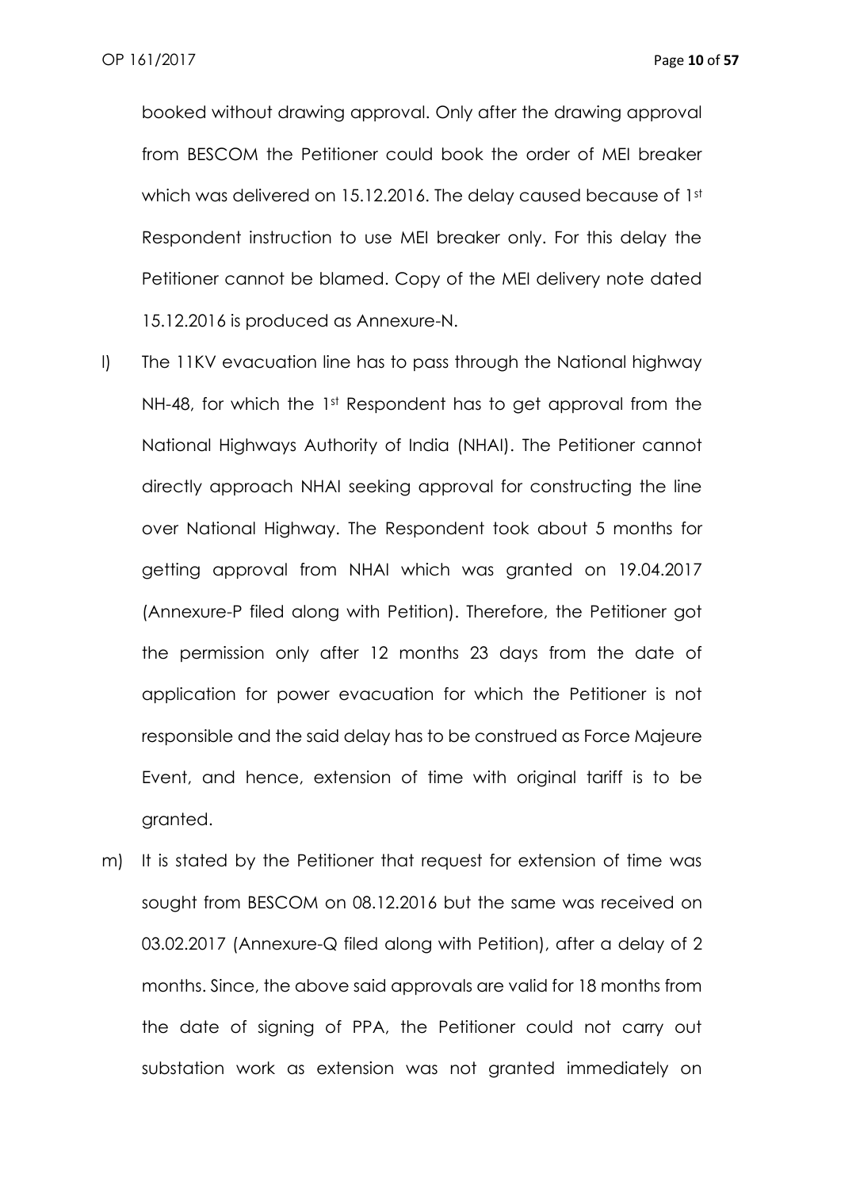booked without drawing approval. Only after the drawing approval from BESCOM the Petitioner could book the order of MEI breaker which was delivered on 15.12.2016. The delay caused because of 1st Respondent instruction to use MEI breaker only. For this delay the Petitioner cannot be blamed. Copy of the MEI delivery note dated 15.12.2016 is produced as Annexure-N.

l) The 11KV evacuation line has to pass through the National highway NH-48, for which the 1st Respondent has to get approval from the National Highways Authority of India (NHAI). The Petitioner cannot directly approach NHAI seeking approval for constructing the line over National Highway. The Respondent took about 5 months for getting approval from NHAI which was granted on 19.04.2017 (Annexure-P filed along with Petition). Therefore, the Petitioner got the permission only after 12 months 23 days from the date of application for power evacuation for which the Petitioner is not responsible and the said delay has to be construed as Force Majeure Event, and hence, extension of time with original tariff is to be granted.

m) It is stated by the Petitioner that request for extension of time was sought from BESCOM on 08.12.2016 but the same was received on 03.02.2017 (Annexure-Q filed along with Petition), after a delay of 2 months. Since, the above said approvals are valid for 18 months from the date of signing of PPA, the Petitioner could not carry out substation work as extension was not granted immediately on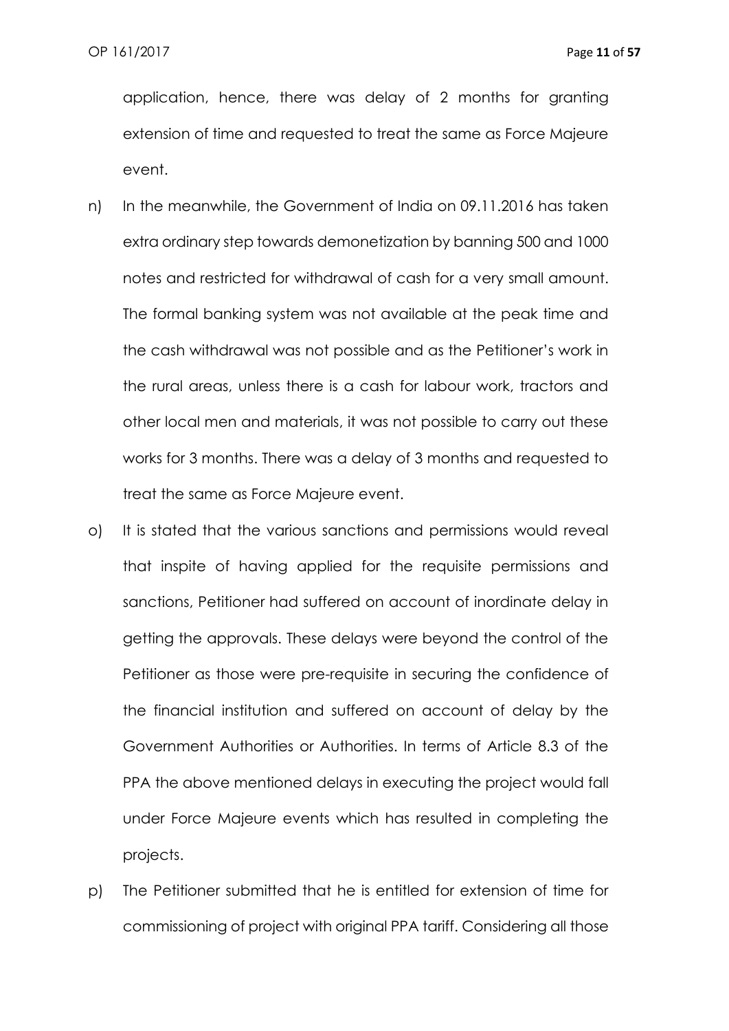application, hence, there was delay of 2 months for granting extension of time and requested to treat the same as Force Majeure event.

n) In the meanwhile, the Government of India on 09.11.2016 has taken extra ordinary step towards demonetization by banning 500 and 1000 notes and restricted for withdrawal of cash for a very small amount. The formal banking system was not available at the peak time and the cash withdrawal was not possible and as the Petitioner's work in the rural areas, unless there is a cash for labour work, tractors and other local men and materials, it was not possible to carry out these works for 3 months. There was a delay of 3 months and requested to treat the same as Force Majeure event.

o) It is stated that the various sanctions and permissions would reveal that inspite of having applied for the requisite permissions and sanctions, Petitioner had suffered on account of inordinate delay in getting the approvals. These delays were beyond the control of the Petitioner as those were pre-requisite in securing the confidence of the financial institution and suffered on account of delay by the Government Authorities or Authorities. In terms of Article 8.3 of the PPA the above mentioned delays in executing the project would fall under Force Majeure events which has resulted in completing the projects.

p) The Petitioner submitted that he is entitled for extension of time for commissioning of project with original PPA tariff. Considering all those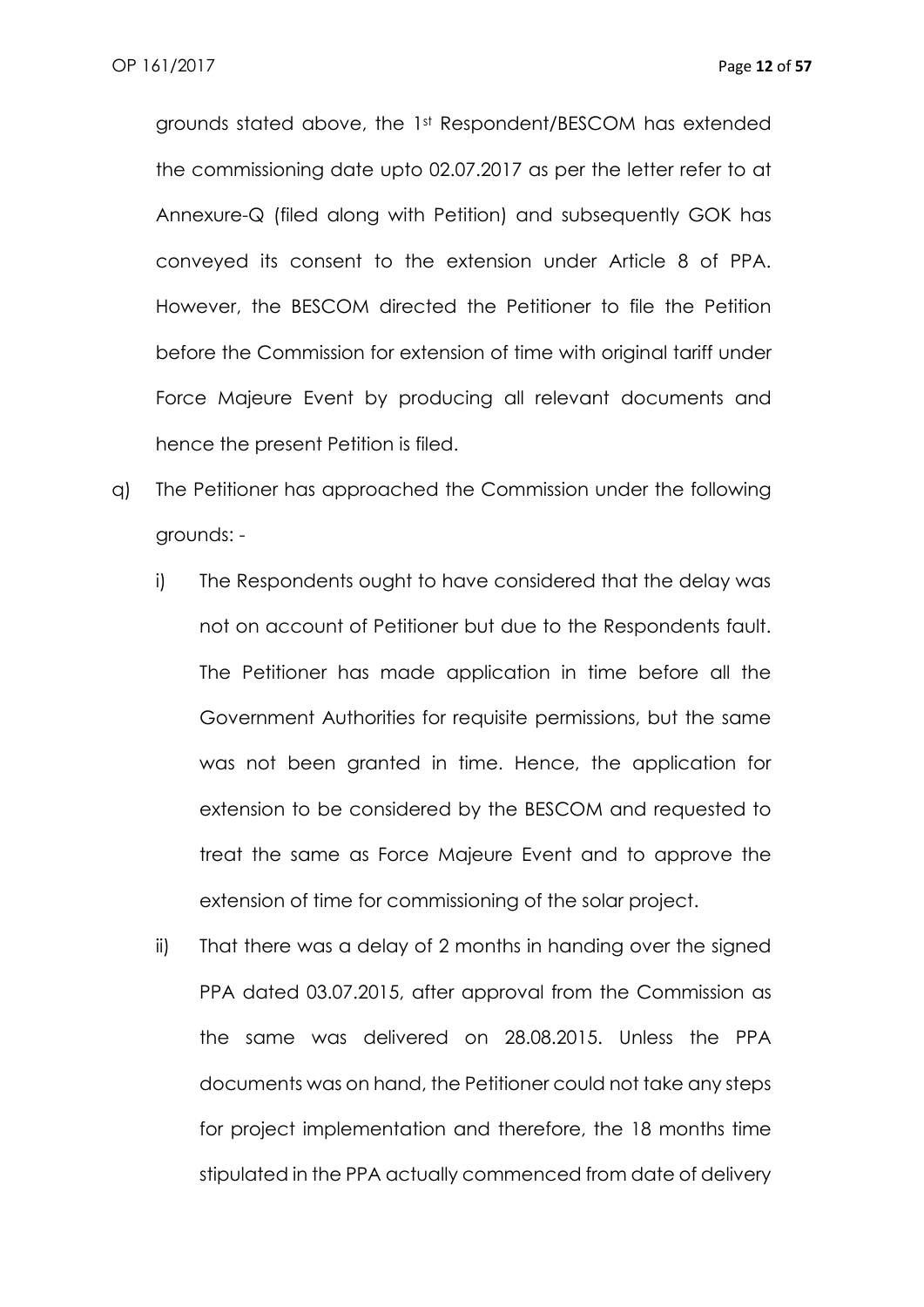grounds stated above, the 1st Respondent/BESCOM has extended the commissioning date upto 02.07.2017 as per the letter refer to at Annexure-Q (filed along with Petition) and subsequently GOK has conveyed its consent to the extension under Article 8 of PPA. However, the BESCOM directed the Petitioner to file the Petition before the Commission for extension of time with original tariff under Force Majeure Event by producing all relevant documents and hence the present Petition is filed.

q) The Petitioner has approached the Commission under the following grounds: -

   i) The Respondents ought to have considered that the delay was not on account of Petitioner but due to the Respondents fault. The Petitioner has made application in time before all the Government Authorities for requisite permissions, but the same was not been granted in time. Hence, the application for extension to be considered by the BESCOM and requested to treat the same as Force Majeure Event and to approve the extension of time for commissioning of the solar project.

   ii) That there was a delay of 2 months in handing over the signed PPA dated 03.07.2015, after approval from the Commission as the same was delivered on 28.08.2015. Unless the PPA documents was on hand, the Petitioner could not take any steps for project implementation and therefore, the 18 months time stipulated in the PPA actually commenced from date of delivery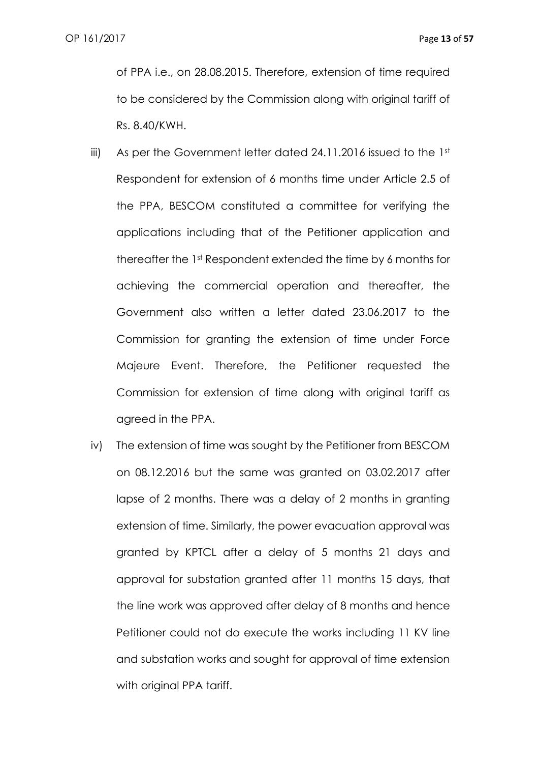of PPA i.e., on 28.08.2015. Therefore, extension of time required to be considered by the Commission along with original tariff of Rs. 8.40/KWH.

iii) As per the Government letter dated 24.11.2016 issued to the 1st Respondent for extension of 6 months time under Article 2.5 of the PPA, BESCOM constituted a committee for verifying the applications including that of the Petitioner application and thereafter the 1st Respondent extended the time by 6 months for achieving the commercial operation and thereafter, the Government also written a letter dated 23.06.2017 to the Commission for granting the extension of time under Force Majeure Event. Therefore, the Petitioner requested the Commission for extension of time along with original tariff as agreed in the PPA.

iv) The extension of time was sought by the Petitioner from BESCOM on 08.12.2016 but the same was granted on 03.02.2017 after lapse of 2 months. There was a delay of 2 months in granting extension of time. Similarly, the power evacuation approval was granted by KPTCL after a delay of 5 months 21 days and approval for substation granted after 11 months 15 days, that the line work was approved after delay of 8 months and hence Petitioner could not do execute the works including 11 KV line and substation works and sought for approval of time extension with original PPA tariff.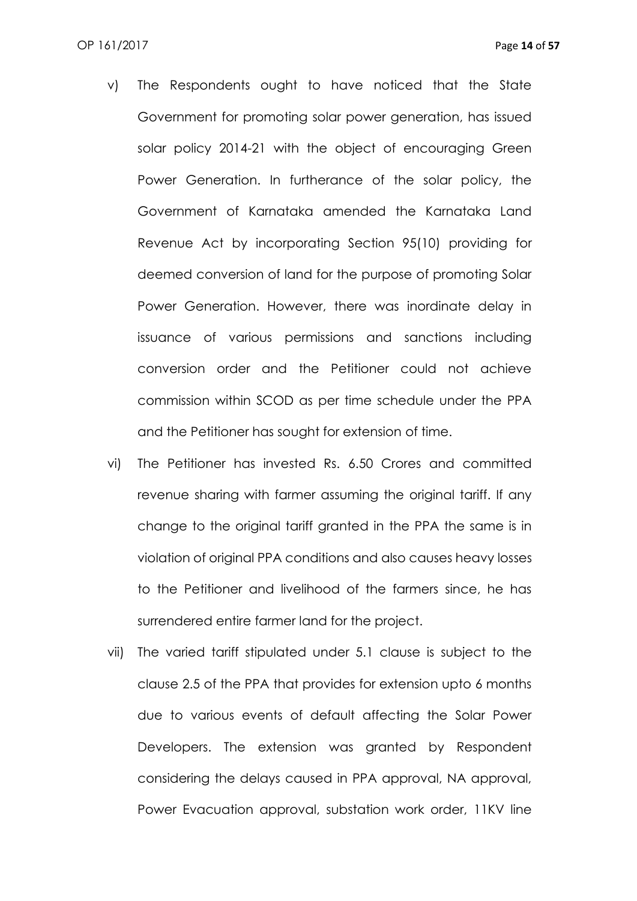v) The Respondents ought to have noticed that the State Government for promoting solar power generation, has issued solar policy 2014-21 with the object of encouraging Green Power Generation. In furtherance of the solar policy, the Government of Karnataka amended the Karnataka Land Revenue Act by incorporating Section 95(10) providing for deemed conversion of land for the purpose of promoting Solar Power Generation. However, there was inordinate delay in issuance of various permissions and sanctions including conversion order and the Petitioner could not achieve commission within SCOD as per time schedule under the PPA and the Petitioner has sought for extension of time.

vi) The Petitioner has invested Rs. 6.50 Crores and committed revenue sharing with farmer assuming the original tariff. If any change to the original tariff granted in the PPA the same is in violation of original PPA conditions and also causes heavy losses to the Petitioner and livelihood of the farmers since, he has surrendered entire farmer land for the project.

vii) The varied tariff stipulated under 5.1 clause is subject to the clause 2.5 of the PPA that provides for extension upto 6 months due to various events of default affecting the Solar Power Developers. The extension was granted by Respondent considering the delays caused in PPA approval, NA approval, Power Evacuation approval, substation work order, 11KV line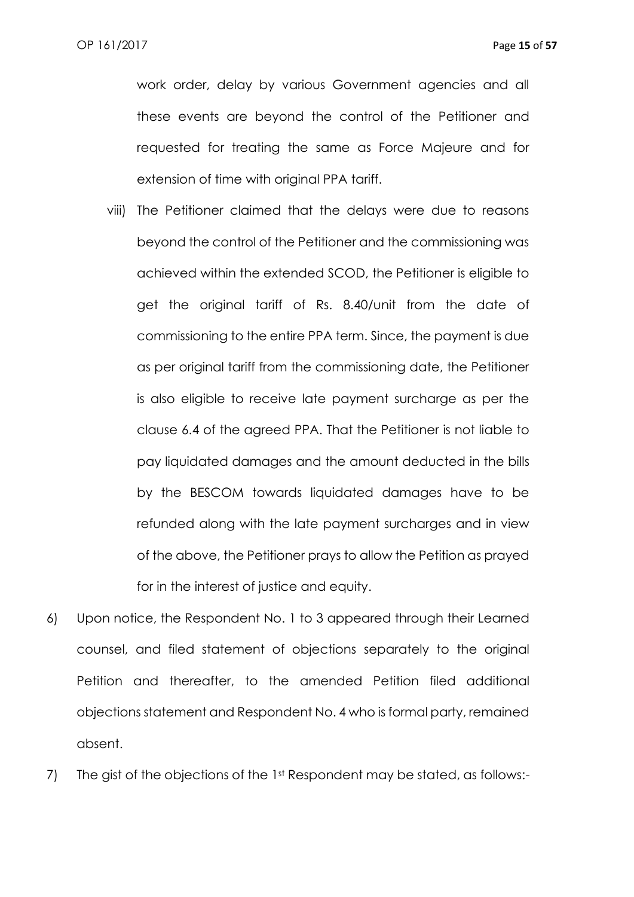work order, delay by various Government agencies and all these events are beyond the control of the Petitioner and requested for treating the same as Force Majeure and for extension of time with original PPA tariff.

viii) The Petitioner claimed that the delays were due to reasons beyond the control of the Petitioner and the commissioning was achieved within the extended SCOD, the Petitioner is eligible to get the original tariff of Rs. 8.40/unit from the date of commissioning to the entire PPA term. Since, the payment is due as per original tariff from the commissioning date, the Petitioner is also eligible to receive late payment surcharge as per the clause 6.4 of the agreed PPA. That the Petitioner is not liable to pay liquidated damages and the amount deducted in the bills by the BESCOM towards liquidated damages have to be refunded along with the late payment surcharges and in view of the above, the Petitioner prays to allow the Petition as prayed for in the interest of justice and equity.

6) Upon notice, the Respondent No. 1 to 3 appeared through their Learned counsel, and filed statement of objections separately to the original Petition and thereafter, to the amended Petition filed additional objections statement and Respondent No. 4 who is formal party, remained absent.

7) The gist of the objections of the 1st Respondent may be stated, as follows:-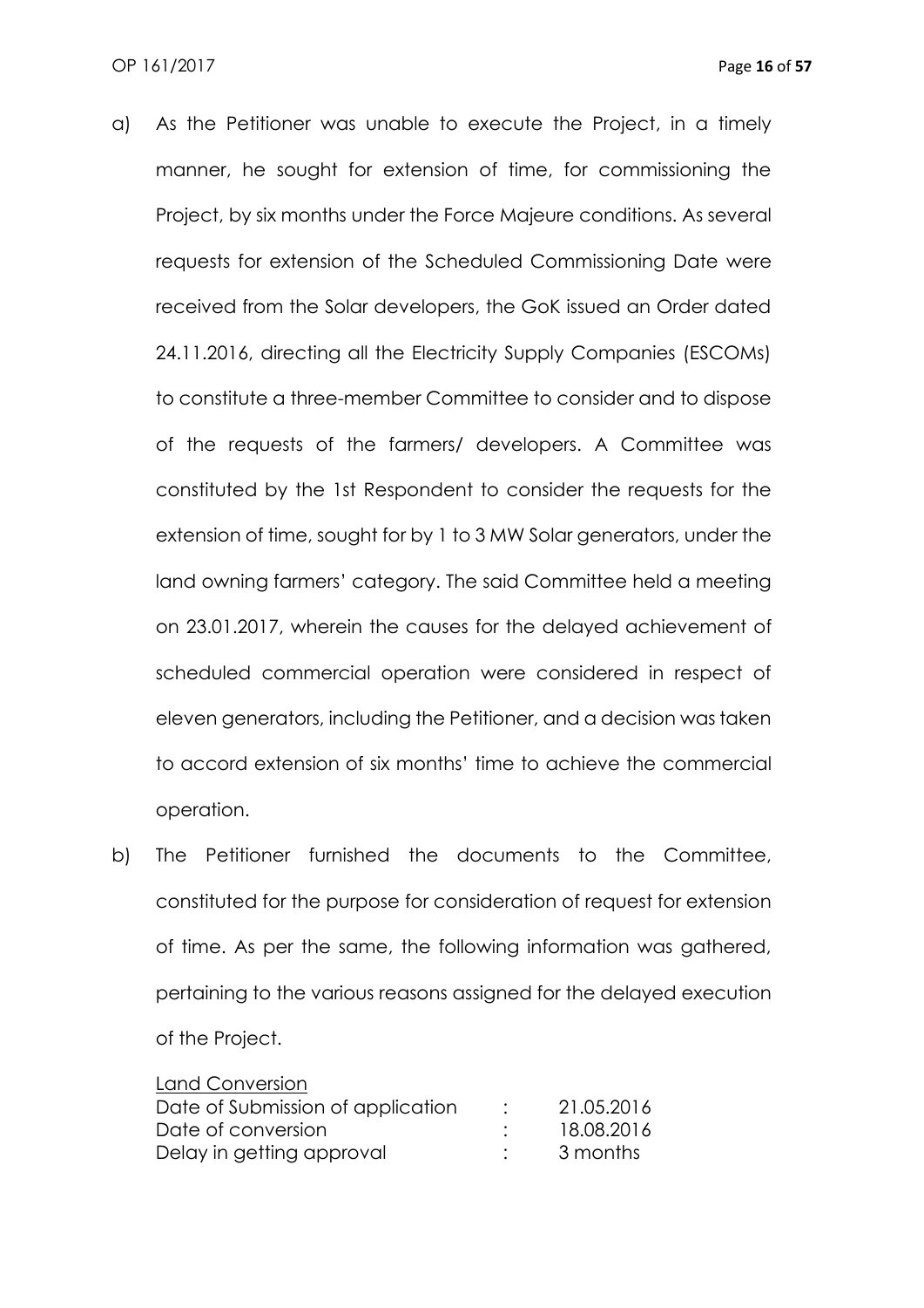a) As the Petitioner was unable to execute the Project, in a timely manner, he sought for extension of time, for commissioning the Project, by six months under the Force Majeure conditions. As several requests for extension of the Scheduled Commissioning Date were received from the Solar developers, the GoK issued an Order dated 24.11.2016, directing all the Electricity Supply Companies (ESCOMs) to constitute a three-member Committee to consider and to dispose of the requests of the farmers/ developers. A Committee was constituted by the 1st Respondent to consider the requests for the extension of time, sought for by 1 to 3 MW Solar generators, under the land owning farmers' category. The said Committee held a meeting on 23.01.2017, wherein the causes for the delayed achievement of scheduled commercial operation were considered in respect of eleven generators, including the Petitioner, and a decision was taken to accord extension of six months' time to achieve the commercial operation.

b) The Petitioner furnished the documents to the Committee, constituted for the purpose for consideration of request for extension of time. As per the same, the following information was gathered, pertaining to the various reasons assigned for the delayed execution of the Project.

<u>Land Conversion</u>

| | | |
|---|---|---|
| Date of Submission of application | : | 21.05.2016 |
| Date of conversion | : | 18.08.2016 |
| Delay in getting approval | : | 3 months |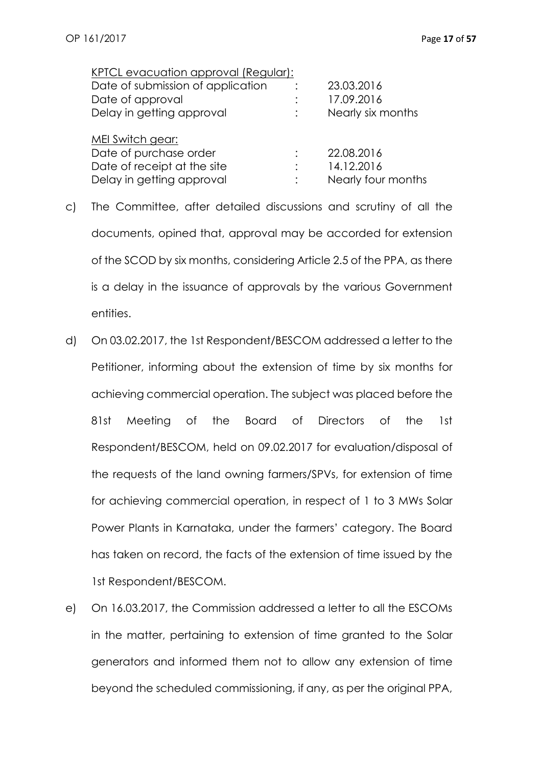<u>KPTCL evacuation approval (Regular):</u>

| | | |
|---|---|---|
| Date of submission of application | : | 23.03.2016 |
| Date of approval | : | 17.09.2016 |
| Delay in getting approval | : | Nearly six months |

<u>MEI Switch gear:</u>

| | | |
|---|---|---|
| Date of purchase order | : | 22.08.2016 |
| Date of receipt at the site | : | 14.12.2016 |
| Delay in getting approval | : | Nearly four months |

c) The Committee, after detailed discussions and scrutiny of all the documents, opined that, approval may be accorded for extension of the SCOD by six months, considering Article 2.5 of the PPA, as there is a delay in the issuance of approvals by the various Government entities.

d) On 03.02.2017, the 1st Respondent/BESCOM addressed a letter to the Petitioner, informing about the extension of time by six months for achieving commercial operation. The subject was placed before the 81st Meeting of the Board of Directors of the 1st Respondent/BESCOM, held on 09.02.2017 for evaluation/disposal of the requests of the land owning farmers/SPVs, for extension of time for achieving commercial operation, in respect of 1 to 3 MWs Solar Power Plants in Karnataka, under the farmers' category. The Board has taken on record, the facts of the extension of time issued by the 1st Respondent/BESCOM.

e) On 16.03.2017, the Commission addressed a letter to all the ESCOMs in the matter, pertaining to extension of time granted to the Solar generators and informed them not to allow any extension of time beyond the scheduled commissioning, if any, as per the original PPA,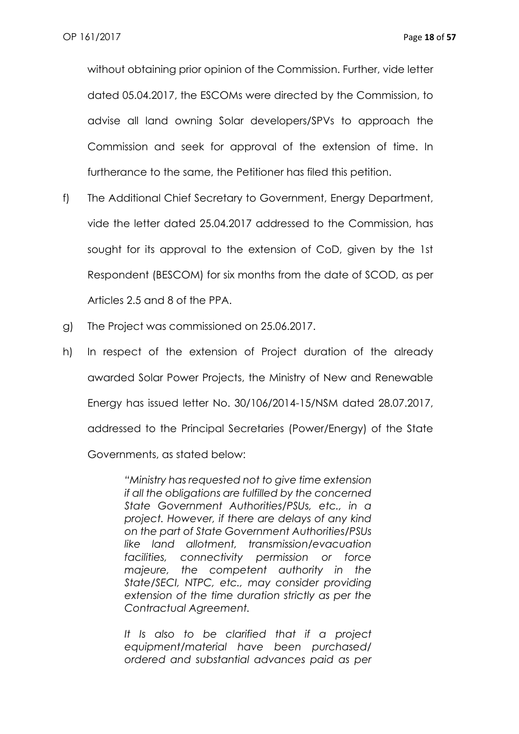without obtaining prior opinion of the Commission. Further, vide letter dated 05.04.2017, the ESCOMs were directed by the Commission, to advise all land owning Solar developers/SPVs to approach the Commission and seek for approval of the extension of time. In furtherance to the same, the Petitioner has filed this petition.

f) The Additional Chief Secretary to Government, Energy Department, vide the letter dated 25.04.2017 addressed to the Commission, has sought for its approval to the extension of CoD, given by the 1st Respondent (BESCOM) for six months from the date of SCOD, as per Articles 2.5 and 8 of the PPA.

g) The Project was commissioned on 25.06.2017.

h) In respect of the extension of Project duration of the already awarded Solar Power Projects, the Ministry of New and Renewable Energy has issued letter No. 30/106/2014-15/NSM dated 28.07.2017, addressed to the Principal Secretaries (Power/Energy) of the State Governments, as stated below:

> *"Ministry has requested not to give time extension if all the obligations are fulfilled by the concerned State Government Authorities/PSUs, etc., in a project. However, if there are delays of any kind on the part of State Government Authorities/PSUs like land allotment, transmission/evacuation facilities, connectivity permission or force majeure, the competent authority in the State/SECI, NTPC, etc., may consider providing extension of the time duration strictly as per the Contractual Agreement.*
>
> *It Is also to be clarified that if a project equipment/material have been purchased/ ordered and substantial advances paid as per*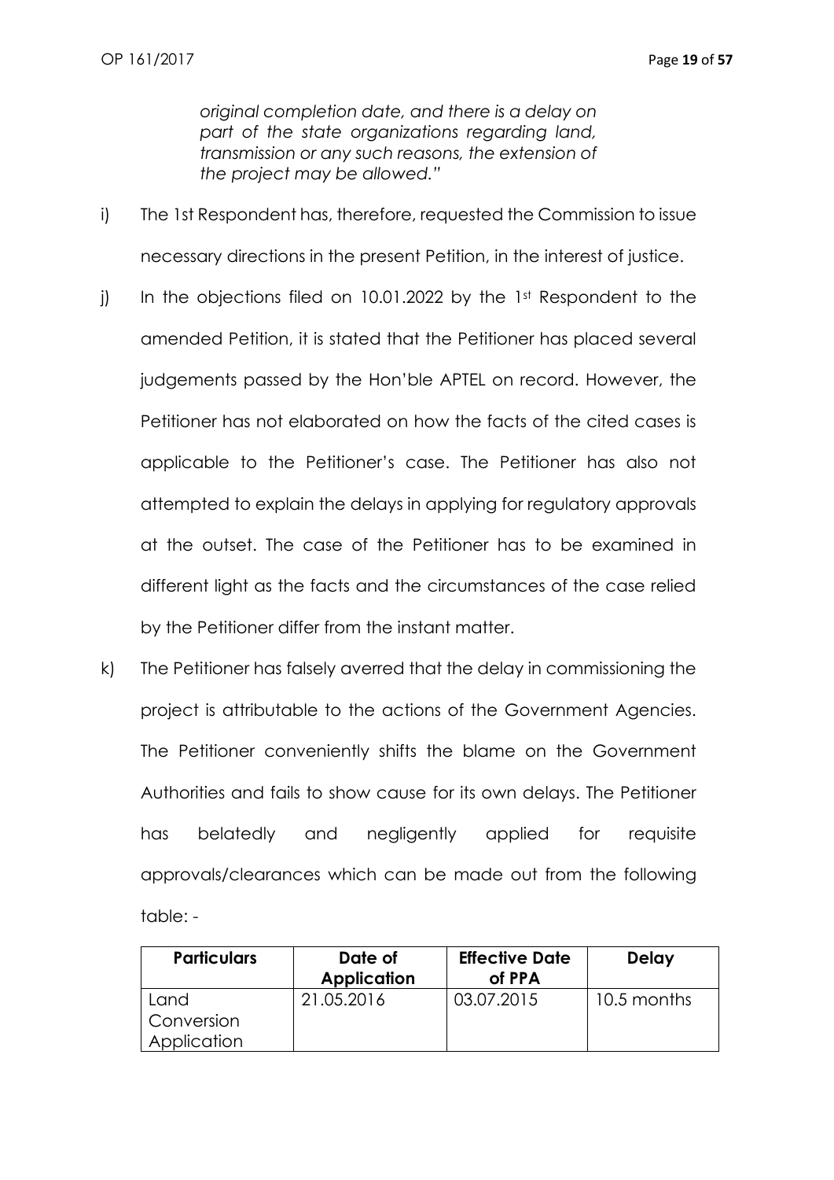*original completion date, and there is a delay on part of the state organizations regarding land, transmission or any such reasons, the extension of the project may be allowed."*

i) The 1st Respondent has, therefore, requested the Commission to issue necessary directions in the present Petition, in the interest of justice.

j) In the objections filed on 10.01.2022 by the 1st Respondent to the amended Petition, it is stated that the Petitioner has placed several judgements passed by the Hon'ble APTEL on record. However, the Petitioner has not elaborated on how the facts of the cited cases is applicable to the Petitioner's case. The Petitioner has also not attempted to explain the delays in applying for regulatory approvals at the outset. The case of the Petitioner has to be examined in different light as the facts and the circumstances of the case relied by the Petitioner differ from the instant matter.

k) The Petitioner has falsely averred that the delay in commissioning the project is attributable to the actions of the Government Agencies. The Petitioner conveniently shifts the blame on the Government Authorities and fails to show cause for its own delays. The Petitioner has belatedly and negligently applied for requisite approvals/clearances which can be made out from the following table: -

| Particulars | Date of Application | Effective Date of PPA | Delay |
|---|---|---|---|
| Land Conversion Application | 21.05.2016 | 03.07.2015 | 10.5 months |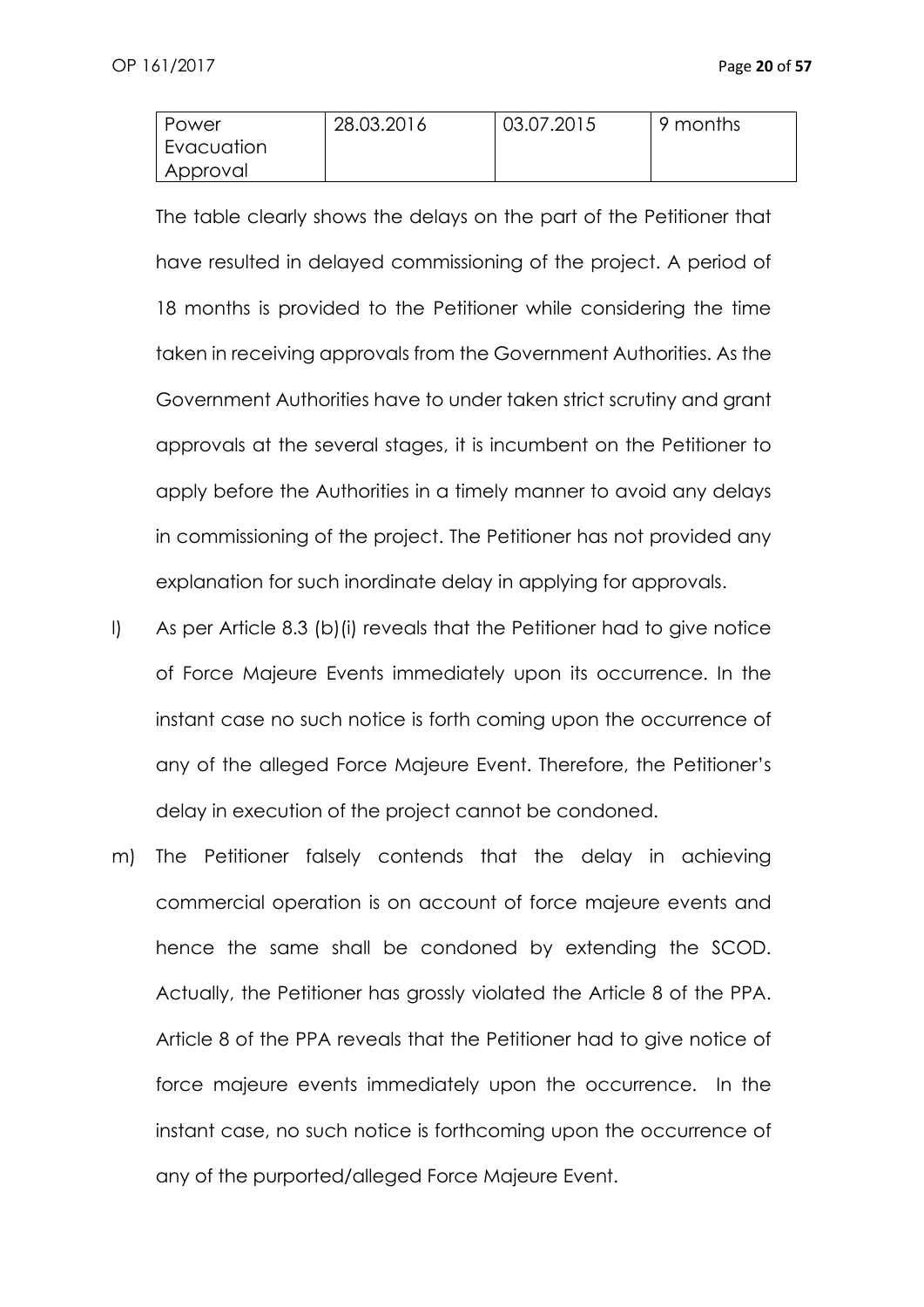| Power Evacuation Approval | 28.03.2016 | 03.07.2015 | 9 months |
|---|---|---|---|

The table clearly shows the delays on the part of the Petitioner that have resulted in delayed commissioning of the project. A period of 18 months is provided to the Petitioner while considering the time taken in receiving approvals from the Government Authorities. As the Government Authorities have to under taken strict scrutiny and grant approvals at the several stages, it is incumbent on the Petitioner to apply before the Authorities in a timely manner to avoid any delays in commissioning of the project. The Petitioner has not provided any explanation for such inordinate delay in applying for approvals.

l) As per Article 8.3 (b)(i) reveals that the Petitioner had to give notice of Force Majeure Events immediately upon its occurrence. In the instant case no such notice is forth coming upon the occurrence of any of the alleged Force Majeure Event. Therefore, the Petitioner's delay in execution of the project cannot be condoned.

m) The Petitioner falsely contends that the delay in achieving commercial operation is on account of force majeure events and hence the same shall be condoned by extending the SCOD. Actually, the Petitioner has grossly violated the Article 8 of the PPA. Article 8 of the PPA reveals that the Petitioner had to give notice of force majeure events immediately upon the occurrence. In the instant case, no such notice is forthcoming upon the occurrence of any of the purported/alleged Force Majeure Event.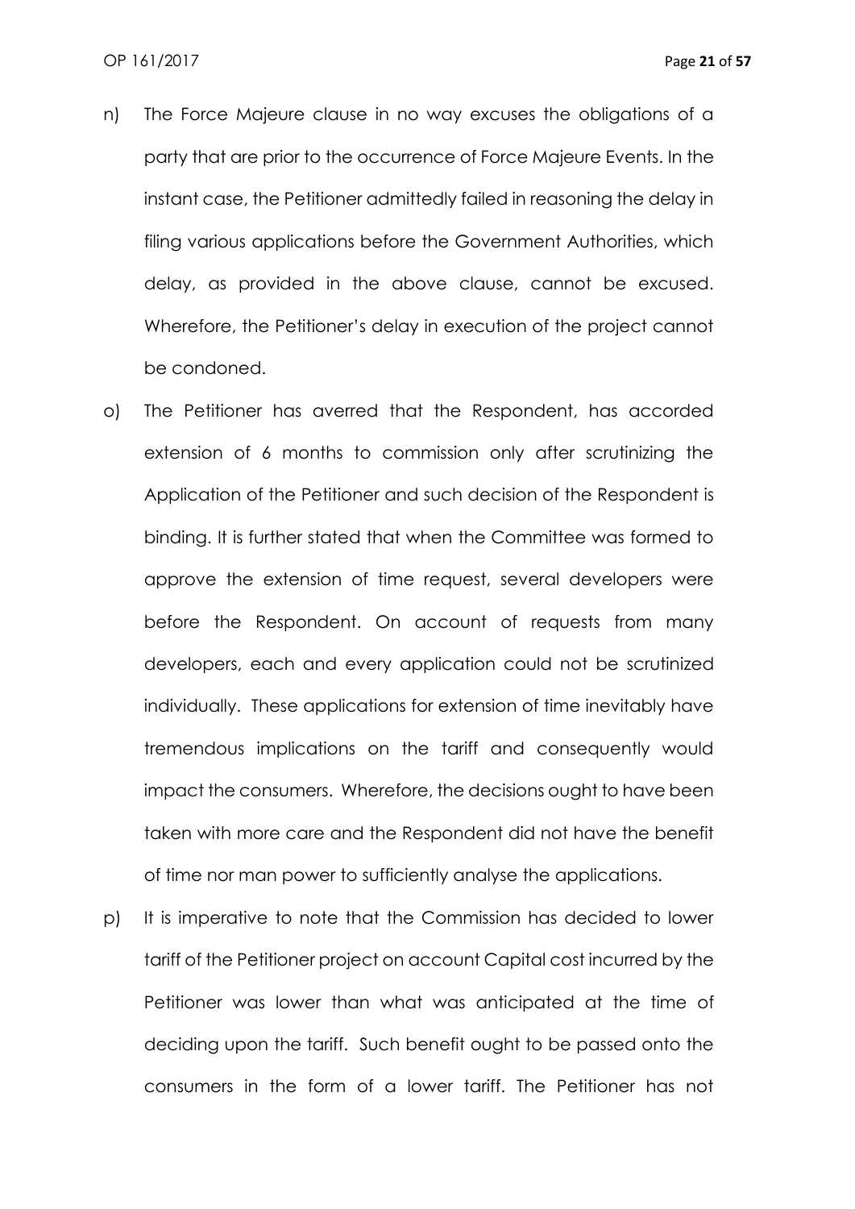n) The Force Majeure clause in no way excuses the obligations of a party that are prior to the occurrence of Force Majeure Events. In the instant case, the Petitioner admittedly failed in reasoning the delay in filing various applications before the Government Authorities, which delay, as provided in the above clause, cannot be excused. Wherefore, the Petitioner's delay in execution of the project cannot be condoned.

o) The Petitioner has averred that the Respondent, has accorded extension of 6 months to commission only after scrutinizing the Application of the Petitioner and such decision of the Respondent is binding. It is further stated that when the Committee was formed to approve the extension of time request, several developers were before the Respondent. On account of requests from many developers, each and every application could not be scrutinized individually. These applications for extension of time inevitably have tremendous implications on the tariff and consequently would impact the consumers. Wherefore, the decisions ought to have been taken with more care and the Respondent did not have the benefit of time nor man power to sufficiently analyse the applications.

p) It is imperative to note that the Commission has decided to lower tariff of the Petitioner project on account Capital cost incurred by the Petitioner was lower than what was anticipated at the time of deciding upon the tariff. Such benefit ought to be passed onto the consumers in the form of a lower tariff. The Petitioner has not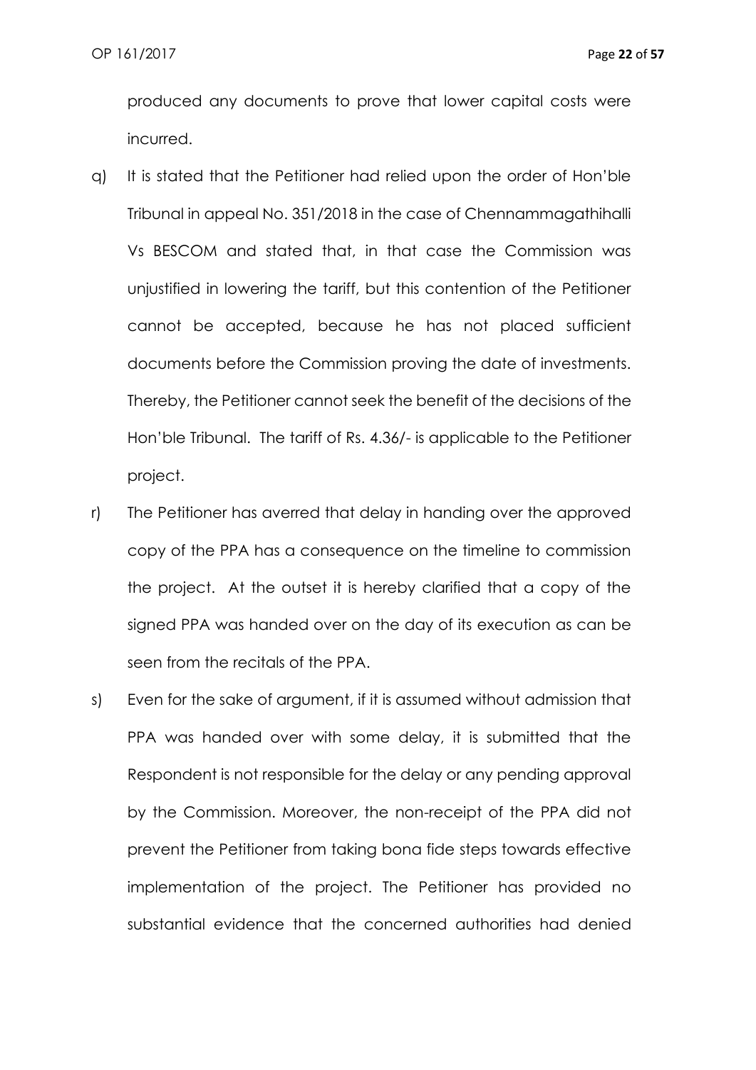produced any documents to prove that lower capital costs were incurred.

q) It is stated that the Petitioner had relied upon the order of Hon'ble Tribunal in appeal No. 351/2018 in the case of Chennammagathihalli Vs BESCOM and stated that, in that case the Commission was unjustified in lowering the tariff, but this contention of the Petitioner cannot be accepted, because he has not placed sufficient documents before the Commission proving the date of investments. Thereby, the Petitioner cannot seek the benefit of the decisions of the Hon'ble Tribunal. The tariff of Rs. 4.36/- is applicable to the Petitioner project.

r) The Petitioner has averred that delay in handing over the approved copy of the PPA has a consequence on the timeline to commission the project. At the outset it is hereby clarified that a copy of the signed PPA was handed over on the day of its execution as can be seen from the recitals of the PPA.

s) Even for the sake of argument, if it is assumed without admission that PPA was handed over with some delay, it is submitted that the Respondent is not responsible for the delay or any pending approval by the Commission. Moreover, the non-receipt of the PPA did not prevent the Petitioner from taking bona fide steps towards effective implementation of the project. The Petitioner has provided no substantial evidence that the concerned authorities had denied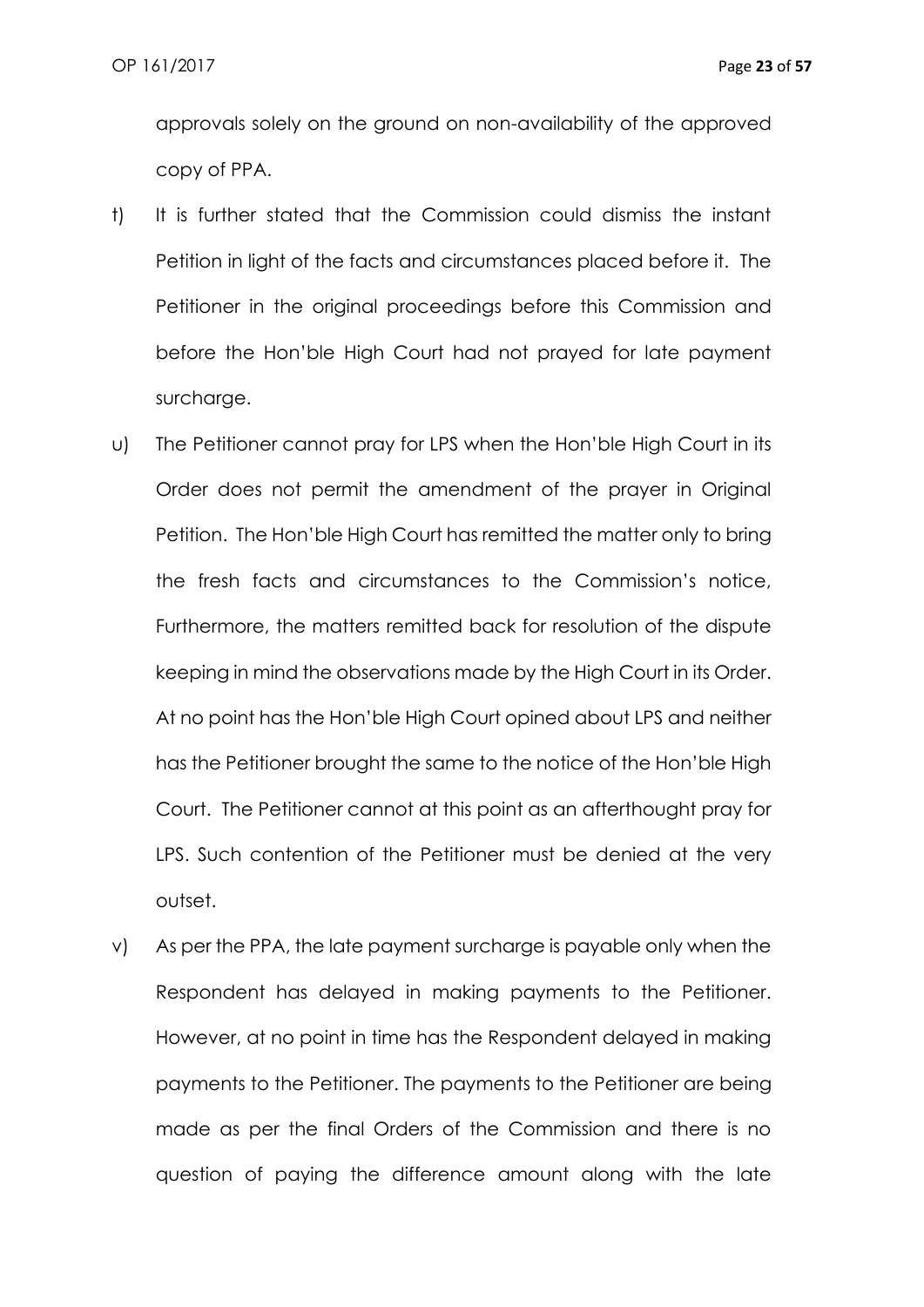approvals solely on the ground on non-availability of the approved copy of PPA.

t) It is further stated that the Commission could dismiss the instant Petition in light of the facts and circumstances placed before it. The Petitioner in the original proceedings before this Commission and before the Hon'ble High Court had not prayed for late payment surcharge.

u) The Petitioner cannot pray for LPS when the Hon'ble High Court in its Order does not permit the amendment of the prayer in Original Petition. The Hon'ble High Court has remitted the matter only to bring the fresh facts and circumstances to the Commission's notice, Furthermore, the matters remitted back for resolution of the dispute keeping in mind the observations made by the High Court in its Order. At no point has the Hon'ble High Court opined about LPS and neither has the Petitioner brought the same to the notice of the Hon'ble High Court. The Petitioner cannot at this point as an afterthought pray for LPS. Such contention of the Petitioner must be denied at the very outset.

v) As per the PPA, the late payment surcharge is payable only when the Respondent has delayed in making payments to the Petitioner. However, at no point in time has the Respondent delayed in making payments to the Petitioner. The payments to the Petitioner are being made as per the final Orders of the Commission and there is no question of paying the difference amount along with the late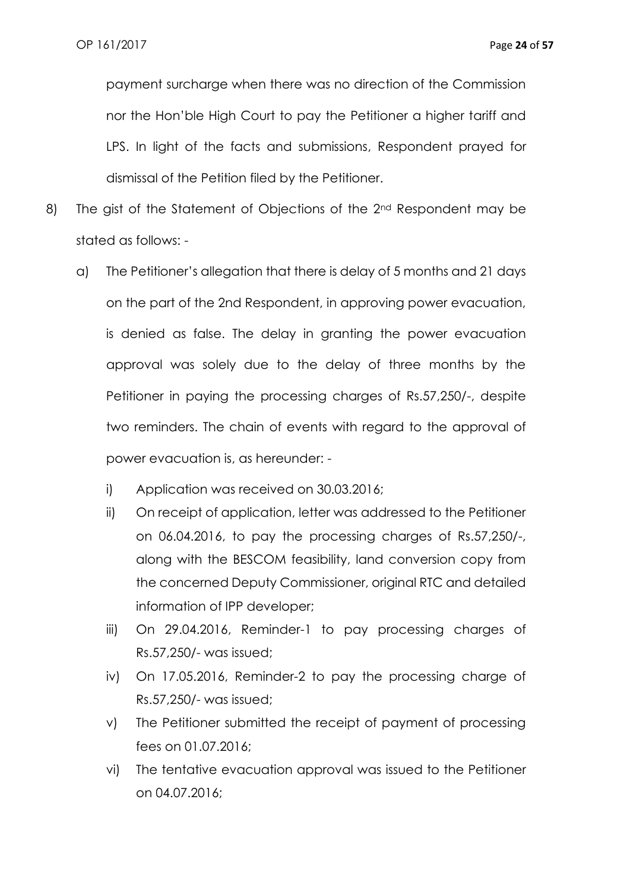payment surcharge when there was no direction of the Commission nor the Hon'ble High Court to pay the Petitioner a higher tariff and LPS. In light of the facts and submissions, Respondent prayed for dismissal of the Petition filed by the Petitioner.

8) The gist of the Statement of Objections of the 2nd Respondent may be stated as follows: -

   a) The Petitioner's allegation that there is delay of 5 months and 21 days on the part of the 2nd Respondent, in approving power evacuation, is denied as false. The delay in granting the power evacuation approval was solely due to the delay of three months by the Petitioner in paying the processing charges of Rs.57,250/-, despite two reminders. The chain of events with regard to the approval of power evacuation is, as hereunder: -

      i) Application was received on 30.03.2016;

      ii) On receipt of application, letter was addressed to the Petitioner on 06.04.2016, to pay the processing charges of Rs.57,250/-, along with the BESCOM feasibility, land conversion copy from the concerned Deputy Commissioner, original RTC and detailed information of IPP developer;

      iii) On 29.04.2016, Reminder-1 to pay processing charges of Rs.57,250/- was issued;

      iv) On 17.05.2016, Reminder-2 to pay the processing charge of Rs.57,250/- was issued;

      v) The Petitioner submitted the receipt of payment of processing fees on 01.07.2016;

      vi) The tentative evacuation approval was issued to the Petitioner on 04.07.2016;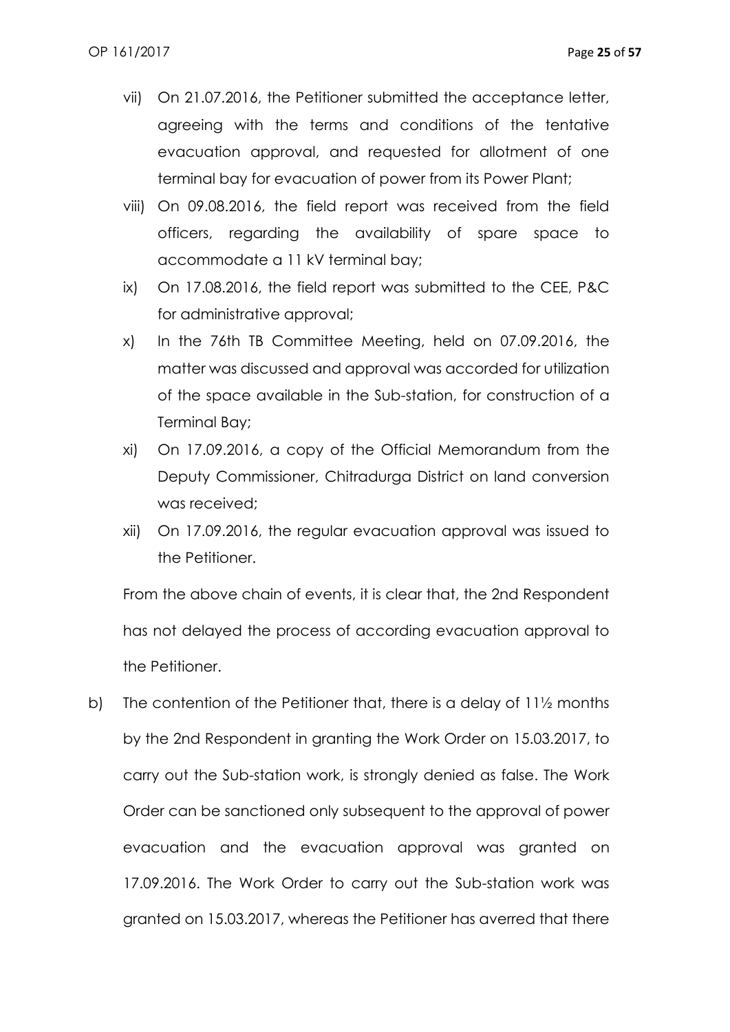vii) On 21.07.2016, the Petitioner submitted the acceptance letter, agreeing with the terms and conditions of the tentative evacuation approval, and requested for allotment of one terminal bay for evacuation of power from its Power Plant;

viii) On 09.08.2016, the field report was received from the field officers, regarding the availability of spare space to accommodate a 11 kV terminal bay;

ix) On 17.08.2016, the field report was submitted to the CEE, P&C for administrative approval;

x) In the 76th TB Committee Meeting, held on 07.09.2016, the matter was discussed and approval was accorded for utilization of the space available in the Sub-station, for construction of a Terminal Bay;

xi) On 17.09.2016, a copy of the Official Memorandum from the Deputy Commissioner, Chitradurga District on land conversion was received;

xii) On 17.09.2016, the regular evacuation approval was issued to the Petitioner.

From the above chain of events, it is clear that, the 2nd Respondent has not delayed the process of according evacuation approval to the Petitioner.

b) The contention of the Petitioner that, there is a delay of 11½ months by the 2nd Respondent in granting the Work Order on 15.03.2017, to carry out the Sub-station work, is strongly denied as false. The Work Order can be sanctioned only subsequent to the approval of power evacuation and the evacuation approval was granted on 17.09.2016. The Work Order to carry out the Sub-station work was granted on 15.03.2017, whereas the Petitioner has averred that there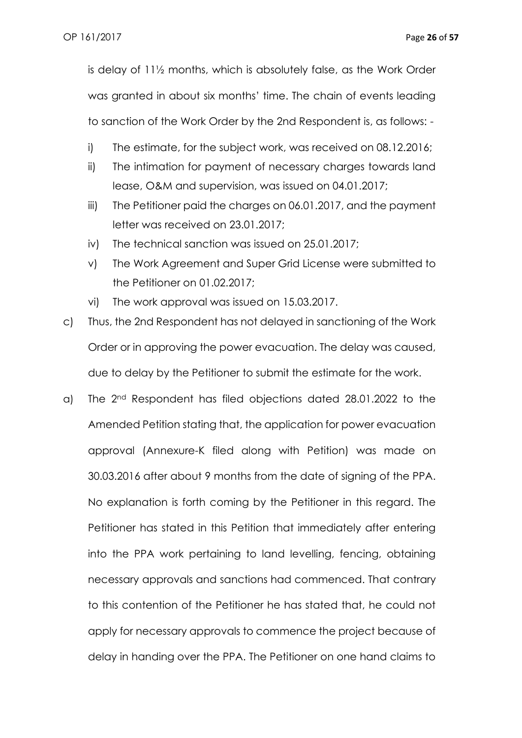is delay of 11½ months, which is absolutely false, as the Work Order was granted in about six months' time. The chain of events leading to sanction of the Work Order by the 2nd Respondent is, as follows: -

i) The estimate, for the subject work, was received on 08.12.2016;
ii) The intimation for payment of necessary charges towards land lease, O&M and supervision, was issued on 04.01.2017;
iii) The Petitioner paid the charges on 06.01.2017, and the payment letter was received on 23.01.2017;
iv) The technical sanction was issued on 25.01.2017;
v) The Work Agreement and Super Grid License were submitted to the Petitioner on 01.02.2017;
vi) The work approval was issued on 15.03.2017.

c) Thus, the 2nd Respondent has not delayed in sanctioning of the Work Order or in approving the power evacuation. The delay was caused, due to delay by the Petitioner to submit the estimate for the work.

a) The 2nd Respondent has filed objections dated 28.01.2022 to the Amended Petition stating that, the application for power evacuation approval (Annexure-K filed along with Petition) was made on 30.03.2016 after about 9 months from the date of signing of the PPA. No explanation is forth coming by the Petitioner in this regard. The Petitioner has stated in this Petition that immediately after entering into the PPA work pertaining to land levelling, fencing, obtaining necessary approvals and sanctions had commenced. That contrary to this contention of the Petitioner he has stated that, he could not apply for necessary approvals to commence the project because of delay in handing over the PPA. The Petitioner on one hand claims to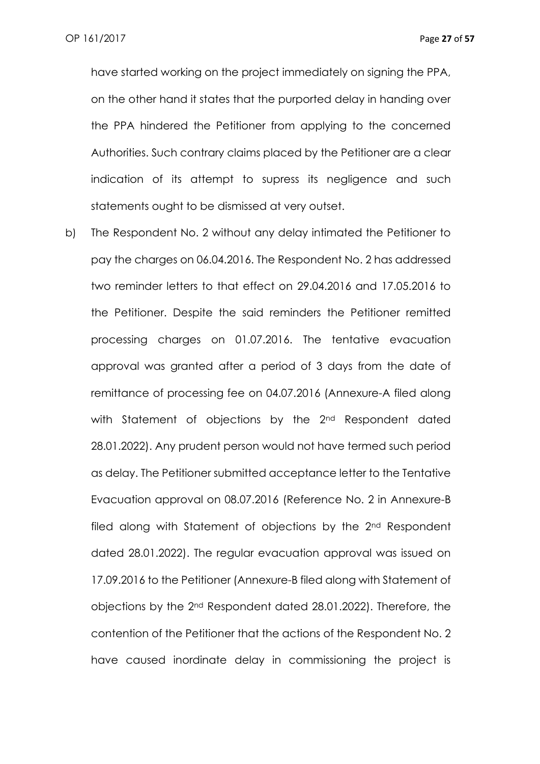have started working on the project immediately on signing the PPA, on the other hand it states that the purported delay in handing over the PPA hindered the Petitioner from applying to the concerned Authorities. Such contrary claims placed by the Petitioner are a clear indication of its attempt to supress its negligence and such statements ought to be dismissed at very outset.

b) The Respondent No. 2 without any delay intimated the Petitioner to pay the charges on 06.04.2016. The Respondent No. 2 has addressed two reminder letters to that effect on 29.04.2016 and 17.05.2016 to the Petitioner. Despite the said reminders the Petitioner remitted processing charges on 01.07.2016. The tentative evacuation approval was granted after a period of 3 days from the date of remittance of processing fee on 04.07.2016 (Annexure-A filed along with Statement of objections by the 2nd Respondent dated 28.01.2022). Any prudent person would not have termed such period as delay. The Petitioner submitted acceptance letter to the Tentative Evacuation approval on 08.07.2016 (Reference No. 2 in Annexure-B filed along with Statement of objections by the 2nd Respondent dated 28.01.2022). The regular evacuation approval was issued on 17.09.2016 to the Petitioner (Annexure-B filed along with Statement of objections by the 2nd Respondent dated 28.01.2022). Therefore, the contention of the Petitioner that the actions of the Respondent No. 2 have caused inordinate delay in commissioning the project is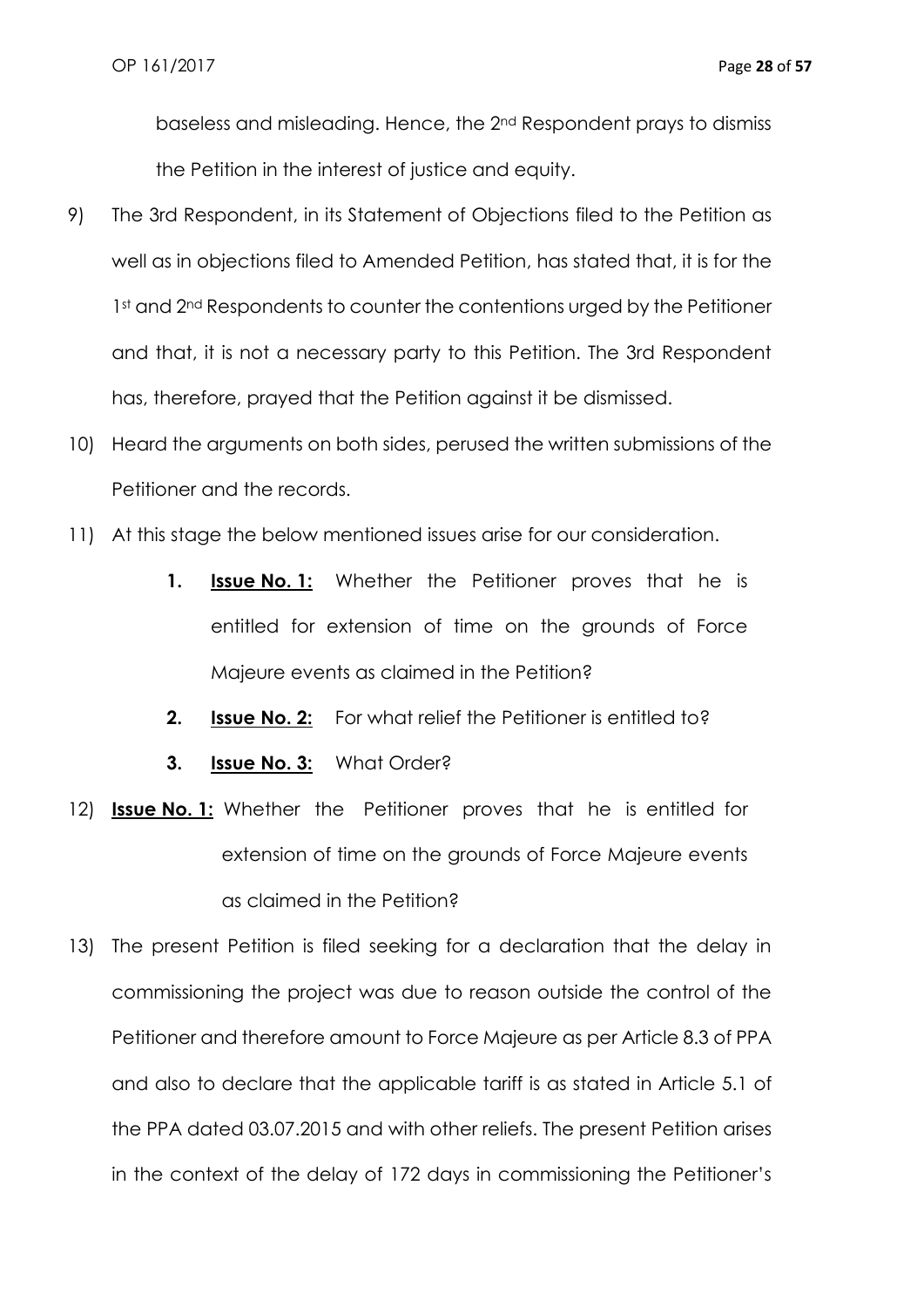baseless and misleading. Hence, the 2nd Respondent prays to dismiss the Petition in the interest of justice and equity.

9) The 3rd Respondent, in its Statement of Objections filed to the Petition as well as in objections filed to Amended Petition, has stated that, it is for the 1st and 2nd Respondents to counter the contentions urged by the Petitioner and that, it is not a necessary party to this Petition. The 3rd Respondent has, therefore, prayed that the Petition against it be dismissed.

10) Heard the arguments on both sides, perused the written submissions of the Petitioner and the records.

11) At this stage the below mentioned issues arise for our consideration.

    1. **<u>Issue No. 1:</u>** Whether the Petitioner proves that he is entitled for extension of time on the grounds of Force Majeure events as claimed in the Petition?

    2. **<u>Issue No. 2:</u>** For what relief the Petitioner is entitled to?

    3. **<u>Issue No. 3:</u>** What Order?

12) **<u>Issue No. 1:</u>** Whether the Petitioner proves that he is entitled for extension of time on the grounds of Force Majeure events as claimed in the Petition?

13) The present Petition is filed seeking for a declaration that the delay in commissioning the project was due to reason outside the control of the Petitioner and therefore amount to Force Majeure as per Article 8.3 of PPA and also to declare that the applicable tariff is as stated in Article 5.1 of the PPA dated 03.07.2015 and with other reliefs. The present Petition arises in the context of the delay of 172 days in commissioning the Petitioner's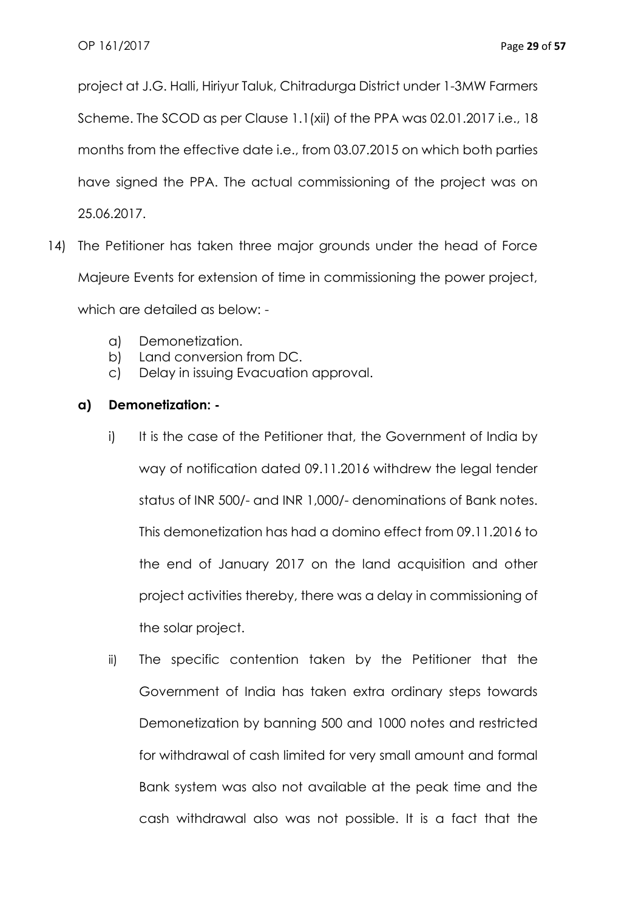project at J.G. Halli, Hiriyur Taluk, Chitradurga District under 1-3MW Farmers Scheme. The SCOD as per Clause 1.1(xii) of the PPA was 02.01.2017 i.e., 18 months from the effective date i.e., from 03.07.2015 on which both parties have signed the PPA. The actual commissioning of the project was on 25.06.2017.

14) The Petitioner has taken three major grounds under the head of Force Majeure Events for extension of time in commissioning the power project, which are detailed as below: -

    a) Demonetization.
    b) Land conversion from DC.
    c) Delay in issuing Evacuation approval.

**a) Demonetization: -**

i) It is the case of the Petitioner that, the Government of India by way of notification dated 09.11.2016 withdrew the legal tender status of INR 500/- and INR 1,000/- denominations of Bank notes. This demonetization has had a domino effect from 09.11.2016 to the end of January 2017 on the land acquisition and other project activities thereby, there was a delay in commissioning of the solar project.

ii) The specific contention taken by the Petitioner that the Government of India has taken extra ordinary steps towards Demonetization by banning 500 and 1000 notes and restricted for withdrawal of cash limited for very small amount and formal Bank system was also not available at the peak time and the cash withdrawal also was not possible. It is a fact that the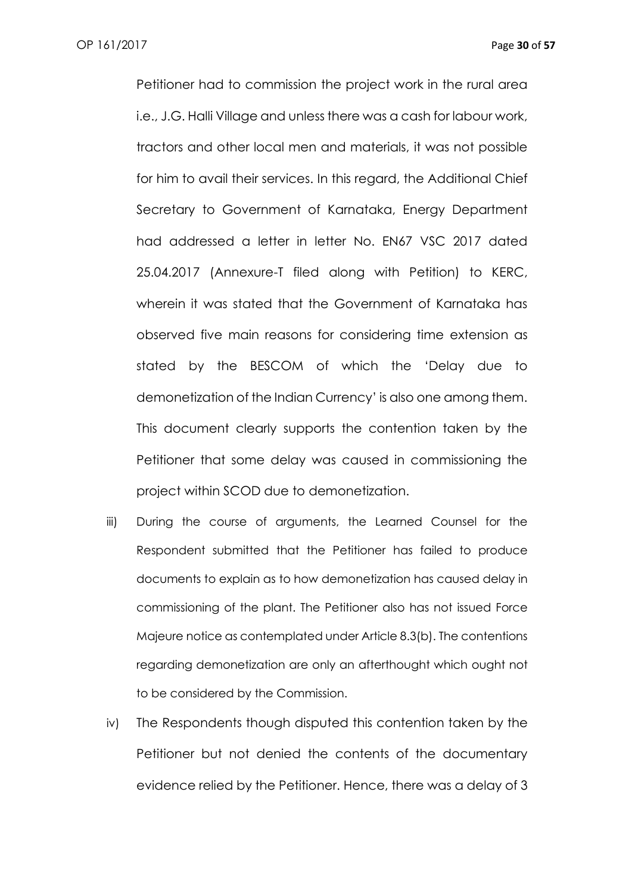Petitioner had to commission the project work in the rural area i.e., J.G. Halli Village and unless there was a cash for labour work, tractors and other local men and materials, it was not possible for him to avail their services. In this regard, the Additional Chief Secretary to Government of Karnataka, Energy Department had addressed a letter in letter No. EN67 VSC 2017 dated 25.04.2017 (Annexure-T filed along with Petition) to KERC, wherein it was stated that the Government of Karnataka has observed five main reasons for considering time extension as stated by the BESCOM of which the 'Delay due to demonetization of the Indian Currency' is also one among them. This document clearly supports the contention taken by the Petitioner that some delay was caused in commissioning the project within SCOD due to demonetization.

iii) During the course of arguments, the Learned Counsel for the Respondent submitted that the Petitioner has failed to produce documents to explain as to how demonetization has caused delay in commissioning of the plant. The Petitioner also has not issued Force Majeure notice as contemplated under Article 8.3(b). The contentions regarding demonetization are only an afterthought which ought not to be considered by the Commission.

iv) The Respondents though disputed this contention taken by the Petitioner but not denied the contents of the documentary evidence relied by the Petitioner. Hence, there was a delay of 3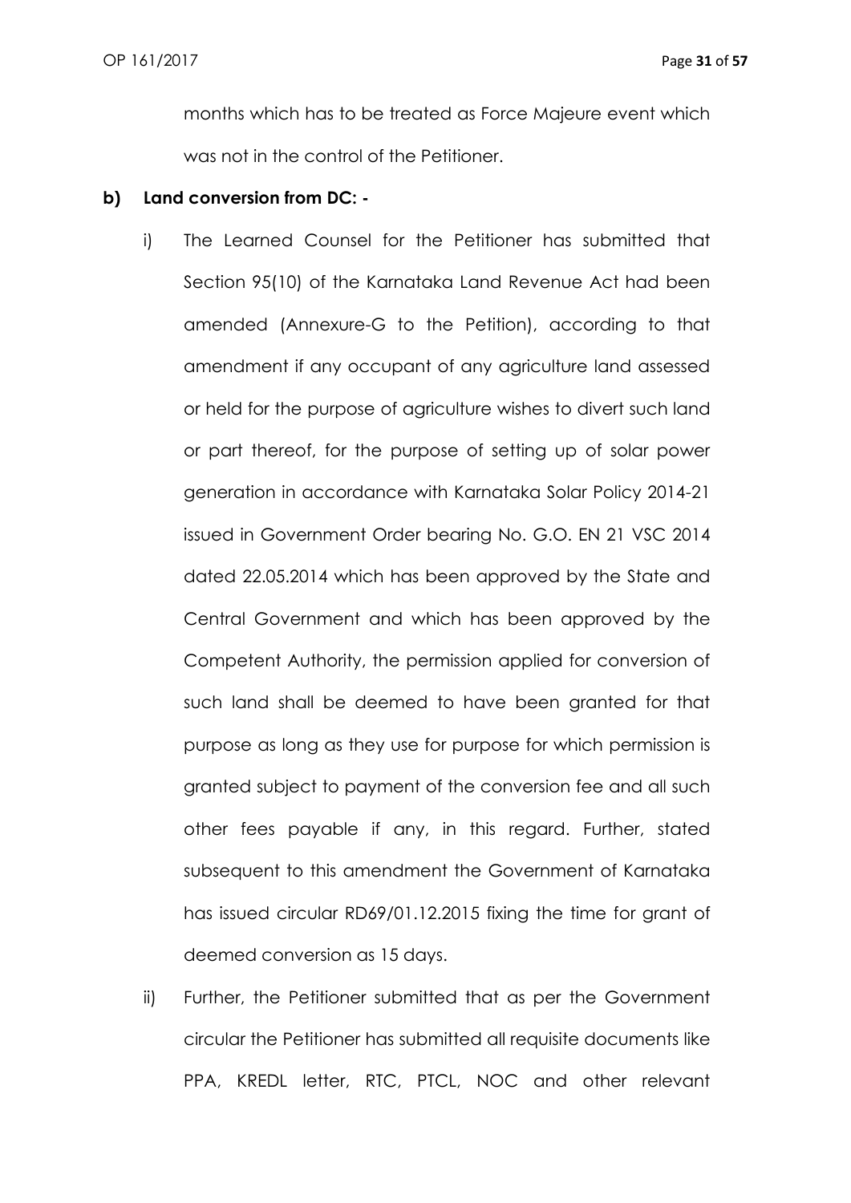months which has to be treated as Force Majeure event which was not in the control of the Petitioner.

**b) Land conversion from DC: -**

i) The Learned Counsel for the Petitioner has submitted that Section 95(10) of the Karnataka Land Revenue Act had been amended (Annexure-G to the Petition), according to that amendment if any occupant of any agriculture land assessed or held for the purpose of agriculture wishes to divert such land or part thereof, for the purpose of setting up of solar power generation in accordance with Karnataka Solar Policy 2014-21 issued in Government Order bearing No. G.O. EN 21 VSC 2014 dated 22.05.2014 which has been approved by the State and Central Government and which has been approved by the Competent Authority, the permission applied for conversion of such land shall be deemed to have been granted for that purpose as long as they use for purpose for which permission is granted subject to payment of the conversion fee and all such other fees payable if any, in this regard. Further, stated subsequent to this amendment the Government of Karnataka has issued circular RD69/01.12.2015 fixing the time for grant of deemed conversion as 15 days.

ii) Further, the Petitioner submitted that as per the Government circular the Petitioner has submitted all requisite documents like PPA, KREDL letter, RTC, PTCL, NOC and other relevant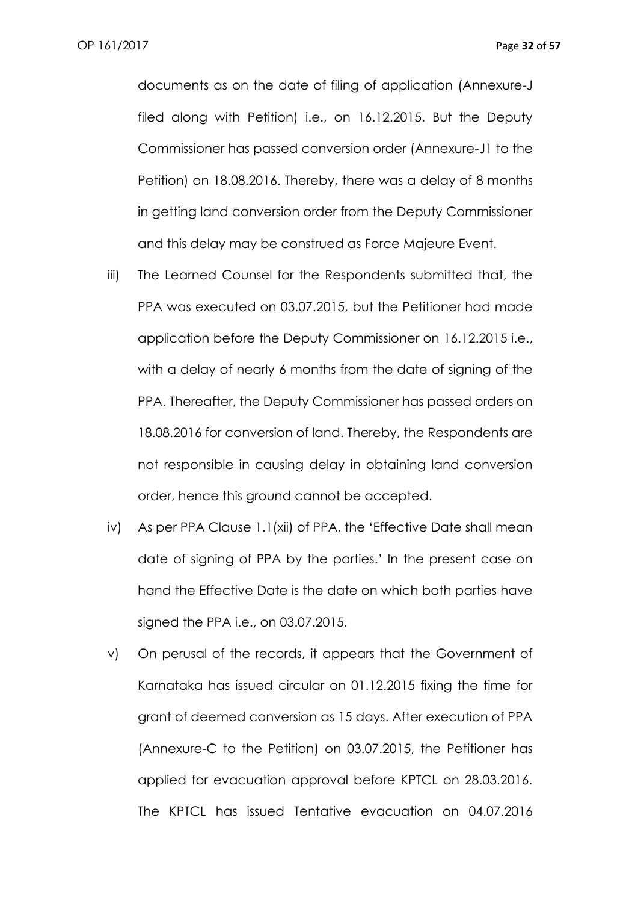documents as on the date of filing of application (Annexure-J filed along with Petition) i.e., on 16.12.2015. But the Deputy Commissioner has passed conversion order (Annexure-J1 to the Petition) on 18.08.2016. Thereby, there was a delay of 8 months in getting land conversion order from the Deputy Commissioner and this delay may be construed as Force Majeure Event.

iii) The Learned Counsel for the Respondents submitted that, the PPA was executed on 03.07.2015, but the Petitioner had made application before the Deputy Commissioner on 16.12.2015 i.e., with a delay of nearly 6 months from the date of signing of the PPA. Thereafter, the Deputy Commissioner has passed orders on 18.08.2016 for conversion of land. Thereby, the Respondents are not responsible in causing delay in obtaining land conversion order, hence this ground cannot be accepted.

iv) As per PPA Clause 1.1(xii) of PPA, the 'Effective Date shall mean date of signing of PPA by the parties.' In the present case on hand the Effective Date is the date on which both parties have signed the PPA i.e., on 03.07.2015.

v) On perusal of the records, it appears that the Government of Karnataka has issued circular on 01.12.2015 fixing the time for grant of deemed conversion as 15 days. After execution of PPA (Annexure-C to the Petition) on 03.07.2015, the Petitioner has applied for evacuation approval before KPTCL on 28.03.2016. The KPTCL has issued Tentative evacuation on 04.07.2016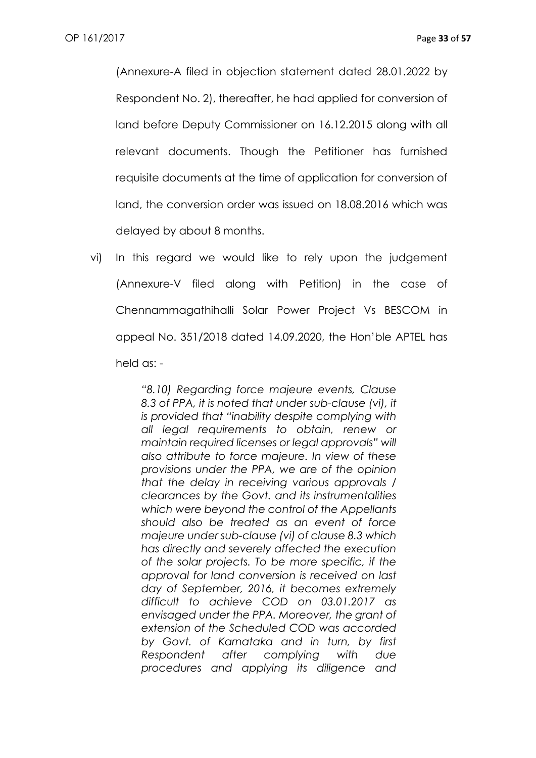(Annexure-A filed in objection statement dated 28.01.2022 by Respondent No. 2), thereafter, he had applied for conversion of land before Deputy Commissioner on 16.12.2015 along with all relevant documents. Though the Petitioner has furnished requisite documents at the time of application for conversion of land, the conversion order was issued on 18.08.2016 which was delayed by about 8 months.

vi) In this regard we would like to rely upon the judgement (Annexure-V filed along with Petition) in the case of Chennammagathihalli Solar Power Project Vs BESCOM in appeal No. 351/2018 dated 14.09.2020, the Hon'ble APTEL has held as: -

> *"8.10) Regarding force majeure events, Clause 8.3 of PPA, it is noted that under sub-clause (vi), it is provided that "inability despite complying with all legal requirements to obtain, renew or maintain required licenses or legal approvals" will also attribute to force majeure. In view of these provisions under the PPA, we are of the opinion that the delay in receiving various approvals / clearances by the Govt. and its instrumentalities which were beyond the control of the Appellants should also be treated as an event of force majeure under sub-clause (vi) of clause 8.3 which has directly and severely affected the execution of the solar projects. To be more specific, if the approval for land conversion is received on last day of September, 2016, it becomes extremely difficult to achieve COD on 03.01.2017 as envisaged under the PPA. Moreover, the grant of extension of the Scheduled COD was accorded by Govt. of Karnataka and in turn, by first Respondent after complying with due procedures and applying its diligence and*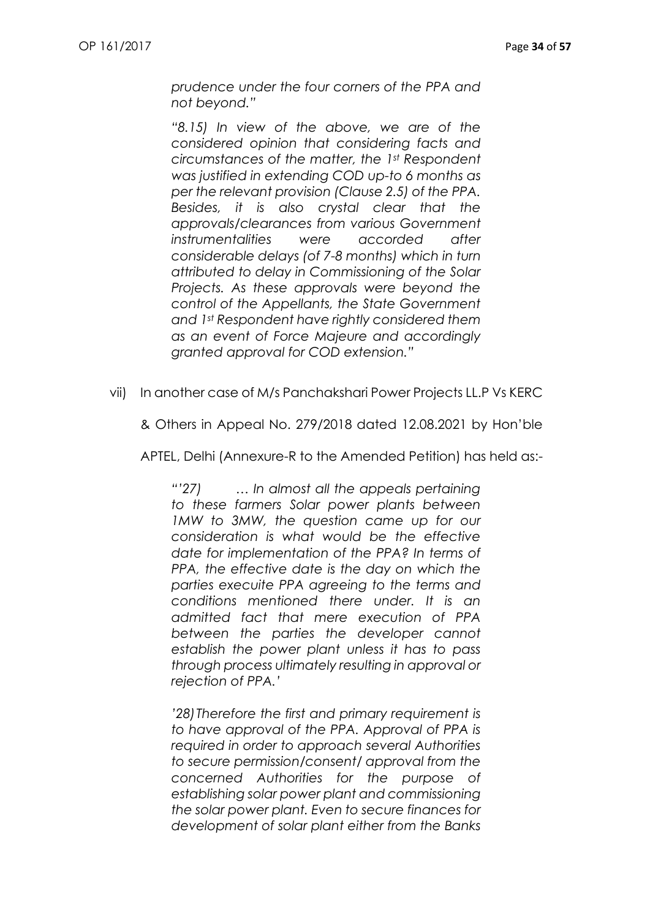*prudence under the four corners of the PPA and not beyond."*

*"8.15) In view of the above, we are of the considered opinion that considering facts and circumstances of the matter, the 1st Respondent was justified in extending COD up-to 6 months as per the relevant provision (Clause 2.5) of the PPA. Besides, it is also crystal clear that the approvals/clearances from various Government instrumentalities were accorded after considerable delays (of 7-8 months) which in turn attributed to delay in Commissioning of the Solar Projects. As these approvals were beyond the control of the Appellants, the State Government and 1st Respondent have rightly considered them as an event of Force Majeure and accordingly granted approval for COD extension."*

vii) In another case of M/s Panchakshari Power Projects LL.P Vs KERC & Others in Appeal No. 279/2018 dated 12.08.2021 by Hon'ble APTEL, Delhi (Annexure-R to the Amended Petition) has held as:-

*"'27) … In almost all the appeals pertaining to these farmers Solar power plants between 1MW to 3MW, the question came up for our consideration is what would be the effective date for implementation of the PPA? In terms of PPA, the effective date is the day on which the parties execuite PPA agreeing to the terms and conditions mentioned there under. It is an admitted fact that mere execution of PPA between the parties the developer cannot establish the power plant unless it has to pass through process ultimately resulting in approval or rejection of PPA.'*

*'28) Therefore the first and primary requirement is to have approval of the PPA. Approval of PPA is required in order to approach several Authorities to secure permission/consent/ approval from the concerned Authorities for the purpose of establishing solar power plant and commissioning the solar power plant. Even to secure finances for development of solar plant either from the Banks*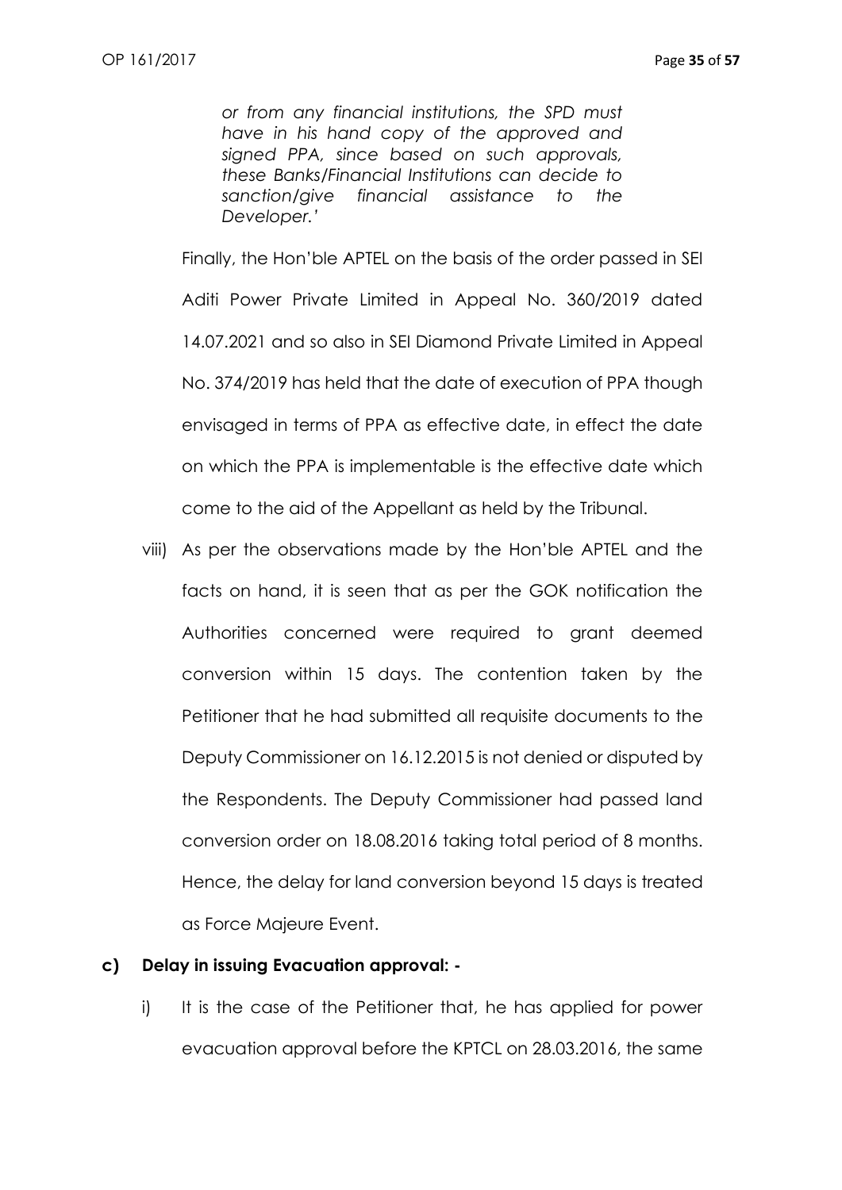*or from any financial institutions, the SPD must have in his hand copy of the approved and signed PPA, since based on such approvals, these Banks/Financial Institutions can decide to sanction/give financial assistance to the Developer.'*

Finally, the Hon'ble APTEL on the basis of the order passed in SEI Aditi Power Private Limited in Appeal No. 360/2019 dated 14.07.2021 and so also in SEI Diamond Private Limited in Appeal No. 374/2019 has held that the date of execution of PPA though envisaged in terms of PPA as effective date, in effect the date on which the PPA is implementable is the effective date which come to the aid of the Appellant as held by the Tribunal.

viii) As per the observations made by the Hon'ble APTEL and the facts on hand, it is seen that as per the GOK notification the Authorities concerned were required to grant deemed conversion within 15 days. The contention taken by the Petitioner that he had submitted all requisite documents to the Deputy Commissioner on 16.12.2015 is not denied or disputed by the Respondents. The Deputy Commissioner had passed land conversion order on 18.08.2016 taking total period of 8 months. Hence, the delay for land conversion beyond 15 days is treated as Force Majeure Event.

**c) Delay in issuing Evacuation approval: -**

i) It is the case of the Petitioner that, he has applied for power evacuation approval before the KPTCL on 28.03.2016, the same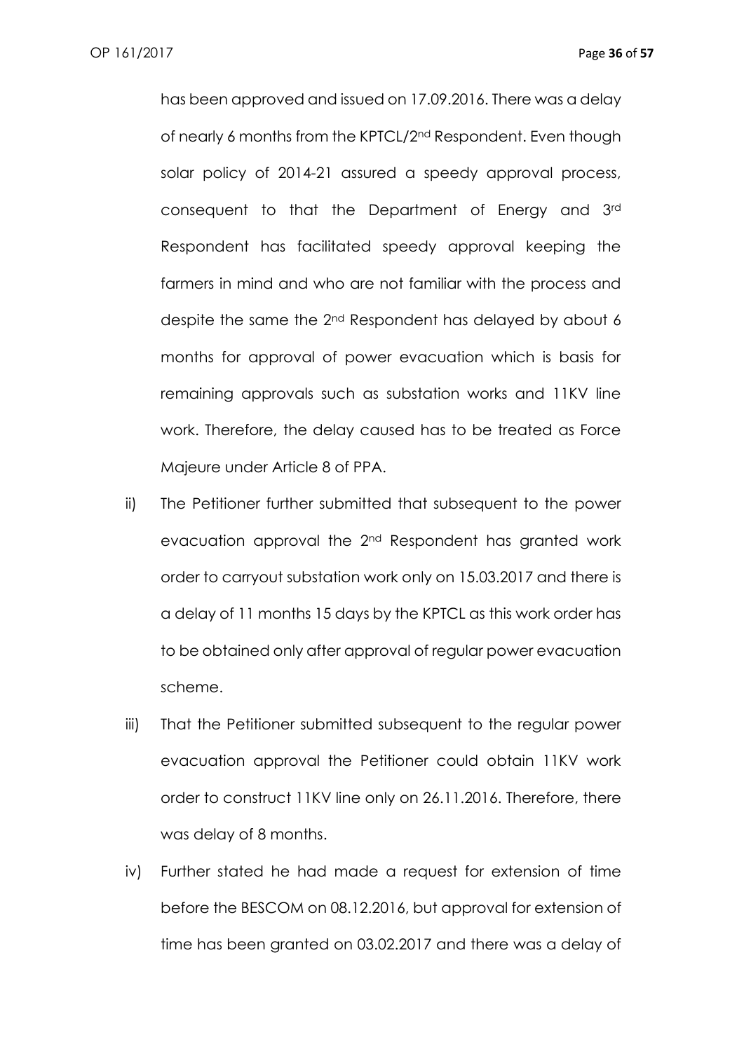has been approved and issued on 17.09.2016. There was a delay of nearly 6 months from the KPTCL/2nd Respondent. Even though solar policy of 2014-21 assured a speedy approval process, consequent to that the Department of Energy and 3rd Respondent has facilitated speedy approval keeping the farmers in mind and who are not familiar with the process and despite the same the 2nd Respondent has delayed by about 6 months for approval of power evacuation which is basis for remaining approvals such as substation works and 11KV line work. Therefore, the delay caused has to be treated as Force Majeure under Article 8 of PPA.

ii) The Petitioner further submitted that subsequent to the power evacuation approval the 2nd Respondent has granted work order to carryout substation work only on 15.03.2017 and there is a delay of 11 months 15 days by the KPTCL as this work order has to be obtained only after approval of regular power evacuation scheme.

iii) That the Petitioner submitted subsequent to the regular power evacuation approval the Petitioner could obtain 11KV work order to construct 11KV line only on 26.11.2016. Therefore, there was delay of 8 months.

iv) Further stated he had made a request for extension of time before the BESCOM on 08.12.2016, but approval for extension of time has been granted on 03.02.2017 and there was a delay of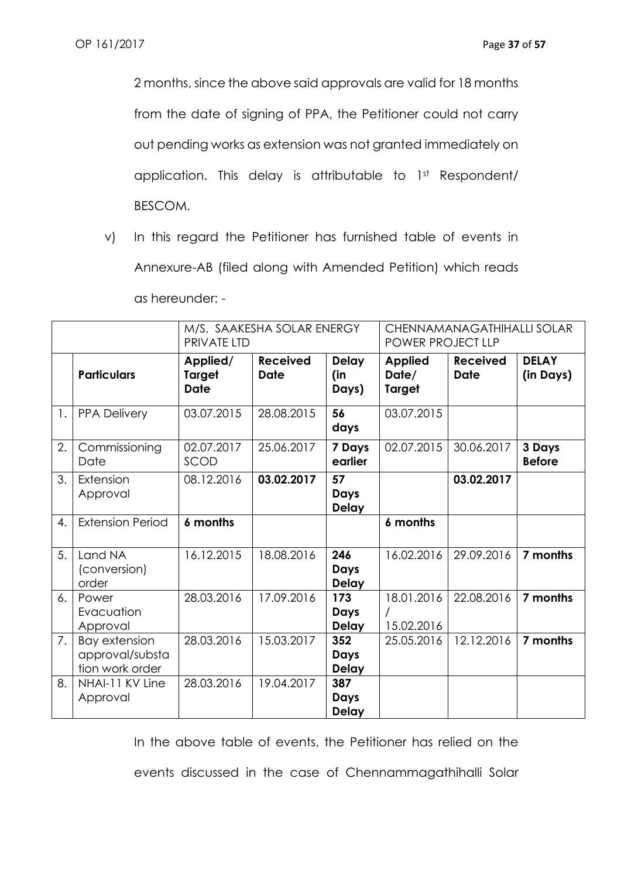2 months, since the above said approvals are valid for 18 months from the date of signing of PPA, the Petitioner could not carry out pending works as extension was not granted immediately on application. This delay is attributable to 1st Respondent/ BESCOM.

v) In this regard the Petitioner has furnished table of events in Annexure-AB (filed along with Amended Petition) which reads as hereunder: -

| | | M/S. SAAKESHA SOLAR ENERGY PRIVATE LTD | | | CHENNAMANAGATHIHALLI SOLAR POWER PROJECT LLP | | |
|---|---|---|---|---|---|---|---|
| | **Particulars** | **Applied/ Target Date** | **Received Date** | **Delay (in Days)** | **Applied Date/ Target** | **Received Date** | **DELAY (in Days)** |
| 1. | PPA Delivery | 03.07.2015 | 28.08.2015 | **56 days** | 03.07.2015 | | |
| 2. | Commissioning Date | 02.07.2017 SCOD | 25.06.2017 | **7 Days earlier** | 02.07.2015 | 30.06.2017 | **3 Days Before** |
| 3. | Extension Approval | 08.12.2016 | **03.02.2017** | **57 Days Delay** | | **03.02.2017** | |
| 4. | Extension Period | **6 months** | | | **6 months** | | |
| 5. | Land NA (conversion) order | 16.12.2015 | 18.08.2016 | **246 Days Delay** | 16.02.2016 | 29.09.2016 | **7 months** |
| 6. | Power Evacuation Approval | 28.03.2016 | 17.09.2016 | **173 Days Delay** | 18.01.2016 / 15.02.2016 | 22.08.2016 | **7 months** |
| 7. | Bay extension approval/substation work order | 28.03.2016 | 15.03.2017 | **352 Days Delay** | 25.05.2016 | 12.12.2016 | **7 months** |
| 8. | NHAI-11 KV Line Approval | 28.03.2016 | 19.04.2017 | **387 Days Delay** | | | |

In the above table of events, the Petitioner has relied on the events discussed in the case of Chennammagathihalli Solar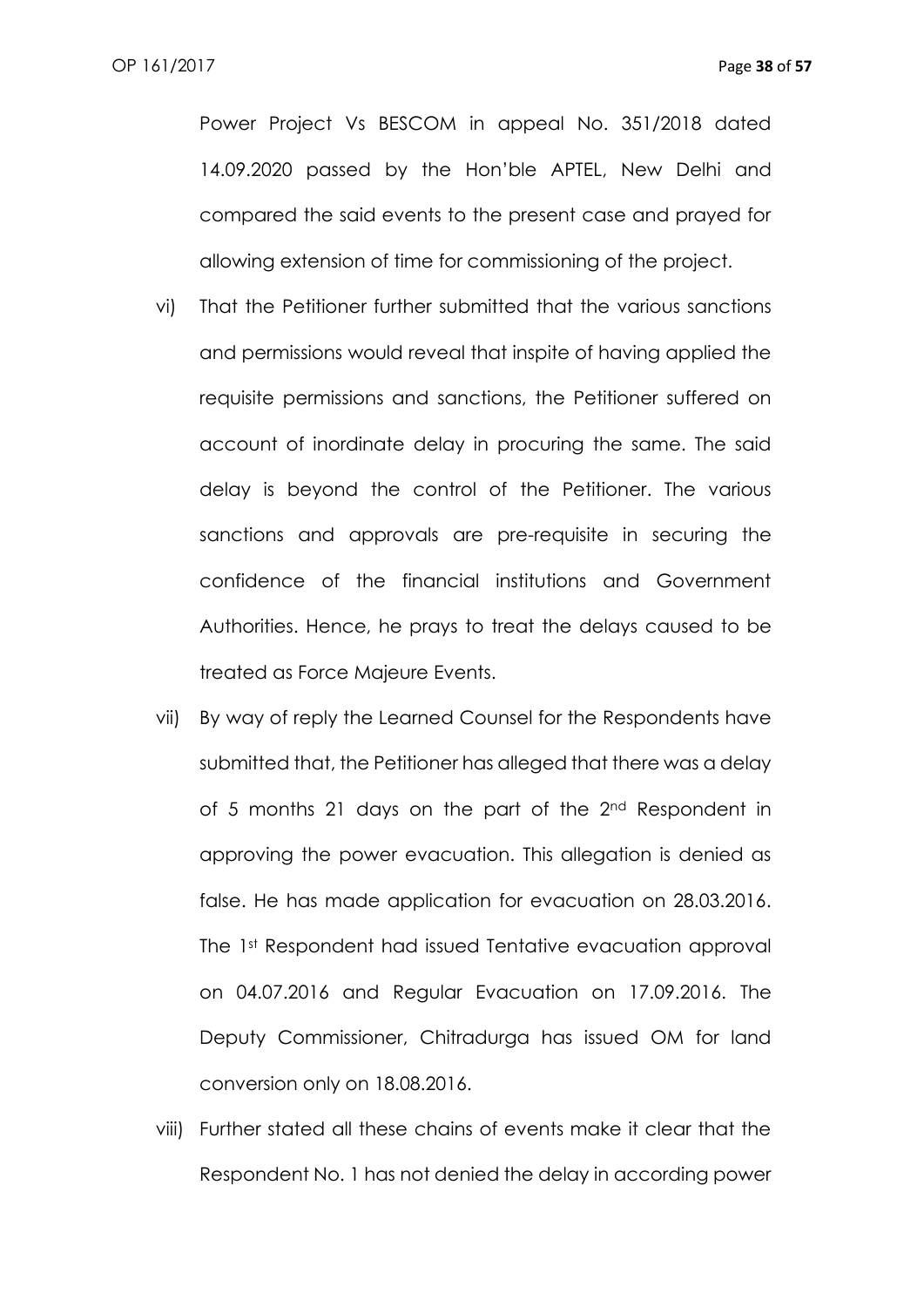Power Project Vs BESCOM in appeal No. 351/2018 dated 14.09.2020 passed by the Hon'ble APTEL, New Delhi and compared the said events to the present case and prayed for allowing extension of time for commissioning of the project.

vi) That the Petitioner further submitted that the various sanctions and permissions would reveal that inspite of having applied the requisite permissions and sanctions, the Petitioner suffered on account of inordinate delay in procuring the same. The said delay is beyond the control of the Petitioner. The various sanctions and approvals are pre-requisite in securing the confidence of the financial institutions and Government Authorities. Hence, he prays to treat the delays caused to be treated as Force Majeure Events.

vii) By way of reply the Learned Counsel for the Respondents have submitted that, the Petitioner has alleged that there was a delay of 5 months 21 days on the part of the 2nd Respondent in approving the power evacuation. This allegation is denied as false. He has made application for evacuation on 28.03.2016. The 1st Respondent had issued Tentative evacuation approval on 04.07.2016 and Regular Evacuation on 17.09.2016. The Deputy Commissioner, Chitradurga has issued OM for land conversion only on 18.08.2016.

viii) Further stated all these chains of events make it clear that the Respondent No. 1 has not denied the delay in according power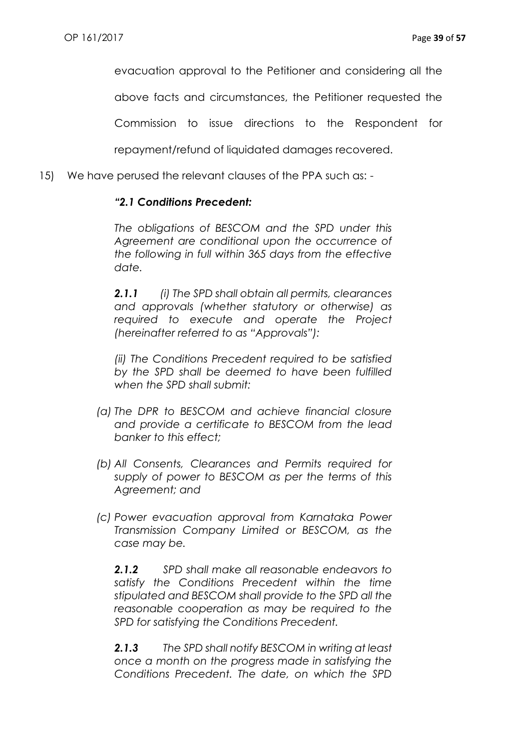evacuation approval to the Petitioner and considering all the above facts and circumstances, the Petitioner requested the Commission to issue directions to the Respondent for repayment/refund of liquidated damages recovered.

15) We have perused the relevant clauses of the PPA such as: -

> ***"2.1 Conditions Precedent:***
>
> *The obligations of BESCOM and the SPD under this Agreement are conditional upon the occurrence of the following in full within 365 days from the effective date.*
>
> ***2.1.1*** *(i) The SPD shall obtain all permits, clearances and approvals (whether statutory or otherwise) as required to execute and operate the Project (hereinafter referred to as "Approvals"):*
>
> *(ii) The Conditions Precedent required to be satisfied by the SPD shall be deemed to have been fulfilled when the SPD shall submit:*
>
> *(a) The DPR to BESCOM and achieve financial closure and provide a certificate to BESCOM from the lead banker to this effect;*
>
> *(b) All Consents, Clearances and Permits required for supply of power to BESCOM as per the terms of this Agreement; and*
>
> *(c) Power evacuation approval from Karnataka Power Transmission Company Limited or BESCOM, as the case may be.*
>
> ***2.1.2*** *SPD shall make all reasonable endeavors to satisfy the Conditions Precedent within the time stipulated and BESCOM shall provide to the SPD all the reasonable cooperation as may be required to the SPD for satisfying the Conditions Precedent.*
>
> ***2.1.3*** *The SPD shall notify BESCOM in writing at least once a month on the progress made in satisfying the Conditions Precedent. The date, on which the SPD*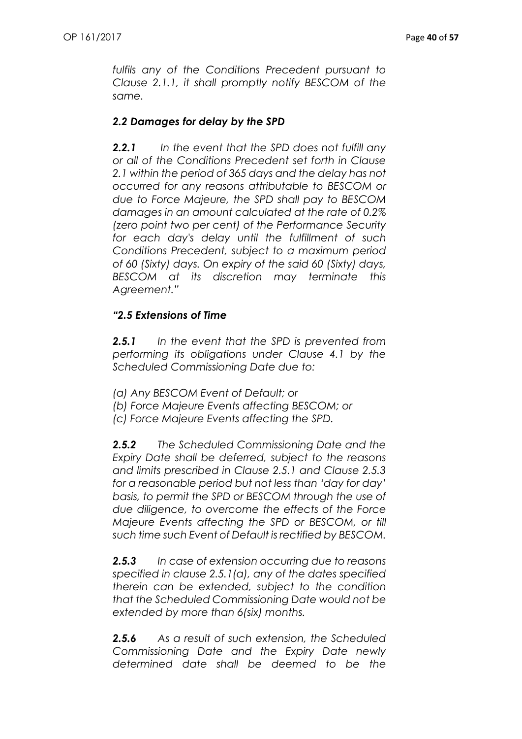*fulfils any of the Conditions Precedent pursuant to Clause 2.1.1, it shall promptly notify BESCOM of the same.*

***2.2 Damages for delay by the SPD***

***2.2.1*** *In the event that the SPD does not fulfill any or all of the Conditions Precedent set forth in Clause 2.1 within the period of 365 days and the delay has not occurred for any reasons attributable to BESCOM or due to Force Majeure, the SPD shall pay to BESCOM damages in an amount calculated at the rate of 0.2% (zero point two per cent) of the Performance Security for each day's delay until the fulfillment of such Conditions Precedent, subject to a maximum period of 60 (Sixty) days. On expiry of the said 60 (Sixty) days, BESCOM at its discretion may terminate this Agreement."*

***"2.5 Extensions of Time***

***2.5.1*** *In the event that the SPD is prevented from performing its obligations under Clause 4.1 by the Scheduled Commissioning Date due to:*

*(a) Any BESCOM Event of Default; or*
*(b) Force Majeure Events affecting BESCOM; or*
*(c) Force Majeure Events affecting the SPD.*

***2.5.2*** *The Scheduled Commissioning Date and the Expiry Date shall be deferred, subject to the reasons and limits prescribed in Clause 2.5.1 and Clause 2.5.3 for a reasonable period but not less than 'day for day' basis, to permit the SPD or BESCOM through the use of due diligence, to overcome the effects of the Force Majeure Events affecting the SPD or BESCOM, or till such time such Event of Default is rectified by BESCOM.*

***2.5.3*** *In case of extension occurring due to reasons specified in clause 2.5.1(a), any of the dates specified therein can be extended, subject to the condition that the Scheduled Commissioning Date would not be extended by more than 6(six) months.*

***2.5.6*** *As a result of such extension, the Scheduled Commissioning Date and the Expiry Date newly determined date shall be deemed to be the*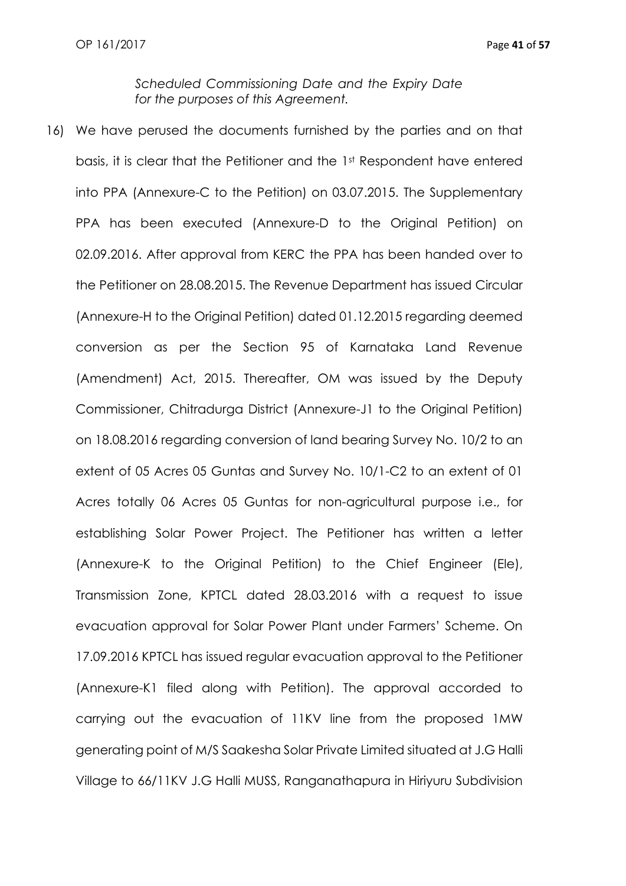*Scheduled Commissioning Date and the Expiry Date for the purposes of this Agreement.*

16) We have perused the documents furnished by the parties and on that basis, it is clear that the Petitioner and the 1st Respondent have entered into PPA (Annexure-C to the Petition) on 03.07.2015. The Supplementary PPA has been executed (Annexure-D to the Original Petition) on 02.09.2016. After approval from KERC the PPA has been handed over to the Petitioner on 28.08.2015. The Revenue Department has issued Circular (Annexure-H to the Original Petition) dated 01.12.2015 regarding deemed conversion as per the Section 95 of Karnataka Land Revenue (Amendment) Act, 2015. Thereafter, OM was issued by the Deputy Commissioner, Chitradurga District (Annexure-J1 to the Original Petition) on 18.08.2016 regarding conversion of land bearing Survey No. 10/2 to an extent of 05 Acres 05 Guntas and Survey No. 10/1-C2 to an extent of 01 Acres totally 06 Acres 05 Guntas for non-agricultural purpose i.e., for establishing Solar Power Project. The Petitioner has written a letter (Annexure-K to the Original Petition) to the Chief Engineer (Ele), Transmission Zone, KPTCL dated 28.03.2016 with a request to issue evacuation approval for Solar Power Plant under Farmers' Scheme. On 17.09.2016 KPTCL has issued regular evacuation approval to the Petitioner (Annexure-K1 filed along with Petition). The approval accorded to carrying out the evacuation of 11KV line from the proposed 1MW generating point of M/S Saakesha Solar Private Limited situated at J.G Halli Village to 66/11KV J.G Halli MUSS, Ranganathapura in Hiriyuru Subdivision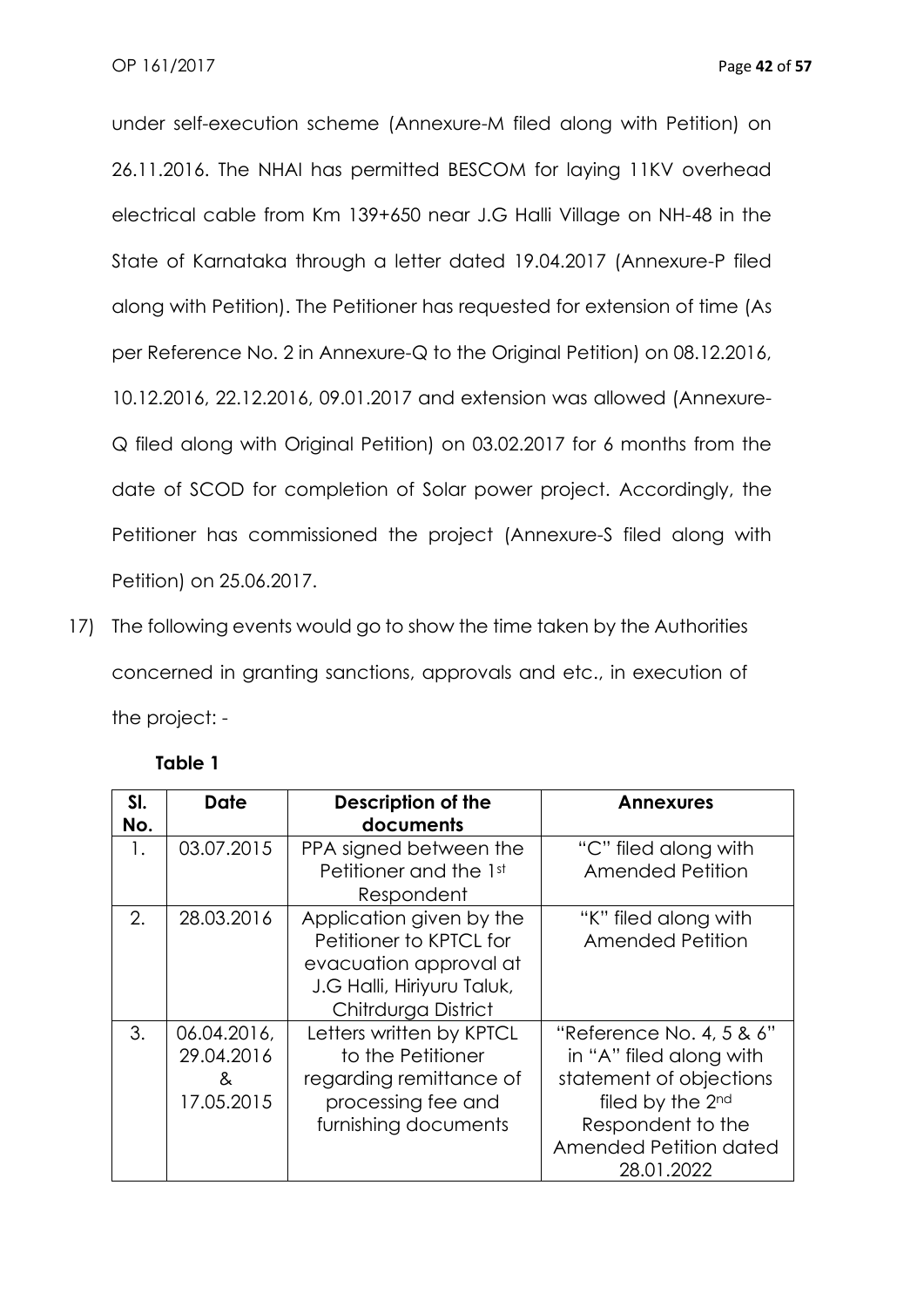under self-execution scheme (Annexure-M filed along with Petition) on 26.11.2016. The NHAI has permitted BESCOM for laying 11KV overhead electrical cable from Km 139+650 near J.G Halli Village on NH-48 in the State of Karnataka through a letter dated 19.04.2017 (Annexure-P filed along with Petition). The Petitioner has requested for extension of time (As per Reference No. 2 in Annexure-Q to the Original Petition) on 08.12.2016, 10.12.2016, 22.12.2016, 09.01.2017 and extension was allowed (Annexure-Q filed along with Original Petition) on 03.02.2017 for 6 months from the date of SCOD for completion of Solar power project. Accordingly, the Petitioner has commissioned the project (Annexure-S filed along with Petition) on 25.06.2017.

17) The following events would go to show the time taken by the Authorities concerned in granting sanctions, approvals and etc., in execution of the project: -

**Table 1**

| Sl. No. | Date | Description of the documents | Annexures |
|---|---|---|---|
| 1. | 03.07.2015 | PPA signed between the Petitioner and the 1st Respondent | "C" filed along with Amended Petition |
| 2. | 28.03.2016 | Application given by the Petitioner to KPTCL for evacuation approval at J.G Halli, Hiriyuru Taluk, Chitrdurga District | "K" filed along with Amended Petition |
| 3. | 06.04.2016, 29.04.2016 & 17.05.2015 | Letters written by KPTCL to the Petitioner regarding remittance of processing fee and furnishing documents | "Reference No. 4, 5 & 6" in "A" filed along with statement of objections filed by the 2nd Respondent to the Amended Petition dated 28.01.2022 |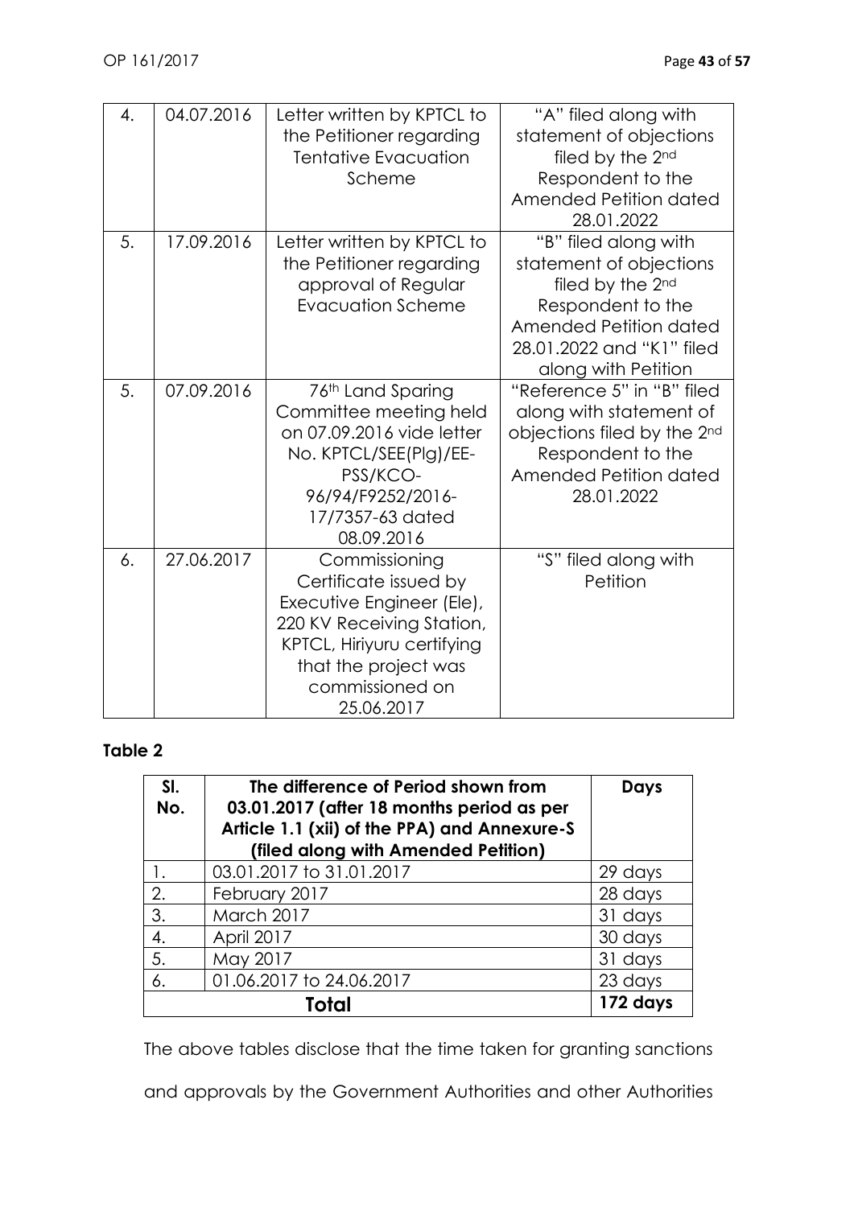| 4. | 04.07.2016 | Letter written by KPTCL to the Petitioner regarding Tentative Evacuation Scheme | "A" filed along with statement of objections filed by the 2nd Respondent to the Amended Petition dated 28.01.2022 |
|---|---|---|---|
| 5. | 17.09.2016 | Letter written by KPTCL to the Petitioner regarding approval of Regular Evacuation Scheme | "B" filed along with statement of objections filed by the 2nd Respondent to the Amended Petition dated 28.01.2022 and "K1" filed along with Petition |
| 5. | 07.09.2016 | 76th Land Sparing Committee meeting held on 07.09.2016 vide letter No. KPTCL/SEE(Plg)/EE-PSS/KCO-96/94/F9252/2016-17/7357-63 dated 08.09.2016 | "Reference 5" in "B" filed along with statement of objections filed by the 2nd Respondent to the Amended Petition dated 28.01.2022 |
| 6. | 27.06.2017 | Commissioning Certificate issued by Executive Engineer (Ele), 220 KV Receiving Station, KPTCL, Hiriyuru certifying that the project was commissioned on 25.06.2017 | "S" filed along with Petition |

**Table 2**

| Sl. No. | The difference of Period shown from 03.01.2017 (after 18 months period as per Article 1.1 (xii) of the PPA) and Annexure-S (filed along with Amended Petition) | Days |
|---|---|---|
| 1. | 03.01.2017 to 31.01.2017 | 29 days |
| 2. | February 2017 | 28 days |
| 3. | March 2017 | 31 days |
| 4. | April 2017 | 30 days |
| 5. | May 2017 | 31 days |
| 6. | 01.06.2017 to 24.06.2017 | 23 days |
| **Total** | | **172 days** |

The above tables disclose that the time taken for granting sanctions and approvals by the Government Authorities and other Authorities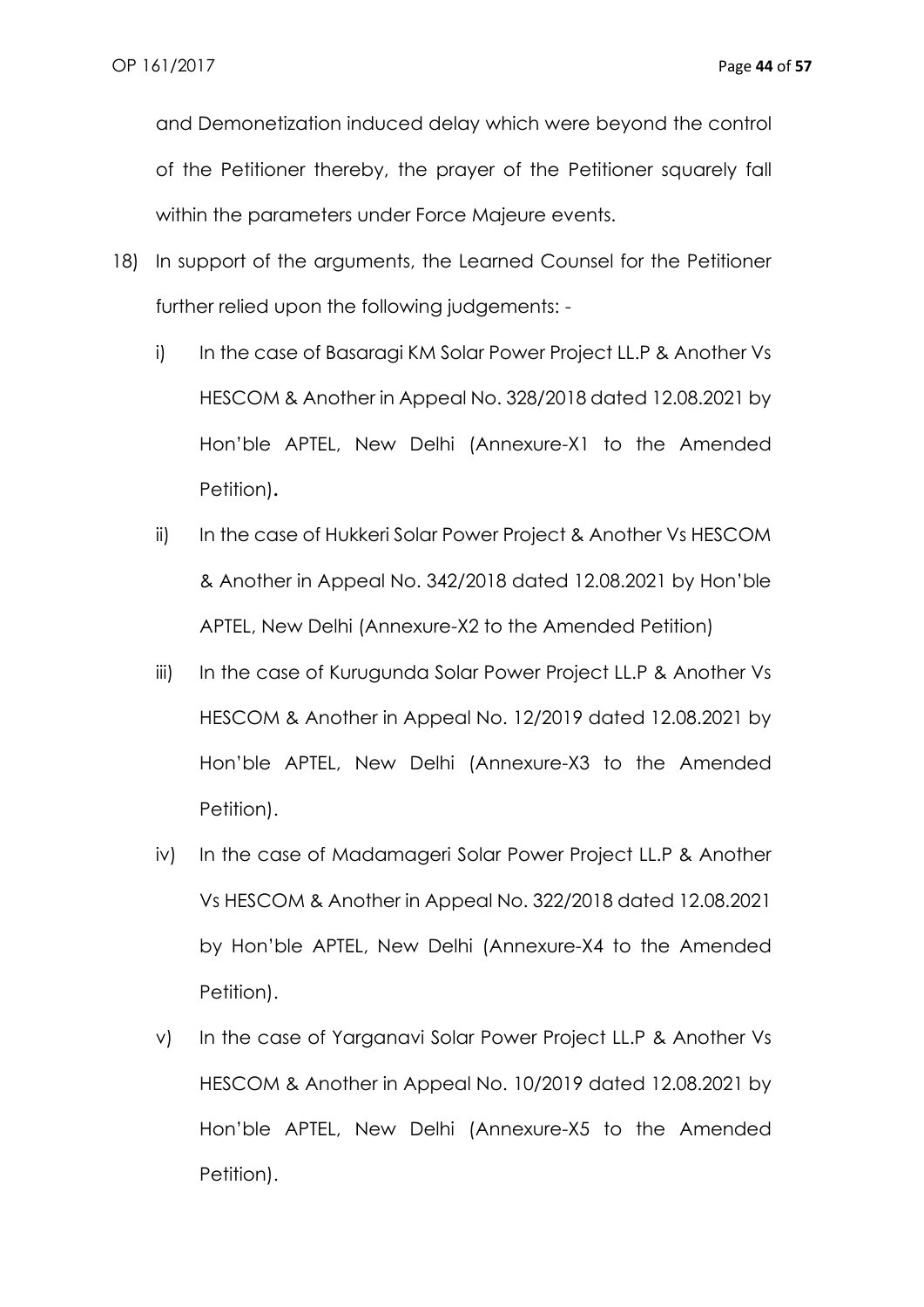and Demonetization induced delay which were beyond the control of the Petitioner thereby, the prayer of the Petitioner squarely fall within the parameters under Force Majeure events.

18) In support of the arguments, the Learned Counsel for the Petitioner further relied upon the following judgements: -

    i) In the case of Basaragi KM Solar Power Project LL.P & Another Vs HESCOM & Another in Appeal No. 328/2018 dated 12.08.2021 by Hon'ble APTEL, New Delhi (Annexure-X1 to the Amended Petition).

    ii) In the case of Hukkeri Solar Power Project & Another Vs HESCOM & Another in Appeal No. 342/2018 dated 12.08.2021 by Hon'ble APTEL, New Delhi (Annexure-X2 to the Amended Petition)

    iii) In the case of Kurugunda Solar Power Project LL.P & Another Vs HESCOM & Another in Appeal No. 12/2019 dated 12.08.2021 by Hon'ble APTEL, New Delhi (Annexure-X3 to the Amended Petition).

    iv) In the case of Madamageri Solar Power Project LL.P & Another Vs HESCOM & Another in Appeal No. 322/2018 dated 12.08.2021 by Hon'ble APTEL, New Delhi (Annexure-X4 to the Amended Petition).

    v) In the case of Yarganavi Solar Power Project LL.P & Another Vs HESCOM & Another in Appeal No. 10/2019 dated 12.08.2021 by Hon'ble APTEL, New Delhi (Annexure-X5 to the Amended Petition).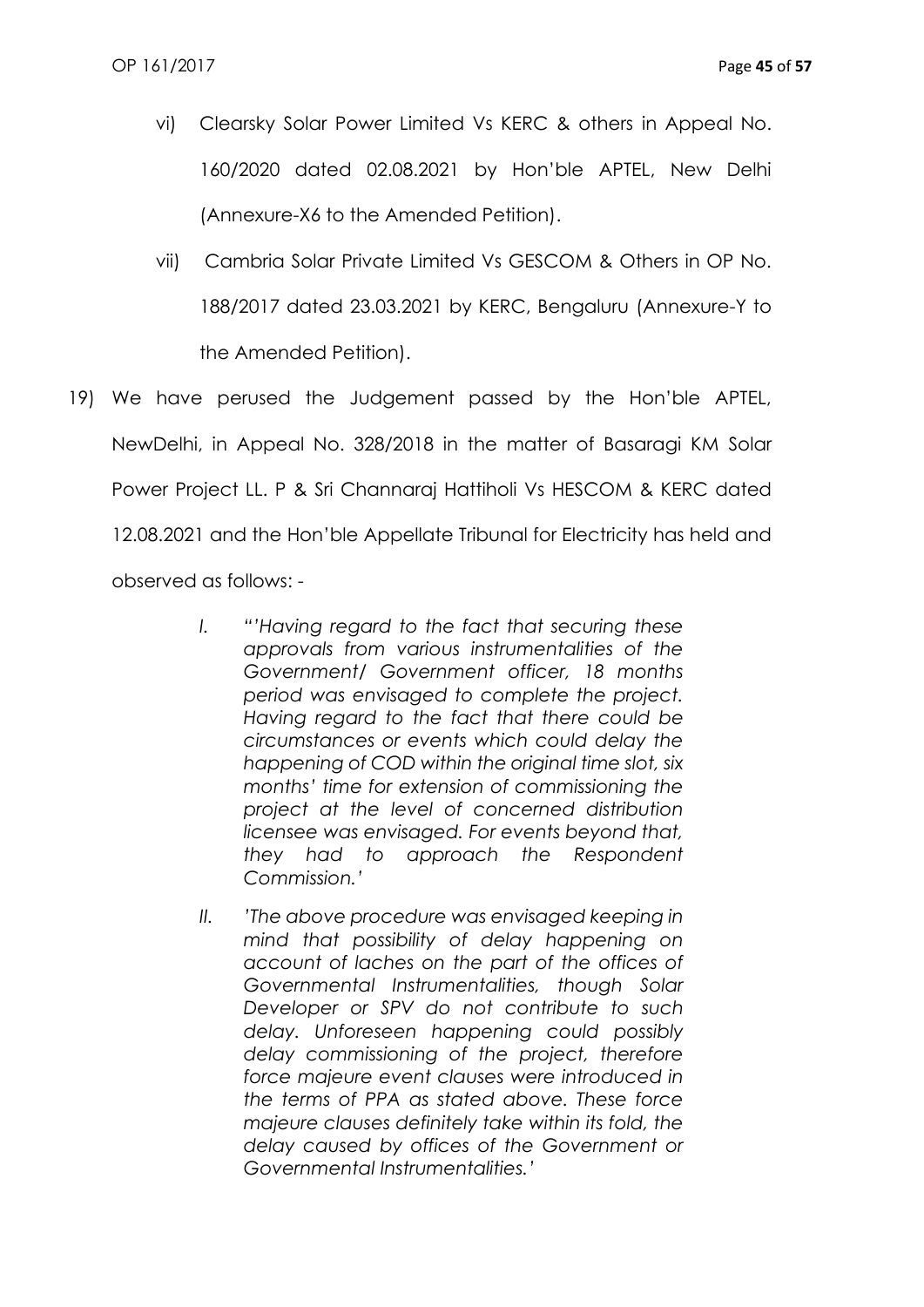vi) Clearsky Solar Power Limited Vs KERC & others in Appeal No. 160/2020 dated 02.08.2021 by Hon'ble APTEL, New Delhi (Annexure-X6 to the Amended Petition).

vii) Cambria Solar Private Limited Vs GESCOM & Others in OP No. 188/2017 dated 23.03.2021 by KERC, Bengaluru (Annexure-Y to the Amended Petition).

19) We have perused the Judgement passed by the Hon'ble APTEL, NewDelhi, in Appeal No. 328/2018 in the matter of Basaragi KM Solar Power Project LL. P & Sri Channaraj Hattiholi Vs HESCOM & KERC dated 12.08.2021 and the Hon'ble Appellate Tribunal for Electricity has held and observed as follows: -

> I. *"'Having regard to the fact that securing these approvals from various instrumentalities of the Government/ Government officer, 18 months period was envisaged to complete the project. Having regard to the fact that there could be circumstances or events which could delay the happening of COD within the original time slot, six months' time for extension of commissioning the project at the level of concerned distribution licensee was envisaged. For events beyond that, they had to approach the Respondent Commission.'*
>
> II. *'The above procedure was envisaged keeping in mind that possibility of delay happening on account of laches on the part of the offices of Governmental Instrumentalities, though Solar Developer or SPV do not contribute to such delay. Unforeseen happening could possibly delay commissioning of the project, therefore force majeure event clauses were introduced in the terms of PPA as stated above. These force majeure clauses definitely take within its fold, the delay caused by offices of the Government or Governmental Instrumentalities.'*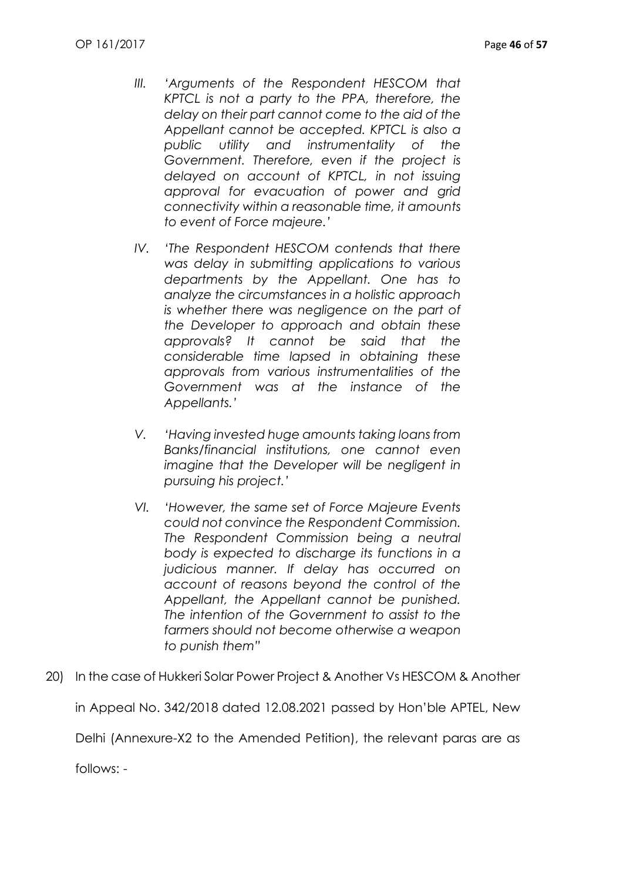III. *'Arguments of the Respondent HESCOM that KPTCL is not a party to the PPA, therefore, the delay on their part cannot come to the aid of the Appellant cannot be accepted. KPTCL is also a public utility and instrumentality of the Government. Therefore, even if the project is delayed on account of KPTCL, in not issuing approval for evacuation of power and grid connectivity within a reasonable time, it amounts to event of Force majeure.'*

IV. *'The Respondent HESCOM contends that there was delay in submitting applications to various departments by the Appellant. One has to analyze the circumstances in a holistic approach is whether there was negligence on the part of the Developer to approach and obtain these approvals? It cannot be said that the considerable time lapsed in obtaining these approvals from various instrumentalities of the Government was at the instance of the Appellants.'*

V. *'Having invested huge amounts taking loans from Banks/financial institutions, one cannot even imagine that the Developer will be negligent in pursuing his project.'*

VI. *'However, the same set of Force Majeure Events could not convince the Respondent Commission. The Respondent Commission being a neutral body is expected to discharge its functions in a judicious manner. If delay has occurred on account of reasons beyond the control of the Appellant, the Appellant cannot be punished. The intention of the Government to assist to the farmers should not become otherwise a weapon to punish them"*

20) In the case of Hukkeri Solar Power Project & Another Vs HESCOM & Another in Appeal No. 342/2018 dated 12.08.2021 passed by Hon'ble APTEL, New Delhi (Annexure-X2 to the Amended Petition), the relevant paras are as follows: -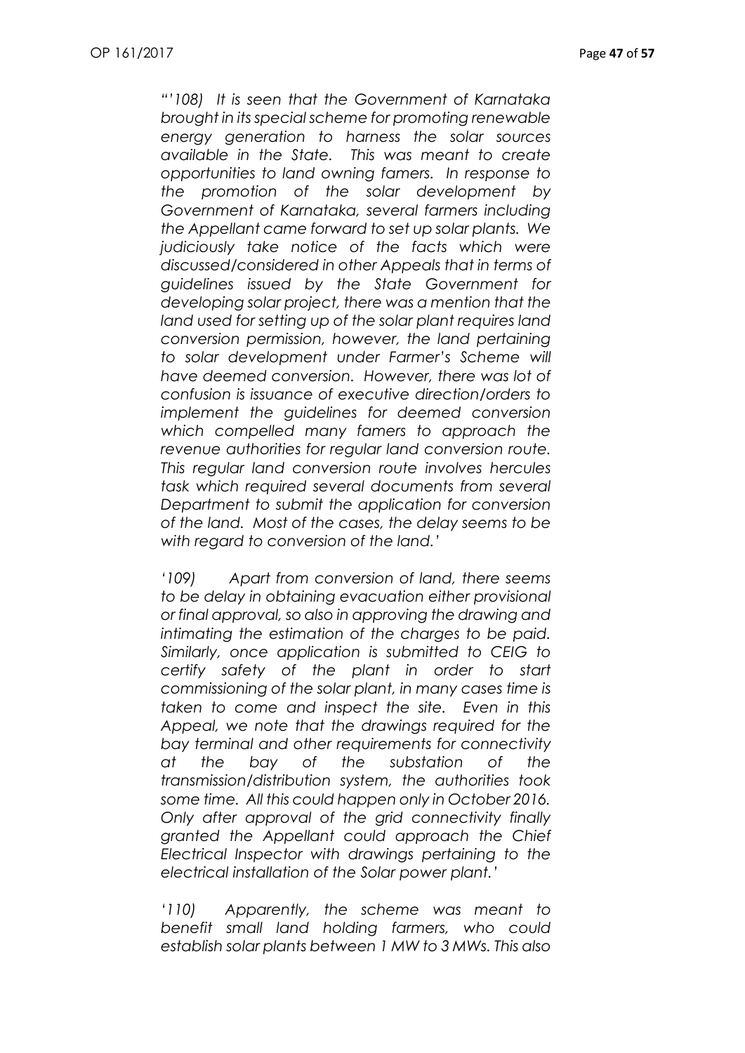*"'108) It is seen that the Government of Karnataka brought in its special scheme for promoting renewable energy generation to harness the solar sources available in the State. This was meant to create opportunities to land owning famers. In response to the promotion of the solar development by Government of Karnataka, several farmers including the Appellant came forward to set up solar plants. We judiciously take notice of the facts which were discussed/considered in other Appeals that in terms of guidelines issued by the State Government for developing solar project, there was a mention that the land used for setting up of the solar plant requires land conversion permission, however, the land pertaining to solar development under Farmer's Scheme will have deemed conversion. However, there was lot of confusion is issuance of executive direction/orders to implement the guidelines for deemed conversion which compelled many famers to approach the revenue authorities for regular land conversion route. This regular land conversion route involves hercules task which required several documents from several Department to submit the application for conversion of the land. Most of the cases, the delay seems to be with regard to conversion of the land.'*

*'109) Apart from conversion of land, there seems to be delay in obtaining evacuation either provisional or final approval, so also in approving the drawing and intimating the estimation of the charges to be paid. Similarly, once application is submitted to CEIG to certify safety of the plant in order to start commissioning of the solar plant, in many cases time is taken to come and inspect the site. Even in this Appeal, we note that the drawings required for the bay terminal and other requirements for connectivity at the bay of the substation of the transmission/distribution system, the authorities took some time. All this could happen only in October 2016. Only after approval of the grid connectivity finally granted the Appellant could approach the Chief Electrical Inspector with drawings pertaining to the electrical installation of the Solar power plant.'*

*'110) Apparently, the scheme was meant to benefit small land holding farmers, who could establish solar plants between 1 MW to 3 MWs. This also*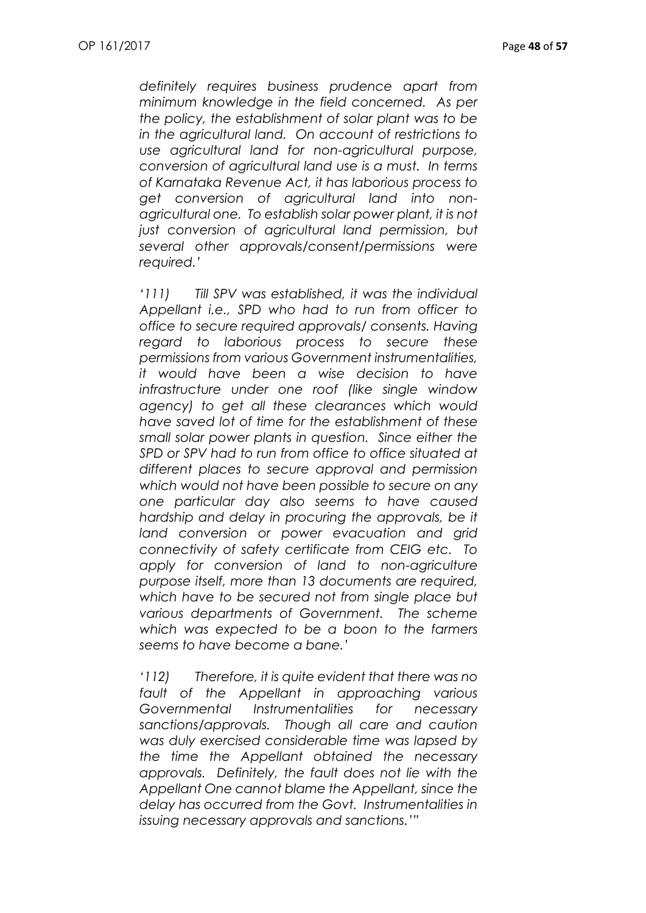*definitely requires business prudence apart from minimum knowledge in the field concerned. As per the policy, the establishment of solar plant was to be in the agricultural land. On account of restrictions to use agricultural land for non-agricultural purpose, conversion of agricultural land use is a must. In terms of Karnataka Revenue Act, it has laborious process to get conversion of agricultural land into non-agricultural one. To establish solar power plant, it is not just conversion of agricultural land permission, but several other approvals/consent/permissions were required.'*

*'111) Till SPV was established, it was the individual Appellant i.e., SPD who had to run from officer to office to secure required approvals/ consents. Having regard to laborious process to secure these permissions from various Government instrumentalities, it would have been a wise decision to have infrastructure under one roof (like single window agency) to get all these clearances which would have saved lot of time for the establishment of these small solar power plants in question. Since either the SPD or SPV had to run from office to office situated at different places to secure approval and permission which would not have been possible to secure on any one particular day also seems to have caused hardship and delay in procuring the approvals, be it land conversion or power evacuation and grid connectivity of safety certificate from CEIG etc. To apply for conversion of land to non-agriculture purpose itself, more than 13 documents are required, which have to be secured not from single place but various departments of Government. The scheme which was expected to be a boon to the farmers seems to have become a bane.'*

*'112) Therefore, it is quite evident that there was no fault of the Appellant in approaching various Governmental Instrumentalities for necessary sanctions/approvals. Though all care and caution was duly exercised considerable time was lapsed by the time the Appellant obtained the necessary approvals. Definitely, the fault does not lie with the Appellant One cannot blame the Appellant, since the delay has occurred from the Govt. Instrumentalities in issuing necessary approvals and sanctions.'"*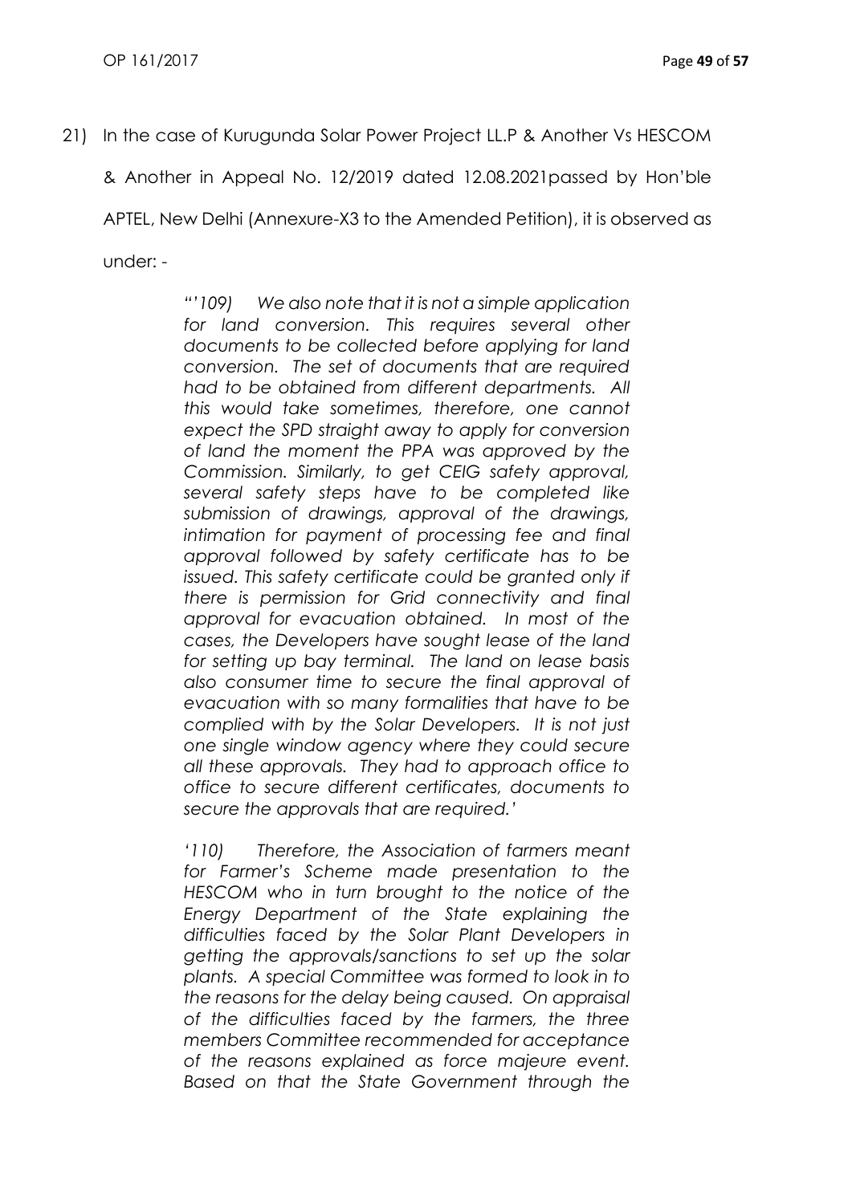21) In the case of Kurugunda Solar Power Project LL.P & Another Vs HESCOM & Another in Appeal No. 12/2019 dated 12.08.2021passed by Hon'ble APTEL, New Delhi (Annexure-X3 to the Amended Petition), it is observed as under: -

> *"'109) We also note that it is not a simple application for land conversion. This requires several other documents to be collected before applying for land conversion. The set of documents that are required had to be obtained from different departments. All this would take sometimes, therefore, one cannot expect the SPD straight away to apply for conversion of land the moment the PPA was approved by the Commission. Similarly, to get CEIG safety approval, several safety steps have to be completed like submission of drawings, approval of the drawings, intimation for payment of processing fee and final approval followed by safety certificate has to be issued. This safety certificate could be granted only if there is permission for Grid connectivity and final approval for evacuation obtained. In most of the cases, the Developers have sought lease of the land for setting up bay terminal. The land on lease basis also consumer time to secure the final approval of evacuation with so many formalities that have to be complied with by the Solar Developers. It is not just one single window agency where they could secure all these approvals. They had to approach office to office to secure different certificates, documents to secure the approvals that are required.'*
>
> *'110) Therefore, the Association of farmers meant for Farmer's Scheme made presentation to the HESCOM who in turn brought to the notice of the Energy Department of the State explaining the difficulties faced by the Solar Plant Developers in getting the approvals/sanctions to set up the solar plants. A special Committee was formed to look in to the reasons for the delay being caused. On appraisal of the difficulties faced by the farmers, the three members Committee recommended for acceptance of the reasons explained as force majeure event. Based on that the State Government through the*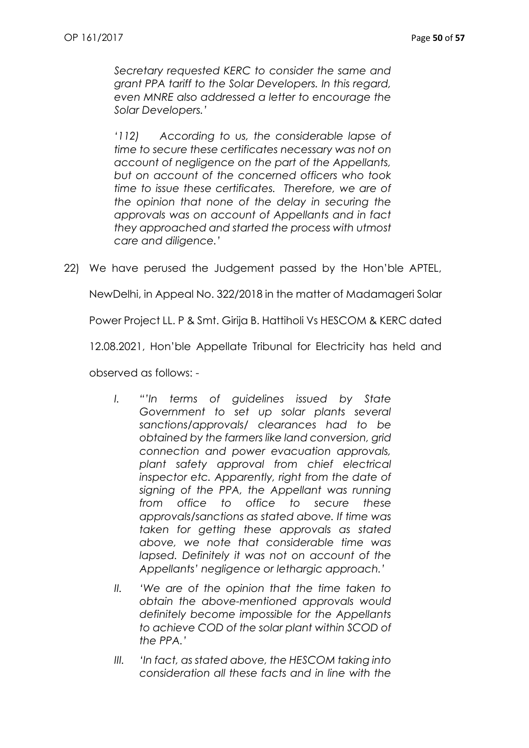*Secretary requested KERC to consider the same and grant PPA tariff to the Solar Developers. In this regard, even MNRE also addressed a letter to encourage the Solar Developers.'*

*'112) According to us, the considerable lapse of time to secure these certificates necessary was not on account of negligence on the part of the Appellants, but on account of the concerned officers who took time to issue these certificates. Therefore, we are of the opinion that none of the delay in securing the approvals was on account of Appellants and in fact they approached and started the process with utmost care and diligence.'*

22) We have perused the Judgement passed by the Hon'ble APTEL, NewDelhi, in Appeal No. 322/2018 in the matter of Madamageri Solar Power Project LL. P & Smt. Girija B. Hattiholi Vs HESCOM & KERC dated 12.08.2021, Hon'ble Appellate Tribunal for Electricity has held and observed as follows: -

I. *"'In terms of guidelines issued by State Government to set up solar plants several sanctions/approvals/ clearances had to be obtained by the farmers like land conversion, grid connection and power evacuation approvals, plant safety approval from chief electrical inspector etc. Apparently, right from the date of signing of the PPA, the Appellant was running from office to office to secure these approvals/sanctions as stated above. If time was taken for getting these approvals as stated above, we note that considerable time was lapsed. Definitely it was not on account of the Appellants' negligence or lethargic approach.'*

II. *'We are of the opinion that the time taken to obtain the above-mentioned approvals would definitely become impossible for the Appellants to achieve COD of the solar plant within SCOD of the PPA.'*

III. *'In fact, as stated above, the HESCOM taking into consideration all these facts and in line with the*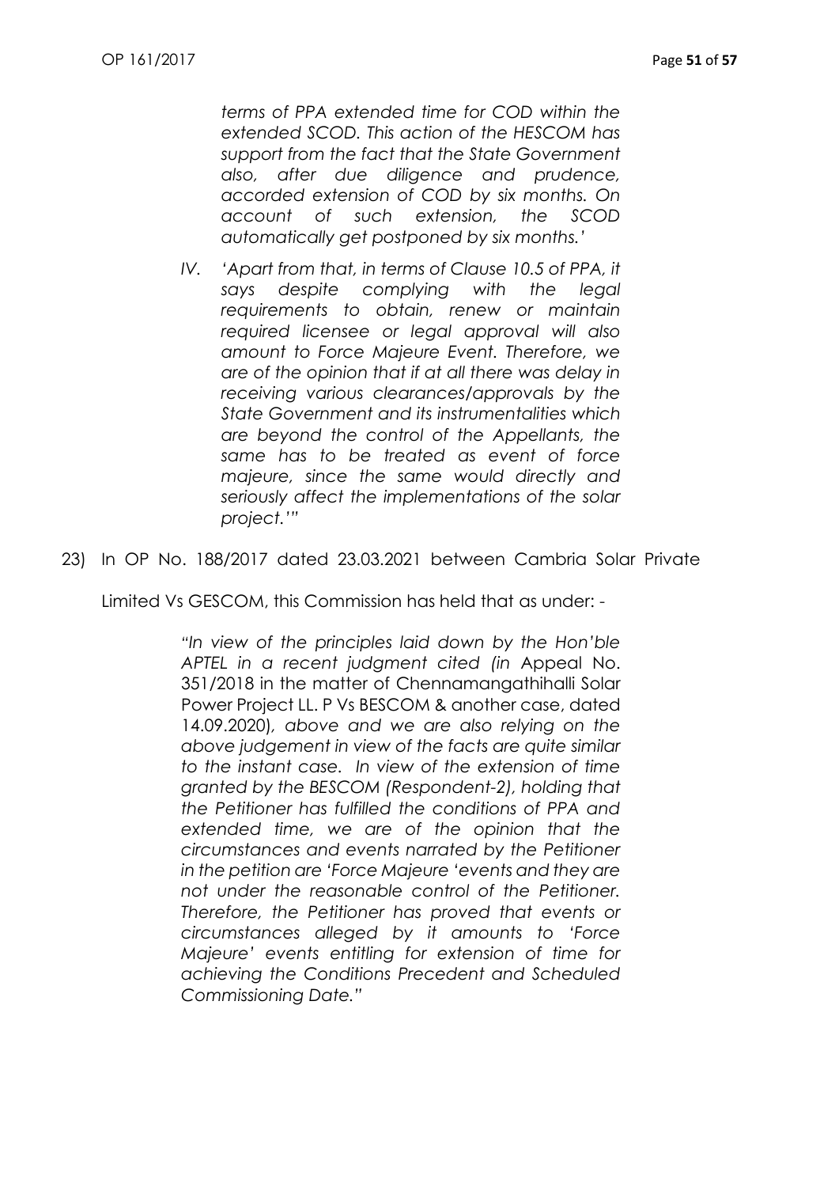*terms of PPA extended time for COD within the extended SCOD. This action of the HESCOM has support from the fact that the State Government also, after due diligence and prudence, accorded extension of COD by six months. On account of such extension, the SCOD automatically get postponed by six months.'*

IV. *'Apart from that, in terms of Clause 10.5 of PPA, it says despite complying with the legal requirements to obtain, renew or maintain required licensee or legal approval will also amount to Force Majeure Event. Therefore, we are of the opinion that if at all there was delay in receiving various clearances/approvals by the State Government and its instrumentalities which are beyond the control of the Appellants, the same has to be treated as event of force majeure, since the same would directly and seriously affect the implementations of the solar project.'"*

23) In OP No. 188/2017 dated 23.03.2021 between Cambria Solar Private Limited Vs GESCOM, this Commission has held that as under: -

> *"In view of the principles laid down by the Hon'ble APTEL in a recent judgment cited (in* Appeal No. 351/2018 in the matter of Chennamangathihalli Solar Power Project LL. P Vs BESCOM & another case, dated 14.09.2020)*, above and we are also relying on the above judgement in view of the facts are quite similar to the instant case. In view of the extension of time granted by the BESCOM (Respondent-2), holding that the Petitioner has fulfilled the conditions of PPA and extended time, we are of the opinion that the circumstances and events narrated by the Petitioner in the petition are 'Force Majeure 'events and they are not under the reasonable control of the Petitioner. Therefore, the Petitioner has proved that events or circumstances alleged by it amounts to 'Force Majeure' events entitling for extension of time for achieving the Conditions Precedent and Scheduled Commissioning Date."*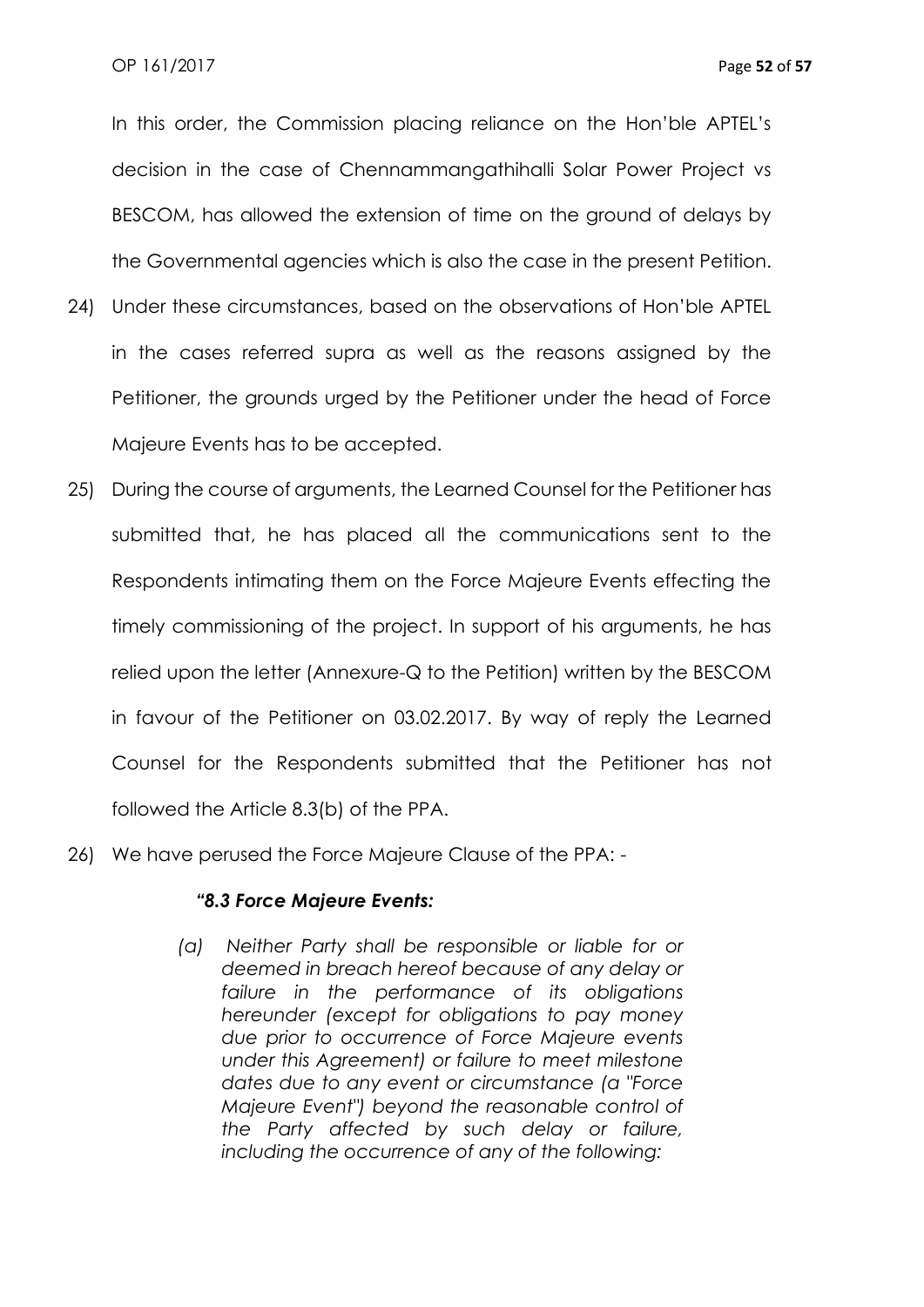In this order, the Commission placing reliance on the Hon'ble APTEL's decision in the case of Chennammangathihalli Solar Power Project vs BESCOM, has allowed the extension of time on the ground of delays by the Governmental agencies which is also the case in the present Petition.

24) Under these circumstances, based on the observations of Hon'ble APTEL in the cases referred supra as well as the reasons assigned by the Petitioner, the grounds urged by the Petitioner under the head of Force Majeure Events has to be accepted.

25) During the course of arguments, the Learned Counsel for the Petitioner has submitted that, he has placed all the communications sent to the Respondents intimating them on the Force Majeure Events effecting the timely commissioning of the project. In support of his arguments, he has relied upon the letter (Annexure-Q to the Petition) written by the BESCOM in favour of the Petitioner on 03.02.2017. By way of reply the Learned Counsel for the Respondents submitted that the Petitioner has not followed the Article 8.3(b) of the PPA.

26) We have perused the Force Majeure Clause of the PPA: -

> ***"8.3 Force Majeure Events:***
>
> *(a) Neither Party shall be responsible or liable for or deemed in breach hereof because of any delay or failure in the performance of its obligations hereunder (except for obligations to pay money due prior to occurrence of Force Majeure events under this Agreement) or failure to meet milestone dates due to any event or circumstance (a "Force Majeure Event") beyond the reasonable control of the Party affected by such delay or failure, including the occurrence of any of the following:*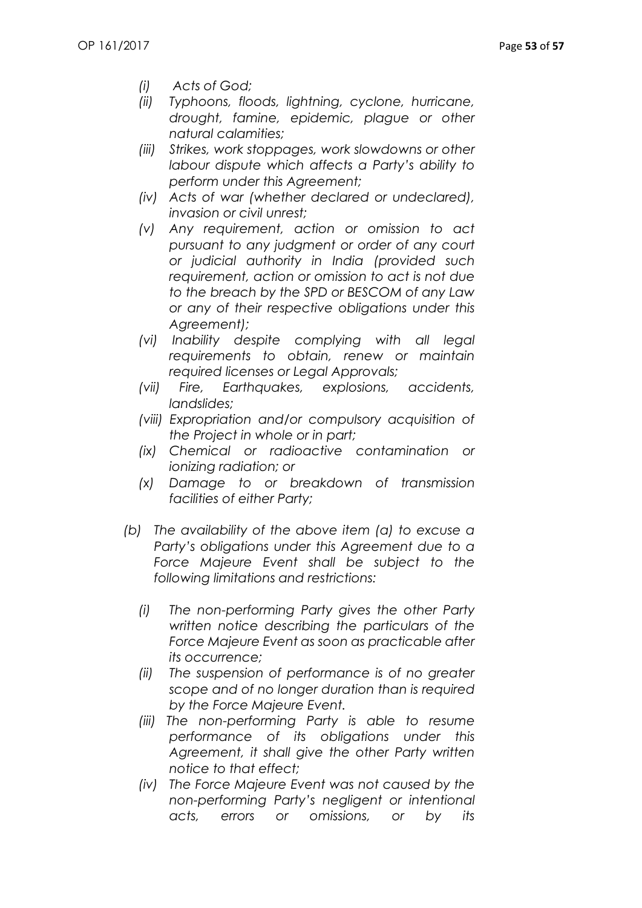*(i) Acts of God;*

*(ii) Typhoons, floods, lightning, cyclone, hurricane, drought, famine, epidemic, plague or other natural calamities;*

*(iii) Strikes, work stoppages, work slowdowns or other labour dispute which affects a Party's ability to perform under this Agreement;*

*(iv) Acts of war (whether declared or undeclared), invasion or civil unrest;*

*(v) Any requirement, action or omission to act pursuant to any judgment or order of any court or judicial authority in India (provided such requirement, action or omission to act is not due to the breach by the SPD or BESCOM of any Law or any of their respective obligations under this Agreement);*

*(vi) Inability despite complying with all legal requirements to obtain, renew or maintain required licenses or Legal Approvals;*

*(vii) Fire, Earthquakes, explosions, accidents, landslides;*

*(viii) Expropriation and/or compulsory acquisition of the Project in whole or in part;*

*(ix) Chemical or radioactive contamination or ionizing radiation; or*

*(x) Damage to or breakdown of transmission facilities of either Party;*

*(b) The availability of the above item (a) to excuse a Party's obligations under this Agreement due to a Force Majeure Event shall be subject to the following limitations and restrictions:*

*(i) The non-performing Party gives the other Party written notice describing the particulars of the Force Majeure Event as soon as practicable after its occurrence;*

*(ii) The suspension of performance is of no greater scope and of no longer duration than is required by the Force Majeure Event.*

*(iii) The non-performing Party is able to resume performance of its obligations under this Agreement, it shall give the other Party written notice to that effect;*

*(iv) The Force Majeure Event was not caused by the non-performing Party's negligent or intentional acts, errors or omissions, or by its*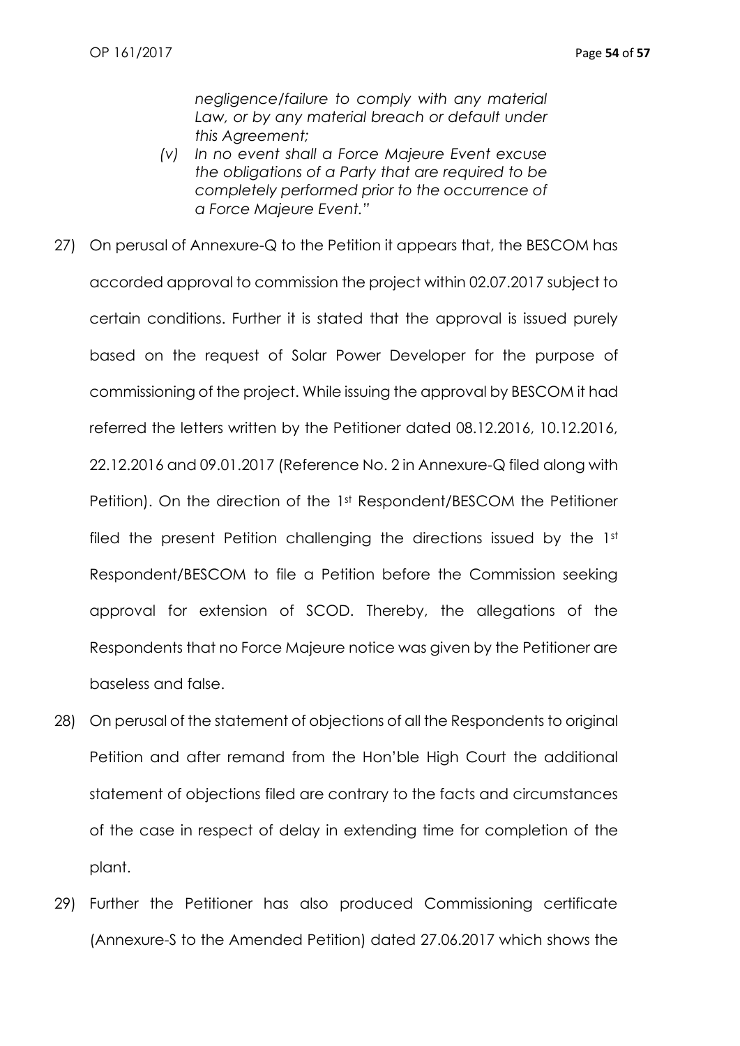*negligence/failure to comply with any material Law, or by any material breach or default under this Agreement;*

*(v) In no event shall a Force Majeure Event excuse the obligations of a Party that are required to be completely performed prior to the occurrence of a Force Majeure Event."*

27) On perusal of Annexure-Q to the Petition it appears that, the BESCOM has accorded approval to commission the project within 02.07.2017 subject to certain conditions. Further it is stated that the approval is issued purely based on the request of Solar Power Developer for the purpose of commissioning of the project. While issuing the approval by BESCOM it had referred the letters written by the Petitioner dated 08.12.2016, 10.12.2016, 22.12.2016 and 09.01.2017 (Reference No. 2 in Annexure-Q filed along with Petition). On the direction of the 1st Respondent/BESCOM the Petitioner filed the present Petition challenging the directions issued by the 1st Respondent/BESCOM to file a Petition before the Commission seeking approval for extension of SCOD. Thereby, the allegations of the Respondents that no Force Majeure notice was given by the Petitioner are baseless and false.

28) On perusal of the statement of objections of all the Respondents to original Petition and after remand from the Hon'ble High Court the additional statement of objections filed are contrary to the facts and circumstances of the case in respect of delay in extending time for completion of the plant.

29) Further the Petitioner has also produced Commissioning certificate (Annexure-S to the Amended Petition) dated 27.06.2017 which shows the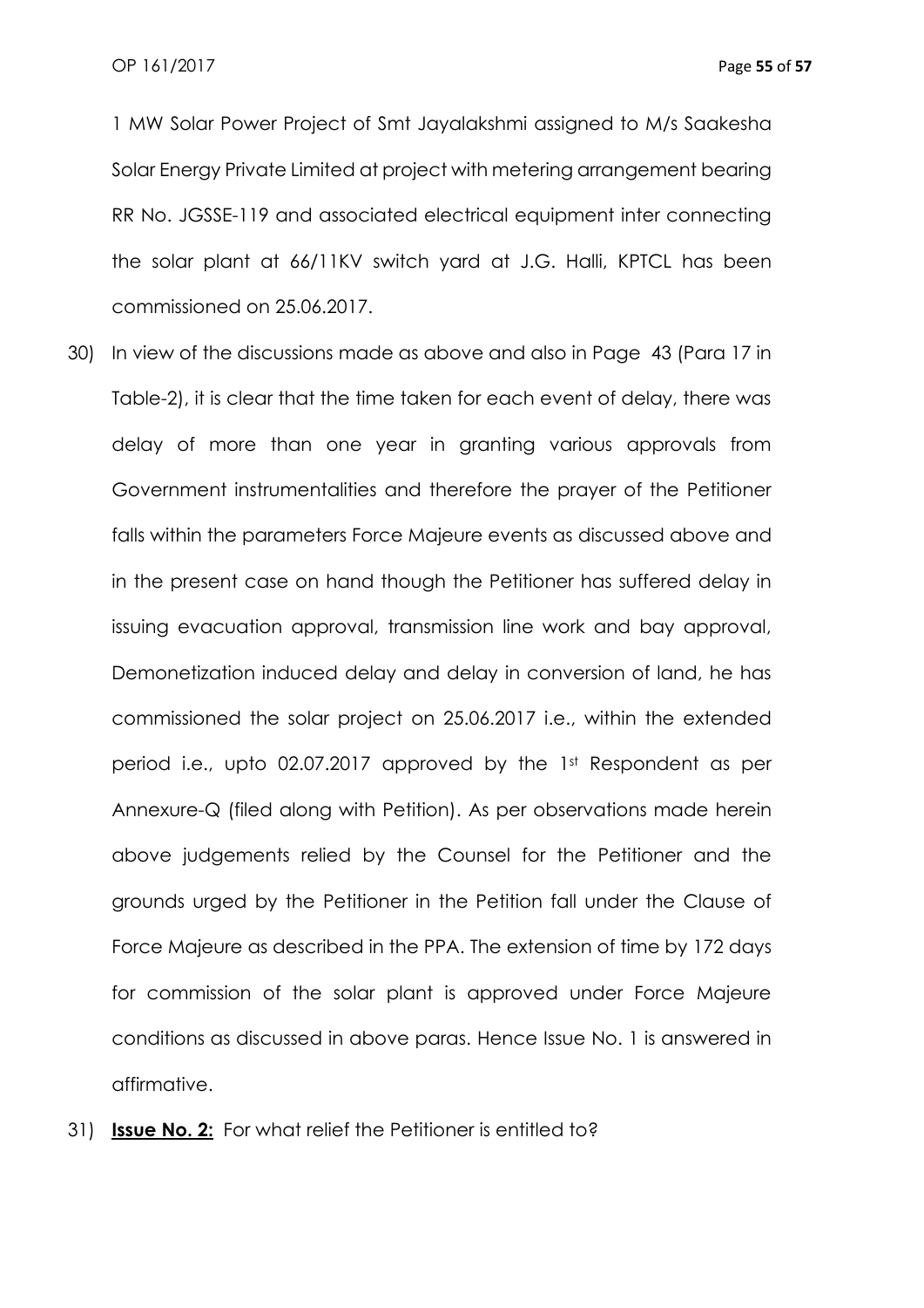1 MW Solar Power Project of Smt Jayalakshmi assigned to M/s Saakesha Solar Energy Private Limited at project with metering arrangement bearing RR No. JGSSE-119 and associated electrical equipment inter connecting the solar plant at 66/11KV switch yard at J.G. Halli, KPTCL has been commissioned on 25.06.2017.

30) In view of the discussions made as above and also in Page 43 (Para 17 in Table-2), it is clear that the time taken for each event of delay, there was delay of more than one year in granting various approvals from Government instrumentalities and therefore the prayer of the Petitioner falls within the parameters Force Majeure events as discussed above and in the present case on hand though the Petitioner has suffered delay in issuing evacuation approval, transmission line work and bay approval, Demonetization induced delay and delay in conversion of land, he has commissioned the solar project on 25.06.2017 i.e., within the extended period i.e., upto 02.07.2017 approved by the 1st Respondent as per Annexure-Q (filed along with Petition). As per observations made herein above judgements relied by the Counsel for the Petitioner and the grounds urged by the Petitioner in the Petition fall under the Clause of Force Majeure as described in the PPA. The extension of time by 172 days for commission of the solar plant is approved under Force Majeure conditions as discussed in above paras. Hence Issue No. 1 is answered in affirmative.

31) **Issue No. 2:** For what relief the Petitioner is entitled to?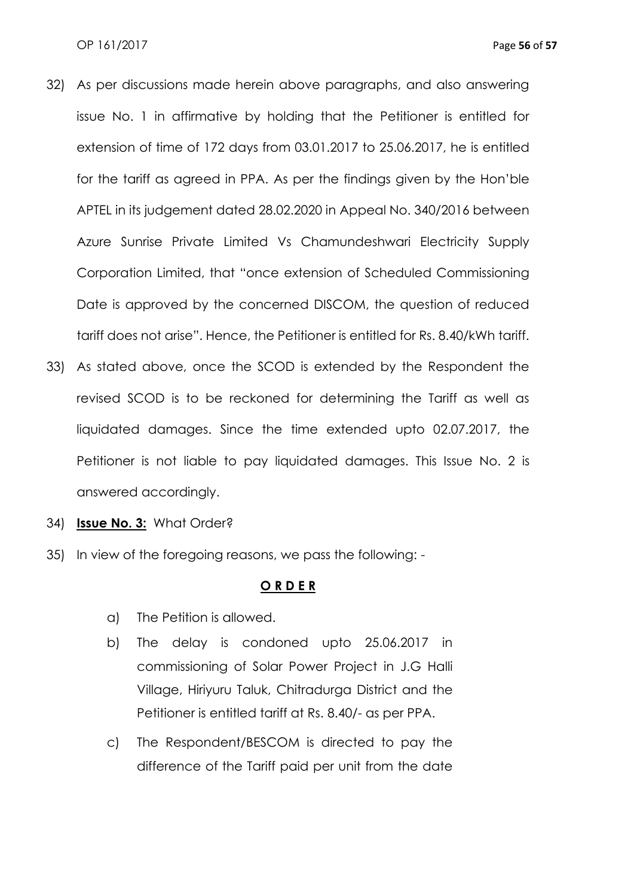32) As per discussions made herein above paragraphs, and also answering issue No. 1 in affirmative by holding that the Petitioner is entitled for extension of time of 172 days from 03.01.2017 to 25.06.2017, he is entitled for the tariff as agreed in PPA. As per the findings given by the Hon'ble APTEL in its judgement dated 28.02.2020 in Appeal No. 340/2016 between Azure Sunrise Private Limited Vs Chamundeshwari Electricity Supply Corporation Limited, that "once extension of Scheduled Commissioning Date is approved by the concerned DISCOM, the question of reduced tariff does not arise". Hence, the Petitioner is entitled for Rs. 8.40/kWh tariff.

33) As stated above, once the SCOD is extended by the Respondent the revised SCOD is to be reckoned for determining the Tariff as well as liquidated damages. Since the time extended upto 02.07.2017, the Petitioner is not liable to pay liquidated damages. This Issue No. 2 is answered accordingly.

34) **<u>Issue No. 3:</u>** What Order?

35) In view of the foregoing reasons, we pass the following: -

**<u>O R D E R</u>**

a) The Petition is allowed.

b) The delay is condoned upto 25.06.2017 in commissioning of Solar Power Project in J.G Halli Village, Hiriyuru Taluk, Chitradurga District and the Petitioner is entitled tariff at Rs. 8.40/- as per PPA.

c) The Respondent/BESCOM is directed to pay the difference of the Tariff paid per unit from the date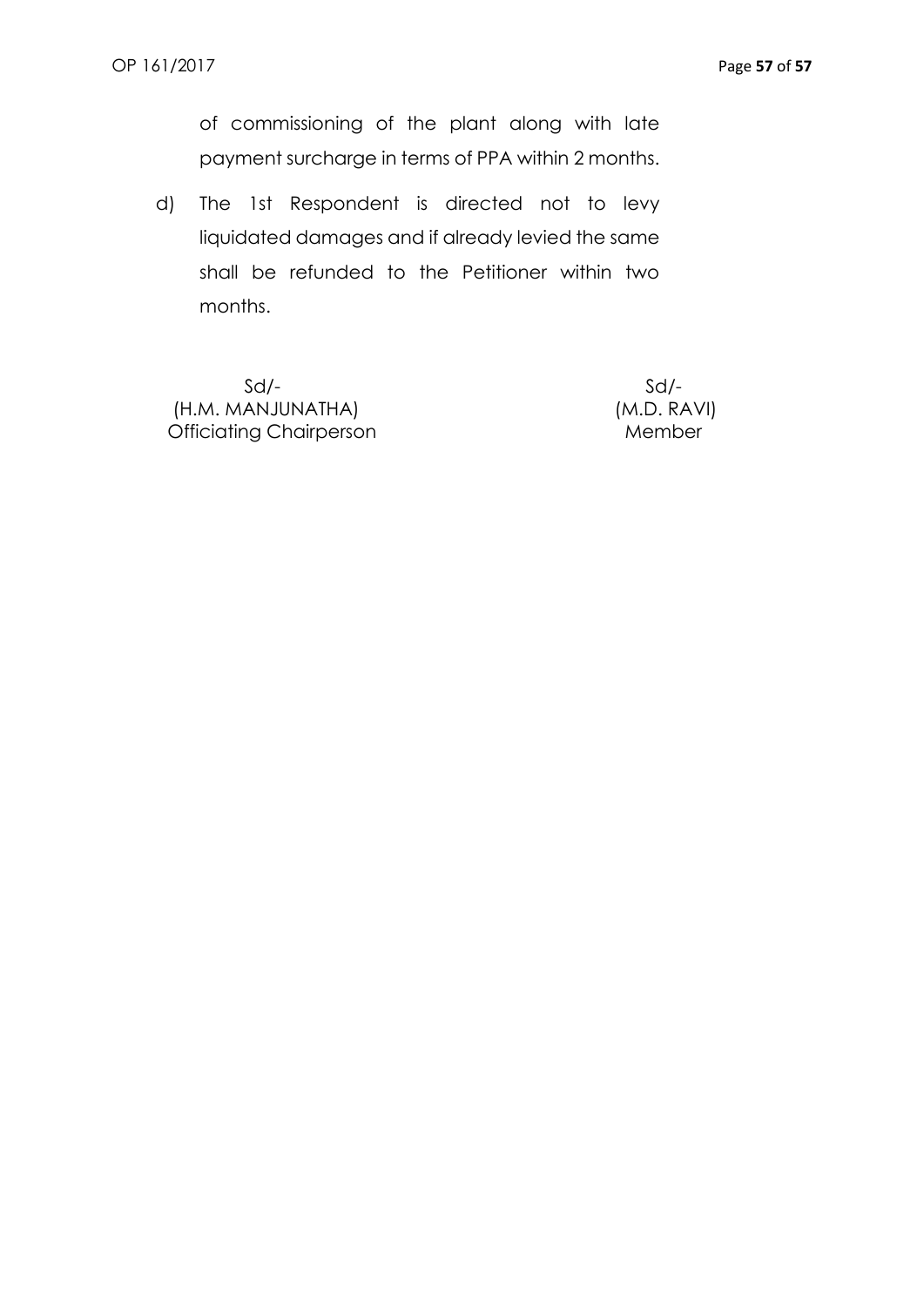of commissioning of the plant along with late payment surcharge in terms of PPA within 2 months.

d) The 1st Respondent is directed not to levy liquidated damages and if already levied the same shall be refunded to the Petitioner within two months.

| | |
|---|---|
| Sd/- | Sd/- |
| (H.M. MANJUNATHA) | (M.D. RAVI) |
| Officiating Chairperson | Member |